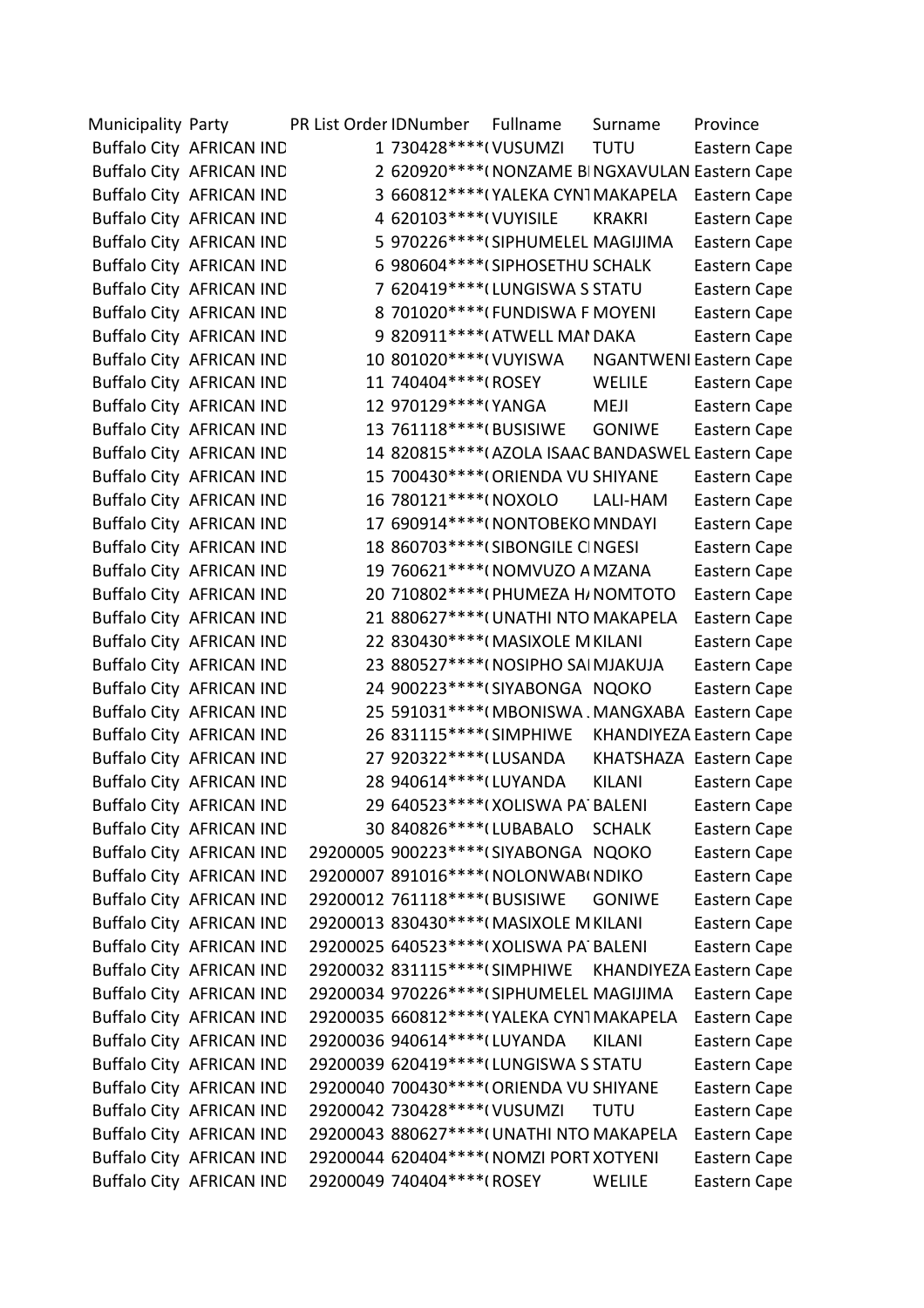| Municipality | Party | PR List Order | IDNumber | Fullname | Surname | Province |
|---|---|---|---|---|---|---|
| Buffalo City | AFRICAN IND | 1 | 730428****( | VUSUMZI | TUTU | Eastern Cape |
| Buffalo City | AFRICAN IND | 2 | 620920****( | NONZAME BI | NGXAVULAN | Eastern Cape |
| Buffalo City | AFRICAN IND | 3 | 660812****( | YALEKA CYNT | MAKAPELA | Eastern Cape |
| Buffalo City | AFRICAN IND | 4 | 620103****( | VUYISILE | KRAKRI | Eastern Cape |
| Buffalo City | AFRICAN IND | 5 | 970226****( | SIPHUMELEL | MAGIJIMA | Eastern Cape |
| Buffalo City | AFRICAN IND | 6 | 980604****( | SIPHOSETHU | SCHALK | Eastern Cape |
| Buffalo City | AFRICAN IND | 7 | 620419****( | LUNGISWA S | STATU | Eastern Cape |
| Buffalo City | AFRICAN IND | 8 | 701020****( | FUNDISWA F | MOYENI | Eastern Cape |
| Buffalo City | AFRICAN IND | 9 | 820911****( | ATWELL MAI | DAKA | Eastern Cape |
| Buffalo City | AFRICAN IND | 10 | 801020****( | VUYISWA | NGANTWENI | Eastern Cape |
| Buffalo City | AFRICAN IND | 11 | 740404****( | ROSEY | WELILE | Eastern Cape |
| Buffalo City | AFRICAN IND | 12 | 970129****( | YANGA | MEJI | Eastern Cape |
| Buffalo City | AFRICAN IND | 13 | 761118****( | BUSISIWE | GONIWE | Eastern Cape |
| Buffalo City | AFRICAN IND | 14 | 820815****( | AZOLA ISAAC | BANDASWEL | Eastern Cape |
| Buffalo City | AFRICAN IND | 15 | 700430****( | ORIENDA VU | SHIYANE | Eastern Cape |
| Buffalo City | AFRICAN IND | 16 | 780121****( | NOXOLO | LALI-HAM | Eastern Cape |
| Buffalo City | AFRICAN IND | 17 | 690914****( | NONTOBEKO | MNDAYI | Eastern Cape |
| Buffalo City | AFRICAN IND | 18 | 860703****( | SIBONGILE C | NGESI | Eastern Cape |
| Buffalo City | AFRICAN IND | 19 | 760621****( | NOMVUZO A | MZANA | Eastern Cape |
| Buffalo City | AFRICAN IND | 20 | 710802****( | PHUMEZA H/ | NOMTOTO | Eastern Cape |
| Buffalo City | AFRICAN IND | 21 | 880627****( | UNATHI NTO | MAKAPELA | Eastern Cape |
| Buffalo City | AFRICAN IND | 22 | 830430****( | MASIXOLE M | KILANI | Eastern Cape |
| Buffalo City | AFRICAN IND | 23 | 880527****( | NOSIPHO SAI | MJAKUJA | Eastern Cape |
| Buffalo City | AFRICAN IND | 24 | 900223****( | SIYABONGA | NQOKO | Eastern Cape |
| Buffalo City | AFRICAN IND | 25 | 591031****( | MBONISWA . | MANGXABA | Eastern Cape |
| Buffalo City | AFRICAN IND | 26 | 831115****( | SIMPHIWE | KHANDIYEZA | Eastern Cape |
| Buffalo City | AFRICAN IND | 27 | 920322****( | LUSANDA | KHATSHAZA | Eastern Cape |
| Buffalo City | AFRICAN IND | 28 | 940614****( | LUYANDA | KILANI | Eastern Cape |
| Buffalo City | AFRICAN IND | 29 | 640523****( | XOLISWA PA | BALENI | Eastern Cape |
| Buffalo City | AFRICAN IND | 30 | 840826****( | LUBABALO | SCHALK | Eastern Cape |
| Buffalo City | AFRICAN IND | 29200005 | 900223****( | SIYABONGA | NQOKO | Eastern Cape |
| Buffalo City | AFRICAN IND | 29200007 | 891016****( | NOLONWAB( | NDIKO | Eastern Cape |
| Buffalo City | AFRICAN IND | 29200012 | 761118****( | BUSISIWE | GONIWE | Eastern Cape |
| Buffalo City | AFRICAN IND | 29200013 | 830430****( | MASIXOLE M | KILANI | Eastern Cape |
| Buffalo City | AFRICAN IND | 29200025 | 640523****( | XOLISWA PA | BALENI | Eastern Cape |
| Buffalo City | AFRICAN IND | 29200032 | 831115****( | SIMPHIWE | KHANDIYEZA | Eastern Cape |
| Buffalo City | AFRICAN IND | 29200034 | 970226****( | SIPHUMELEL | MAGIJIMA | Eastern Cape |
| Buffalo City | AFRICAN IND | 29200035 | 660812****( | YALEKA CYNT | MAKAPELA | Eastern Cape |
| Buffalo City | AFRICAN IND | 29200036 | 940614****( | LUYANDA | KILANI | Eastern Cape |
| Buffalo City | AFRICAN IND | 29200039 | 620419****( | LUNGISWA S | STATU | Eastern Cape |
| Buffalo City | AFRICAN IND | 29200040 | 700430****( | ORIENDA VU | SHIYANE | Eastern Cape |
| Buffalo City | AFRICAN IND | 29200042 | 730428****( | VUSUMZI | TUTU | Eastern Cape |
| Buffalo City | AFRICAN IND | 29200043 | 880627****( | UNATHI NTO | MAKAPELA | Eastern Cape |
| Buffalo City | AFRICAN IND | 29200044 | 620404****( | NOMZI PORT | XOTYENI | Eastern Cape |
| Buffalo City | AFRICAN IND | 29200049 | 740404****( | ROSEY | WELILE | Eastern Cape |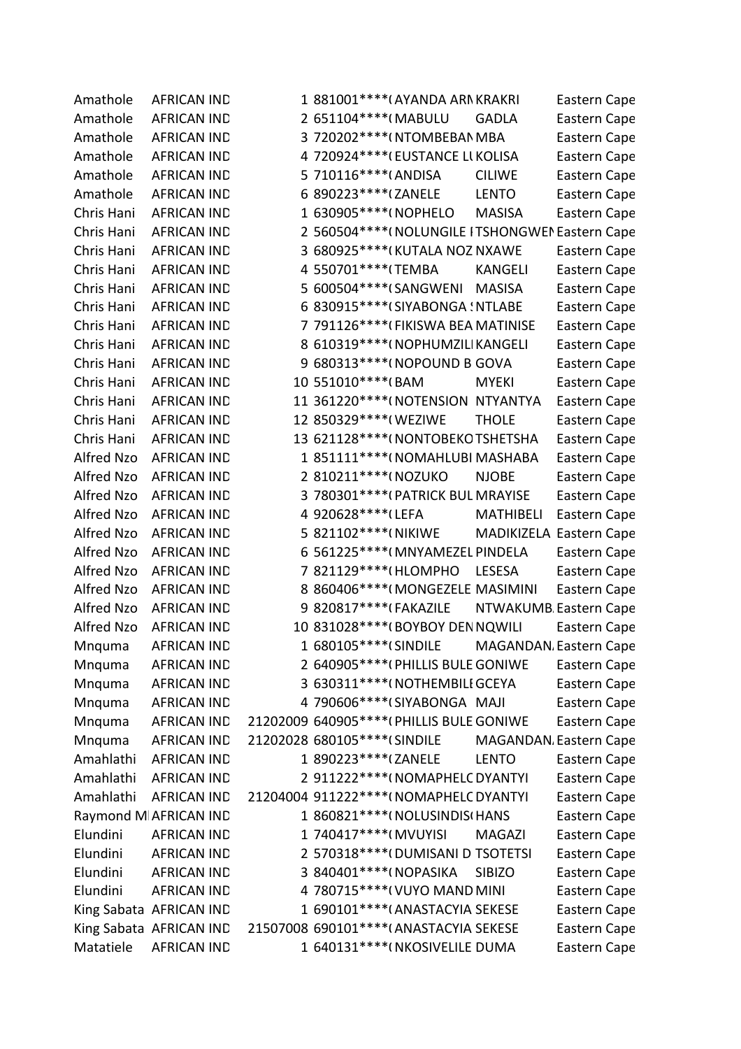| | | | | | | |
|---|---|---|---|---|---|---|
| Amathole | AFRICAN IND | 1 | 881001****( | AYANDA ARN | KRAKRI | Eastern Cape |
| Amathole | AFRICAN IND | 2 | 651104****( | MABULU | GADLA | Eastern Cape |
| Amathole | AFRICAN IND | 3 | 720202****( | NTOMBEBAN | MBA | Eastern Cape |
| Amathole | AFRICAN IND | 4 | 720924****( | EUSTANCE LU | KOLISA | Eastern Cape |
| Amathole | AFRICAN IND | 5 | 710116****( | ANDISA | CILIWE | Eastern Cape |
| Amathole | AFRICAN IND | 6 | 890223****( | ZANELE | LENTO | Eastern Cape |
| Chris Hani | AFRICAN IND | 1 | 630905****( | NOPHELO | MASISA | Eastern Cape |
| Chris Hani | AFRICAN IND | 2 | 560504****( | NOLUNGILE I | TSHONGWEN | Eastern Cape |
| Chris Hani | AFRICAN IND | 3 | 680925****( | KUTALA NOZ | NXAWE | Eastern Cape |
| Chris Hani | AFRICAN IND | 4 | 550701****( | TEMBA | KANGELI | Eastern Cape |
| Chris Hani | AFRICAN IND | 5 | 600504****( | SANGWENI | MASISA | Eastern Cape |
| Chris Hani | AFRICAN IND | 6 | 830915****( | SIYABONGA S | NTLABE | Eastern Cape |
| Chris Hani | AFRICAN IND | 7 | 791126****( | FIKISWA BEA | MATINISE | Eastern Cape |
| Chris Hani | AFRICAN IND | 8 | 610319****( | NOPHUMZILI | KANGELI | Eastern Cape |
| Chris Hani | AFRICAN IND | 9 | 680313****( | NOPOUND B | GOVA | Eastern Cape |
| Chris Hani | AFRICAN IND | 10 | 551010****( | BAM | MYEKI | Eastern Cape |
| Chris Hani | AFRICAN IND | 11 | 361220****( | NOTENSION | NTYANTYA | Eastern Cape |
| Chris Hani | AFRICAN IND | 12 | 850329****( | WEZIWE | THOLE | Eastern Cape |
| Chris Hani | AFRICAN IND | 13 | 621128****( | NONTOBEKO | TSHETSHA | Eastern Cape |
| Alfred Nzo | AFRICAN IND | 1 | 851111****( | NOMAHLUBI | MASHABA | Eastern Cape |
| Alfred Nzo | AFRICAN IND | 2 | 810211****( | NOZUKO | NJOBE | Eastern Cape |
| Alfred Nzo | AFRICAN IND | 3 | 780301****( | PATRICK BUL | MRAYISE | Eastern Cape |
| Alfred Nzo | AFRICAN IND | 4 | 920628****( | LEFA | MATHIBELI | Eastern Cape |
| Alfred Nzo | AFRICAN IND | 5 | 821102****( | NIKIWE | MADIKIZELA | Eastern Cape |
| Alfred Nzo | AFRICAN IND | 6 | 561225****( | MNYAMEZEL | PINDELA | Eastern Cape |
| Alfred Nzo | AFRICAN IND | 7 | 821129****( | HLOMPHO | LESESA | Eastern Cape |
| Alfred Nzo | AFRICAN IND | 8 | 860406****( | MONGEZELE | MASIMINI | Eastern Cape |
| Alfred Nzo | AFRICAN IND | 9 | 820817****( | FAKAZILE | NTWAKUMB | Eastern Cape |
| Alfred Nzo | AFRICAN IND | 10 | 831028****( | BOYBOY DEN | NQWILI | Eastern Cape |
| Mnquma | AFRICAN IND | 1 | 680105****( | SINDILE | MAGANDAN | Eastern Cape |
| Mnquma | AFRICAN IND | 2 | 640905****( | PHILLIS BULE | GONIWE | Eastern Cape |
| Mnquma | AFRICAN IND | 3 | 630311****( | NOTHEMBILE | GCEYA | Eastern Cape |
| Mnquma | AFRICAN IND | 4 | 790606****( | SIYABONGA | MAJI | Eastern Cape |
| Mnquma | AFRICAN IND | 21202009 | 640905****( | PHILLIS BULE | GONIWE | Eastern Cape |
| Mnquma | AFRICAN IND | 21202028 | 680105****( | SINDILE | MAGANDAN | Eastern Cape |
| Amahlathi | AFRICAN IND | 1 | 890223****( | ZANELE | LENTO | Eastern Cape |
| Amahlathi | AFRICAN IND | 2 | 911222****( | NOMAPHELO | DYANTYI | Eastern Cape |
| Amahlathi | AFRICAN IND | 21204004 | 911222****( | NOMAPHELO | DYANTYI | Eastern Cape |
| Raymond M | AFRICAN IND | 1 | 860821****( | NOLUSINDISO | HANS | Eastern Cape |
| Elundini | AFRICAN IND | 1 | 740417****( | MVUYISI | MAGAZI | Eastern Cape |
| Elundini | AFRICAN IND | 2 | 570318****( | DUMISANI D | TSOTETSI | Eastern Cape |
| Elundini | AFRICAN IND | 3 | 840401****( | NOPASIKA | SIBIZO | Eastern Cape |
| Elundini | AFRICAN IND | 4 | 780715****( | VUYO MAND | MINI | Eastern Cape |
| King Sabata | AFRICAN IND | 1 | 690101****( | ANASTACYIA | SEKESE | Eastern Cape |
| King Sabata | AFRICAN IND | 21507008 | 690101****( | ANASTACYIA | SEKESE | Eastern Cape |
| Matatiele | AFRICAN IND | 1 | 640131****( | NKOSIVELILE | DUMA | Eastern Cape |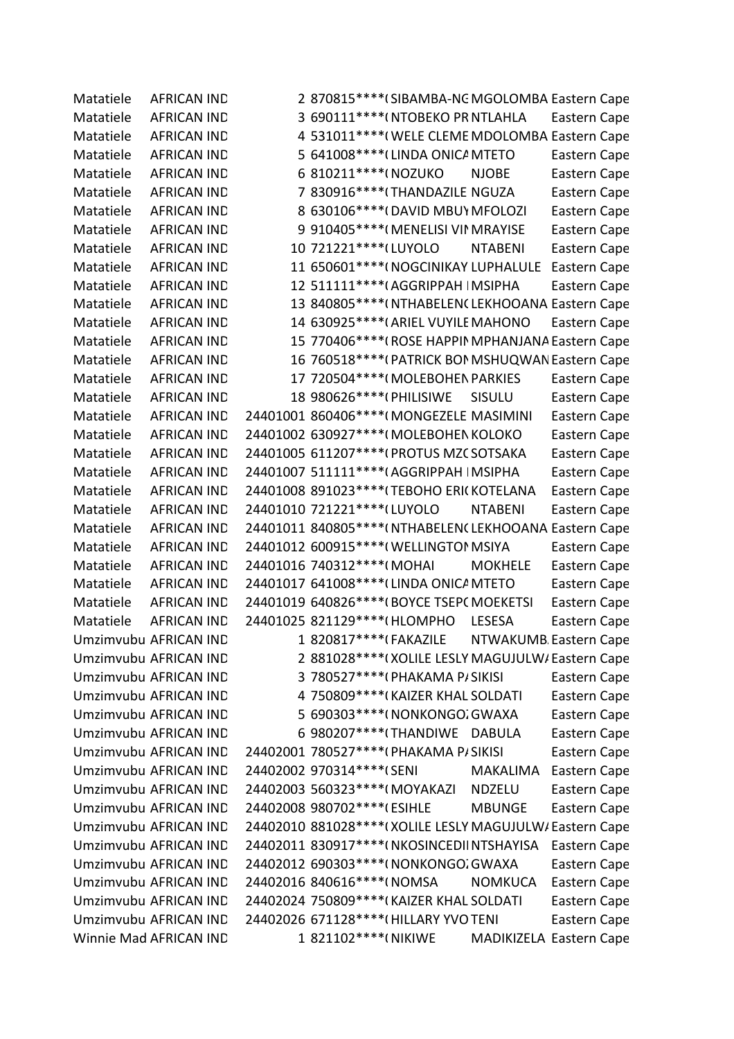| | | | | | | |
|---|---|---|---|---|---|---|
| Matatiele | AFRICAN IND | 2 | 870815****( | SIBAMBA-NG | MGOLOMBA | Eastern Cape |
| Matatiele | AFRICAN IND | 3 | 690111****( | NTOBEKO PR | NTLAHLA | Eastern Cape |
| Matatiele | AFRICAN IND | 4 | 531011****( | WELE CLEME | MDOLOMBA | Eastern Cape |
| Matatiele | AFRICAN IND | 5 | 641008****( | LINDA ONICA | MTETO | Eastern Cape |
| Matatiele | AFRICAN IND | 6 | 810211****( | NOZUKO | NJOBE | Eastern Cape |
| Matatiele | AFRICAN IND | 7 | 830916****( | THANDAZILE | NGUZA | Eastern Cape |
| Matatiele | AFRICAN IND | 8 | 630106****( | DAVID MBUY | MFOLOZI | Eastern Cape |
| Matatiele | AFRICAN IND | 9 | 910405****( | MENELISI VIN | MRAYISE | Eastern Cape |
| Matatiele | AFRICAN IND | 10 | 721221****( | LUYOLO | NTABENI | Eastern Cape |
| Matatiele | AFRICAN IND | 11 | 650601****( | NOGCINIKAY | LUPHALULE | Eastern Cape |
| Matatiele | AFRICAN IND | 12 | 511111****( | AGGRIPPAH I | MSIPHA | Eastern Cape |
| Matatiele | AFRICAN IND | 13 | 840805****( | NTHABELENG | LEKHOOANA | Eastern Cape |
| Matatiele | AFRICAN IND | 14 | 630925****( | ARIEL VUYILE | MAHONO | Eastern Cape |
| Matatiele | AFRICAN IND | 15 | 770406****( | ROSE HAPPIN | MPHANJANA | Eastern Cape |
| Matatiele | AFRICAN IND | 16 | 760518****( | PATRICK BON | MSHUQWAN | Eastern Cape |
| Matatiele | AFRICAN IND | 17 | 720504****( | MOLEBOHEN | PARKIES | Eastern Cape |
| Matatiele | AFRICAN IND | 18 | 980626****( | PHILISIWE | SISULU | Eastern Cape |
| Matatiele | AFRICAN IND | 24401001 | 860406****( | MONGEZELE | MASIMINI | Eastern Cape |
| Matatiele | AFRICAN IND | 24401002 | 630927****( | MOLEBOHEN | KOLOKO | Eastern Cape |
| Matatiele | AFRICAN IND | 24401005 | 611207****( | PROTUS MZC | SOTSAKA | Eastern Cape |
| Matatiele | AFRICAN IND | 24401007 | 511111****( | AGGRIPPAH I | MSIPHA | Eastern Cape |
| Matatiele | AFRICAN IND | 24401008 | 891023****( | TEBOHO ERI( | KOTELANA | Eastern Cape |
| Matatiele | AFRICAN IND | 24401010 | 721221****( | LUYOLO | NTABENI | Eastern Cape |
| Matatiele | AFRICAN IND | 24401011 | 840805****( | NTHABELENG | LEKHOOANA | Eastern Cape |
| Matatiele | AFRICAN IND | 24401012 | 600915****( | WELLINGTON | MSIYA | Eastern Cape |
| Matatiele | AFRICAN IND | 24401016 | 740312****( | MOHAI | MOKHELE | Eastern Cape |
| Matatiele | AFRICAN IND | 24401017 | 641008****( | LINDA ONICA | MTETO | Eastern Cape |
| Matatiele | AFRICAN IND | 24401019 | 640826****( | BOYCE TSEPC | MOEKETSI | Eastern Cape |
| Matatiele | AFRICAN IND | 24401025 | 821129****( | HLOMPHO | LESESA | Eastern Cape |
| Umzimvubu | AFRICAN IND | 1 | 820817****( | FAKAZILE | NTWAKUMB | Eastern Cape |
| Umzimvubu | AFRICAN IND | 2 | 881028****( | XOLILE LESLY | MAGUJULWA | Eastern Cape |
| Umzimvubu | AFRICAN IND | 3 | 780527****( | PHAKAMA PA | SIKISI | Eastern Cape |
| Umzimvubu | AFRICAN IND | 4 | 750809****( | KAIZER KHAL | SOLDATI | Eastern Cape |
| Umzimvubu | AFRICAN IND | 5 | 690303****( | NONKONGOZ | GWAXA | Eastern Cape |
| Umzimvubu | AFRICAN IND | 6 | 980207****( | THANDIWE | DABULA | Eastern Cape |
| Umzimvubu | AFRICAN IND | 24402001 | 780527****( | PHAKAMA PA | SIKISI | Eastern Cape |
| Umzimvubu | AFRICAN IND | 24402002 | 970314****( | SENI | MAKALIMA | Eastern Cape |
| Umzimvubu | AFRICAN IND | 24402003 | 560323****( | MOYAKAZI | NDZELU | Eastern Cape |
| Umzimvubu | AFRICAN IND | 24402008 | 980702****( | ESIHLE | MBUNGE | Eastern Cape |
| Umzimvubu | AFRICAN IND | 24402010 | 881028****( | XOLILE LESLY | MAGUJULWA | Eastern Cape |
| Umzimvubu | AFRICAN IND | 24402011 | 830917****( | NKOSINCEDII | NTSHAYISA | Eastern Cape |
| Umzimvubu | AFRICAN IND | 24402012 | 690303****( | NONKONGOZ | GWAXA | Eastern Cape |
| Umzimvubu | AFRICAN IND | 24402016 | 840616****( | NOMSA | NOMKUCA | Eastern Cape |
| Umzimvubu | AFRICAN IND | 24402024 | 750809****( | KAIZER KHAL | SOLDATI | Eastern Cape |
| Umzimvubu | AFRICAN IND | 24402026 | 671128****( | HILLARY YVO | TENI | Eastern Cape |
| Winnie Mad | AFRICAN IND | 1 | 821102****( | NIKIWE | MADIKIZELA | Eastern Cape |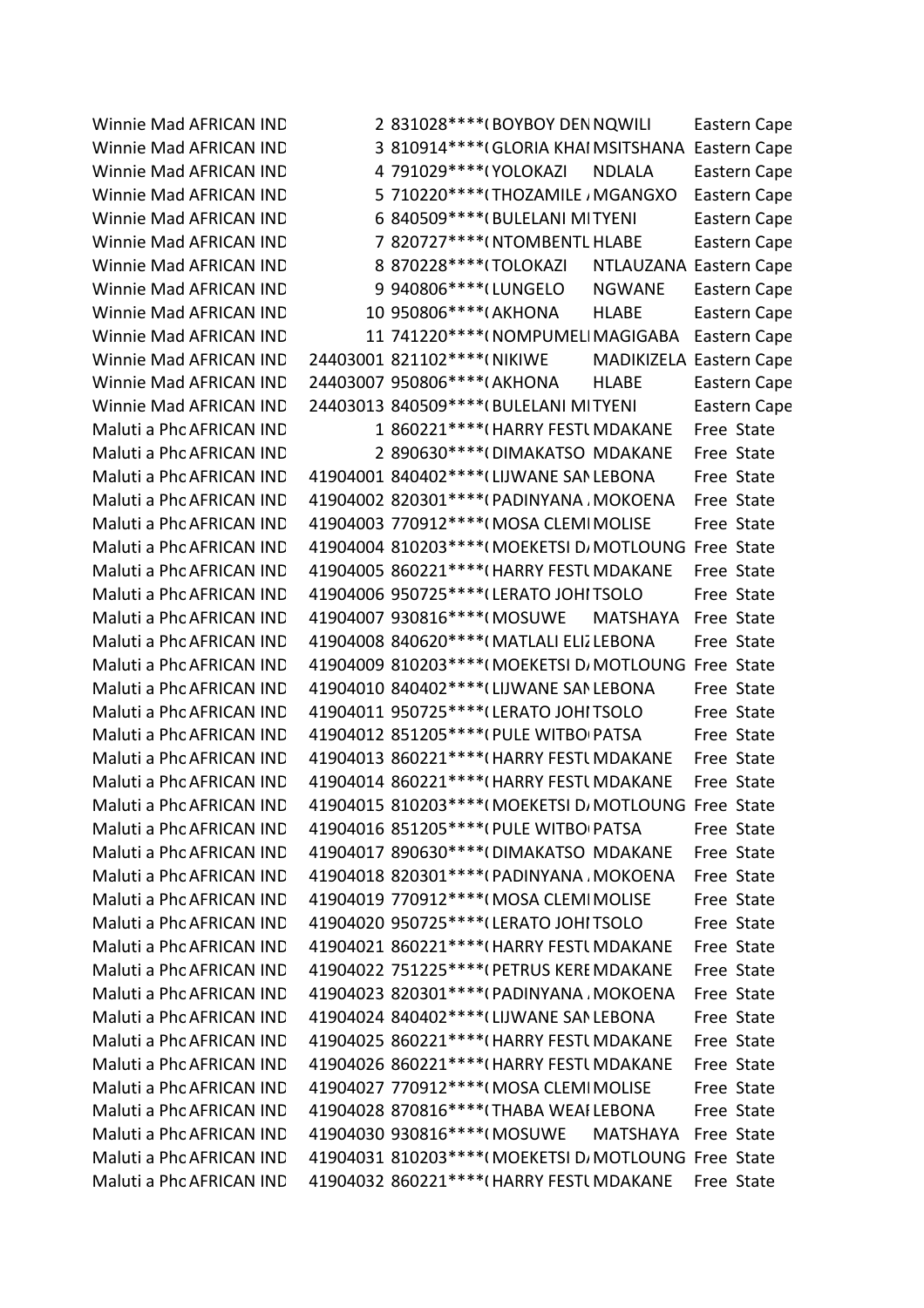| | | | | | | |
|---|---|---|---|---|---|---|
| Winnie Mad | AFRICAN IND | 2 | 831028****( | BOYBOY DEN | NQWILI | Eastern Cape |
| Winnie Mad | AFRICAN IND | 3 | 810914****( | GLORIA KHAI | MSITSHANA | Eastern Cape |
| Winnie Mad | AFRICAN IND | 4 | 791029****( | YOLOKAZI | NDLALA | Eastern Cape |
| Winnie Mad | AFRICAN IND | 5 | 710220****( | THOZAMILE | MGANGXO | Eastern Cape |
| Winnie Mad | AFRICAN IND | 6 | 840509****( | BULELANI MI | TYENI | Eastern Cape |
| Winnie Mad | AFRICAN IND | 7 | 820727****( | NTOMBENTL | HLABE | Eastern Cape |
| Winnie Mad | AFRICAN IND | 8 | 870228****( | TOLOKAZI | NTLAUZANA | Eastern Cape |
| Winnie Mad | AFRICAN IND | 9 | 940806****( | LUNGELO | NGWANE | Eastern Cape |
| Winnie Mad | AFRICAN IND | 10 | 950806****( | AKHONA | HLABE | Eastern Cape |
| Winnie Mad | AFRICAN IND | 11 | 741220****( | NOMPUMELI | MAGIGABA | Eastern Cape |
| Winnie Mad | AFRICAN IND | 24403001 | 821102****( | NIKIWE | MADIKIZELA | Eastern Cape |
| Winnie Mad | AFRICAN IND | 24403007 | 950806****( | AKHONA | HLABE | Eastern Cape |
| Winnie Mad | AFRICAN IND | 24403013 | 840509****( | BULELANI MI | TYENI | Eastern Cape |
| Maluti a Phc | AFRICAN IND | 1 | 860221****( | HARRY FESTU | MDAKANE | Free State |
| Maluti a Phc | AFRICAN IND | 2 | 890630****( | DIMAKATSO | MDAKANE | Free State |
| Maluti a Phc | AFRICAN IND | 41904001 | 840402****( | LIJWANE SAN | LEBONA | Free State |
| Maluti a Phc | AFRICAN IND | 41904002 | 820301****( | PADINYANA | MOKOENA | Free State |
| Maluti a Phc | AFRICAN IND | 41904003 | 770912****( | MOSA CLEMI | MOLISE | Free State |
| Maluti a Phc | AFRICAN IND | 41904004 | 810203****( | MOEKETSI D | MOTLOUNG | Free State |
| Maluti a Phc | AFRICAN IND | 41904005 | 860221****( | HARRY FESTU | MDAKANE | Free State |
| Maluti a Phc | AFRICAN IND | 41904006 | 950725****( | LERATO JOHI | TSOLO | Free State |
| Maluti a Phc | AFRICAN IND | 41904007 | 930816****( | MOSUWE | MATSHAYA | Free State |
| Maluti a Phc | AFRICAN IND | 41904008 | 840620****( | MATLALI ELIZ | LEBONA | Free State |
| Maluti a Phc | AFRICAN IND | 41904009 | 810203****( | MOEKETSI D | MOTLOUNG | Free State |
| Maluti a Phc | AFRICAN IND | 41904010 | 840402****( | LIJWANE SAN | LEBONA | Free State |
| Maluti a Phc | AFRICAN IND | 41904011 | 950725****( | LERATO JOHI | TSOLO | Free State |
| Maluti a Phc | AFRICAN IND | 41904012 | 851205****( | PULE WITBO | PATSA | Free State |
| Maluti a Phc | AFRICAN IND | 41904013 | 860221****( | HARRY FESTU | MDAKANE | Free State |
| Maluti a Phc | AFRICAN IND | 41904014 | 860221****( | HARRY FESTU | MDAKANE | Free State |
| Maluti a Phc | AFRICAN IND | 41904015 | 810203****( | MOEKETSI D | MOTLOUNG | Free State |
| Maluti a Phc | AFRICAN IND | 41904016 | 851205****( | PULE WITBO | PATSA | Free State |
| Maluti a Phc | AFRICAN IND | 41904017 | 890630****( | DIMAKATSO | MDAKANE | Free State |
| Maluti a Phc | AFRICAN IND | 41904018 | 820301****( | PADINYANA | MOKOENA | Free State |
| Maluti a Phc | AFRICAN IND | 41904019 | 770912****( | MOSA CLEMI | MOLISE | Free State |
| Maluti a Phc | AFRICAN IND | 41904020 | 950725****( | LERATO JOHI | TSOLO | Free State |
| Maluti a Phc | AFRICAN IND | 41904021 | 860221****( | HARRY FESTU | MDAKANE | Free State |
| Maluti a Phc | AFRICAN IND | 41904022 | 751225****( | PETRUS KERE | MDAKANE | Free State |
| Maluti a Phc | AFRICAN IND | 41904023 | 820301****( | PADINYANA | MOKOENA | Free State |
| Maluti a Phc | AFRICAN IND | 41904024 | 840402****( | LIJWANE SAN | LEBONA | Free State |
| Maluti a Phc | AFRICAN IND | 41904025 | 860221****( | HARRY FESTU | MDAKANE | Free State |
| Maluti a Phc | AFRICAN IND | 41904026 | 860221****( | HARRY FESTU | MDAKANE | Free State |
| Maluti a Phc | AFRICAN IND | 41904027 | 770912****( | MOSA CLEMI | MOLISE | Free State |
| Maluti a Phc | AFRICAN IND | 41904028 | 870816****( | THABA WEAI | LEBONA | Free State |
| Maluti a Phc | AFRICAN IND | 41904030 | 930816****( | MOSUWE | MATSHAYA | Free State |
| Maluti a Phc | AFRICAN IND | 41904031 | 810203****( | MOEKETSI D | MOTLOUNG | Free State |
| Maluti a Phc | AFRICAN IND | 41904032 | 860221****( | HARRY FESTU | MDAKANE | Free State |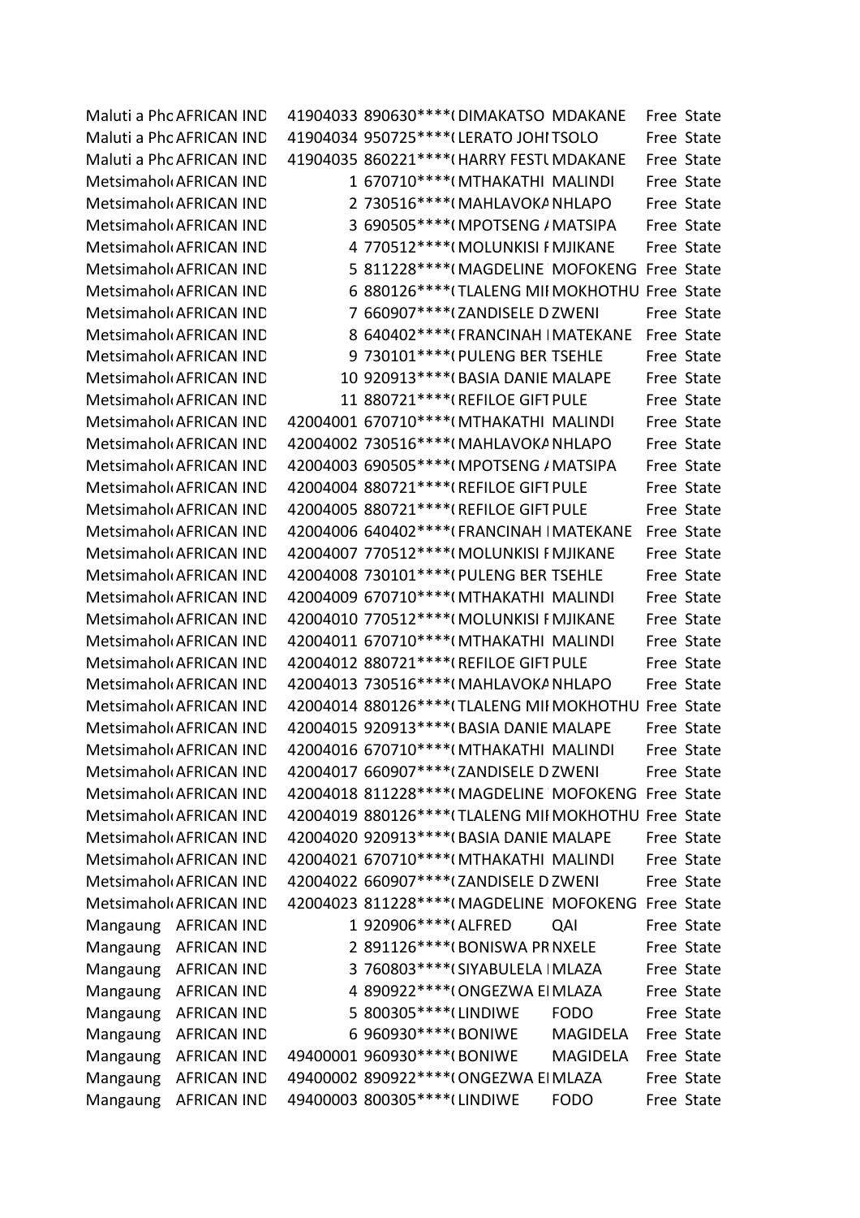| | | | | | | |
|---|---|---|---|---|---|---|
| Maluti a Pho | AFRICAN IND | 41904033 | 890630****( | DIMAKATSO | MDAKANE | Free State |
| Maluti a Pho | AFRICAN IND | 41904034 | 950725****( | LERATO JOHI | TSOLO | Free State |
| Maluti a Pho | AFRICAN IND | 41904035 | 860221****( | HARRY FESTU | MDAKANE | Free State |
| Metsimahol | AFRICAN IND | 1 | 670710****( | MTHAKATHI | MALINDI | Free State |
| Metsimahol | AFRICAN IND | 2 | 730516****( | MAHLAVOKA | NHLAPO | Free State |
| Metsimahol | AFRICAN IND | 3 | 690505****( | MPOTSENG / | MATSIPA | Free State |
| Metsimahol | AFRICAN IND | 4 | 770512****( | MOLUNKISI F | MJIKANE | Free State |
| Metsimahol | AFRICAN IND | 5 | 811228****( | MAGDELINE | MOFOKENG | Free State |
| Metsimahol | AFRICAN IND | 6 | 880126****( | TLALENG MII | MOKHOTHU | Free State |
| Metsimahol | AFRICAN IND | 7 | 660907****( | ZANDISELE D | ZWENI | Free State |
| Metsimahol | AFRICAN IND | 8 | 640402****( | FRANCINAH I | MATEKANE | Free State |
| Metsimahol | AFRICAN IND | 9 | 730101****( | PULENG BER | TSEHLE | Free State |
| Metsimahol | AFRICAN IND | 10 | 920913****( | BASIA DANIE | MALAPE | Free State |
| Metsimahol | AFRICAN IND | 11 | 880721****( | REFILOE GIFT | PULE | Free State |
| Metsimahol | AFRICAN IND | 42004001 | 670710****( | MTHAKATHI | MALINDI | Free State |
| Metsimahol | AFRICAN IND | 42004002 | 730516****( | MAHLAVOKA | NHLAPO | Free State |
| Metsimahol | AFRICAN IND | 42004003 | 690505****( | MPOTSENG / | MATSIPA | Free State |
| Metsimahol | AFRICAN IND | 42004004 | 880721****( | REFILOE GIFT | PULE | Free State |
| Metsimahol | AFRICAN IND | 42004005 | 880721****( | REFILOE GIFT | PULE | Free State |
| Metsimahol | AFRICAN IND | 42004006 | 640402****( | FRANCINAH I | MATEKANE | Free State |
| Metsimahol | AFRICAN IND | 42004007 | 770512****( | MOLUNKISI F | MJIKANE | Free State |
| Metsimahol | AFRICAN IND | 42004008 | 730101****( | PULENG BER | TSEHLE | Free State |
| Metsimahol | AFRICAN IND | 42004009 | 670710****( | MTHAKATHI | MALINDI | Free State |
| Metsimahol | AFRICAN IND | 42004010 | 770512****( | MOLUNKISI F | MJIKANE | Free State |
| Metsimahol | AFRICAN IND | 42004011 | 670710****( | MTHAKATHI | MALINDI | Free State |
| Metsimahol | AFRICAN IND | 42004012 | 880721****( | REFILOE GIFT | PULE | Free State |
| Metsimahol | AFRICAN IND | 42004013 | 730516****( | MAHLAVOKA | NHLAPO | Free State |
| Metsimahol | AFRICAN IND | 42004014 | 880126****( | TLALENG MII | MOKHOTHU | Free State |
| Metsimahol | AFRICAN IND | 42004015 | 920913****( | BASIA DANIE | MALAPE | Free State |
| Metsimahol | AFRICAN IND | 42004016 | 670710****( | MTHAKATHI | MALINDI | Free State |
| Metsimahol | AFRICAN IND | 42004017 | 660907****( | ZANDISELE D | ZWENI | Free State |
| Metsimahol | AFRICAN IND | 42004018 | 811228****( | MAGDELINE | MOFOKENG | Free State |
| Metsimahol | AFRICAN IND | 42004019 | 880126****( | TLALENG MII | MOKHOTHU | Free State |
| Metsimahol | AFRICAN IND | 42004020 | 920913****( | BASIA DANIE | MALAPE | Free State |
| Metsimahol | AFRICAN IND | 42004021 | 670710****( | MTHAKATHI | MALINDI | Free State |
| Metsimahol | AFRICAN IND | 42004022 | 660907****( | ZANDISELE D | ZWENI | Free State |
| Metsimahol | AFRICAN IND | 42004023 | 811228****( | MAGDELINE | MOFOKENG | Free State |
| Mangaung | AFRICAN IND | 1 | 920906****( | ALFRED | QAI | Free State |
| Mangaung | AFRICAN IND | 2 | 891126****( | BONISWA PR | NXELE | Free State |
| Mangaung | AFRICAN IND | 3 | 760803****( | SIYABULELA I | MLAZA | Free State |
| Mangaung | AFRICAN IND | 4 | 890922****( | ONGEZWA EI | MLAZA | Free State |
| Mangaung | AFRICAN IND | 5 | 800305****( | LINDIWE | FODO | Free State |
| Mangaung | AFRICAN IND | 6 | 960930****( | BONIWE | MAGIDELA | Free State |
| Mangaung | AFRICAN IND | 49400001 | 960930****( | BONIWE | MAGIDELA | Free State |
| Mangaung | AFRICAN IND | 49400002 | 890922****( | ONGEZWA EI | MLAZA | Free State |
| Mangaung | AFRICAN IND | 49400003 | 800305****( | LINDIWE | FODO | Free State |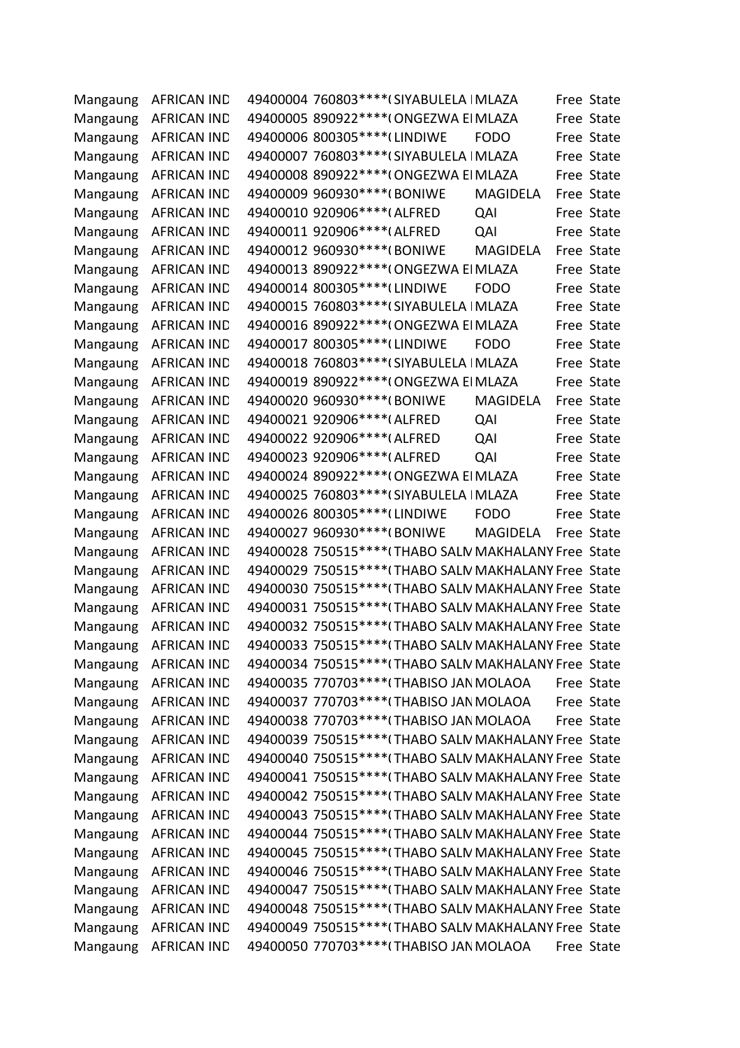| | | | | | | |
|---|---|---|---|---|---|---|
| Mangaung | AFRICAN IND | 49400004 | 760803****( | SIYABULELA | MLAZA | Free State |
| Mangaung | AFRICAN IND | 49400005 | 890922****( | ONGEZWA EI | MLAZA | Free State |
| Mangaung | AFRICAN IND | 49400006 | 800305****( | LINDIWE | FODO | Free State |
| Mangaung | AFRICAN IND | 49400007 | 760803****( | SIYABULELA | MLAZA | Free State |
| Mangaung | AFRICAN IND | 49400008 | 890922****( | ONGEZWA EI | MLAZA | Free State |
| Mangaung | AFRICAN IND | 49400009 | 960930****( | BONIWE | MAGIDELA | Free State |
| Mangaung | AFRICAN IND | 49400010 | 920906****( | ALFRED | QAI | Free State |
| Mangaung | AFRICAN IND | 49400011 | 920906****( | ALFRED | QAI | Free State |
| Mangaung | AFRICAN IND | 49400012 | 960930****( | BONIWE | MAGIDELA | Free State |
| Mangaung | AFRICAN IND | 49400013 | 890922****( | ONGEZWA EI | MLAZA | Free State |
| Mangaung | AFRICAN IND | 49400014 | 800305****( | LINDIWE | FODO | Free State |
| Mangaung | AFRICAN IND | 49400015 | 760803****( | SIYABULELA | MLAZA | Free State |
| Mangaung | AFRICAN IND | 49400016 | 890922****( | ONGEZWA EI | MLAZA | Free State |
| Mangaung | AFRICAN IND | 49400017 | 800305****( | LINDIWE | FODO | Free State |
| Mangaung | AFRICAN IND | 49400018 | 760803****( | SIYABULELA | MLAZA | Free State |
| Mangaung | AFRICAN IND | 49400019 | 890922****( | ONGEZWA EI | MLAZA | Free State |
| Mangaung | AFRICAN IND | 49400020 | 960930****( | BONIWE | MAGIDELA | Free State |
| Mangaung | AFRICAN IND | 49400021 | 920906****( | ALFRED | QAI | Free State |
| Mangaung | AFRICAN IND | 49400022 | 920906****( | ALFRED | QAI | Free State |
| Mangaung | AFRICAN IND | 49400023 | 920906****( | ALFRED | QAI | Free State |
| Mangaung | AFRICAN IND | 49400024 | 890922****( | ONGEZWA EI | MLAZA | Free State |
| Mangaung | AFRICAN IND | 49400025 | 760803****( | SIYABULELA | MLAZA | Free State |
| Mangaung | AFRICAN IND | 49400026 | 800305****( | LINDIWE | FODO | Free State |
| Mangaung | AFRICAN IND | 49400027 | 960930****( | BONIWE | MAGIDELA | Free State |
| Mangaung | AFRICAN IND | 49400028 | 750515****( | THABO SALM | MAKHALANY | Free State |
| Mangaung | AFRICAN IND | 49400029 | 750515****( | THABO SALM | MAKHALANY | Free State |
| Mangaung | AFRICAN IND | 49400030 | 750515****( | THABO SALM | MAKHALANY | Free State |
| Mangaung | AFRICAN IND | 49400031 | 750515****( | THABO SALM | MAKHALANY | Free State |
| Mangaung | AFRICAN IND | 49400032 | 750515****( | THABO SALM | MAKHALANY | Free State |
| Mangaung | AFRICAN IND | 49400033 | 750515****( | THABO SALM | MAKHALANY | Free State |
| Mangaung | AFRICAN IND | 49400034 | 750515****( | THABO SALM | MAKHALANY | Free State |
| Mangaung | AFRICAN IND | 49400035 | 770703****( | THABISO JAN | MOLAOA | Free State |
| Mangaung | AFRICAN IND | 49400037 | 770703****( | THABISO JAN | MOLAOA | Free State |
| Mangaung | AFRICAN IND | 49400038 | 770703****( | THABISO JAN | MOLAOA | Free State |
| Mangaung | AFRICAN IND | 49400039 | 750515****( | THABO SALM | MAKHALANY | Free State |
| Mangaung | AFRICAN IND | 49400040 | 750515****( | THABO SALM | MAKHALANY | Free State |
| Mangaung | AFRICAN IND | 49400041 | 750515****( | THABO SALM | MAKHALANY | Free State |
| Mangaung | AFRICAN IND | 49400042 | 750515****( | THABO SALM | MAKHALANY | Free State |
| Mangaung | AFRICAN IND | 49400043 | 750515****( | THABO SALM | MAKHALANY | Free State |
| Mangaung | AFRICAN IND | 49400044 | 750515****( | THABO SALM | MAKHALANY | Free State |
| Mangaung | AFRICAN IND | 49400045 | 750515****( | THABO SALM | MAKHALANY | Free State |
| Mangaung | AFRICAN IND | 49400046 | 750515****( | THABO SALM | MAKHALANY | Free State |
| Mangaung | AFRICAN IND | 49400047 | 750515****( | THABO SALM | MAKHALANY | Free State |
| Mangaung | AFRICAN IND | 49400048 | 750515****( | THABO SALM | MAKHALANY | Free State |
| Mangaung | AFRICAN IND | 49400049 | 750515****( | THABO SALM | MAKHALANY | Free State |
| Mangaung | AFRICAN IND | 49400050 | 770703****( | THABISO JAN | MOLAOA | Free State |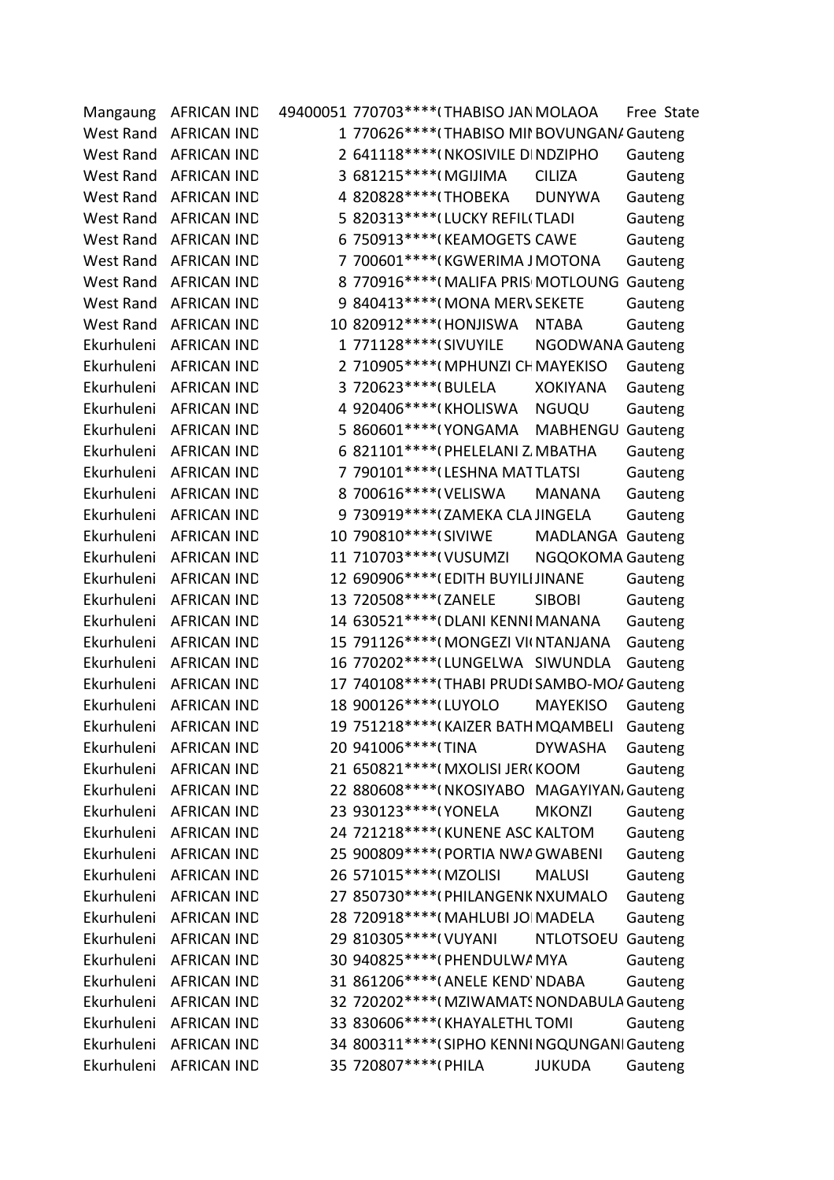| | | | | | | |
|---|---|---|---|---|---|---|
| Mangaung | AFRICAN IND | 49400051 | 770703****( | THABISO JAN | MOLAOA | Free State |
| West Rand | AFRICAN IND | 1 | 770626****( | THABISO MII | BOVUNGANA | Gauteng |
| West Rand | AFRICAN IND | 2 | 641118****( | NKOSIVILE D | NDZIPHO | Gauteng |
| West Rand | AFRICAN IND | 3 | 681215****( | MGIJIMA | CILIZA | Gauteng |
| West Rand | AFRICAN IND | 4 | 820828****( | THOBEKA | DUNYWA | Gauteng |
| West Rand | AFRICAN IND | 5 | 820313****( | LUCKY REFIL( | TLADI | Gauteng |
| West Rand | AFRICAN IND | 6 | 750913****( | KEAMOGETS | CAWE | Gauteng |
| West Rand | AFRICAN IND | 7 | 700601****( | KGWERIMA J | MOTONA | Gauteng |
| West Rand | AFRICAN IND | 8 | 770916****( | MALIFA PRIS | MOTLOUNG | Gauteng |
| West Rand | AFRICAN IND | 9 | 840413****( | MONA MERV | SEKETE | Gauteng |
| West Rand | AFRICAN IND | 10 | 820912****( | HONJISWA | NTABA | Gauteng |
| Ekurhuleni | AFRICAN IND | 1 | 771128****( | SIVUYILE | NGODWANA | Gauteng |
| Ekurhuleni | AFRICAN IND | 2 | 710905****( | MPHUNZI CH | MAYEKISO | Gauteng |
| Ekurhuleni | AFRICAN IND | 3 | 720623****( | BULELA | XOKIYANA | Gauteng |
| Ekurhuleni | AFRICAN IND | 4 | 920406****( | KHOLISWA | NGUQU | Gauteng |
| Ekurhuleni | AFRICAN IND | 5 | 860601****( | YONGAMA | MABHENGU | Gauteng |
| Ekurhuleni | AFRICAN IND | 6 | 821101****( | PHELELANI Z | MBATHA | Gauteng |
| Ekurhuleni | AFRICAN IND | 7 | 790101****( | LESHNA MAT | TLATSI | Gauteng |
| Ekurhuleni | AFRICAN IND | 8 | 700616****( | VELISWA | MANANA | Gauteng |
| Ekurhuleni | AFRICAN IND | 9 | 730919****( | ZAMEKA CLA | JINGELA | Gauteng |
| Ekurhuleni | AFRICAN IND | 10 | 790810****( | SIVIWE | MADLANGA | Gauteng |
| Ekurhuleni | AFRICAN IND | 11 | 710703****( | VUSUMZI | NGQOKOMA | Gauteng |
| Ekurhuleni | AFRICAN IND | 12 | 690906****( | EDITH BUYILI | JINANE | Gauteng |
| Ekurhuleni | AFRICAN IND | 13 | 720508****( | ZANELE | SIBOBI | Gauteng |
| Ekurhuleni | AFRICAN IND | 14 | 630521****( | DLANI KENNI | MANANA | Gauteng |
| Ekurhuleni | AFRICAN IND | 15 | 791126****( | MONGEZI VI( | NTANJANA | Gauteng |
| Ekurhuleni | AFRICAN IND | 16 | 770202****( | LUNGELWA | SIWUNDLA | Gauteng |
| Ekurhuleni | AFRICAN IND | 17 | 740108****( | THABI PRUDI | SAMBO-MOA | Gauteng |
| Ekurhuleni | AFRICAN IND | 18 | 900126****( | LUYOLO | MAYEKISO | Gauteng |
| Ekurhuleni | AFRICAN IND | 19 | 751218****( | KAIZER BATH | MQAMBELI | Gauteng |
| Ekurhuleni | AFRICAN IND | 20 | 941006****( | TINA | DYWASHA | Gauteng |
| Ekurhuleni | AFRICAN IND | 21 | 650821****( | MXOLISI JER( | KOOM | Gauteng |
| Ekurhuleni | AFRICAN IND | 22 | 880608****( | NKOSIYABO | MAGAYIYAN | Gauteng |
| Ekurhuleni | AFRICAN IND | 23 | 930123****( | YONELA | MKONZI | Gauteng |
| Ekurhuleni | AFRICAN IND | 24 | 721218****( | KUNENE ASC | KALTOM | Gauteng |
| Ekurhuleni | AFRICAN IND | 25 | 900809****( | PORTIA NWA | GWABENI | Gauteng |
| Ekurhuleni | AFRICAN IND | 26 | 571015****( | MZOLISI | MALUSI | Gauteng |
| Ekurhuleni | AFRICAN IND | 27 | 850730****( | PHILANGENK | NXUMALO | Gauteng |
| Ekurhuleni | AFRICAN IND | 28 | 720918****( | MAHLUBI JO | MADELA | Gauteng |
| Ekurhuleni | AFRICAN IND | 29 | 810305****( | VUYANI | NTLOTSOEU | Gauteng |
| Ekurhuleni | AFRICAN IND | 30 | 940825****( | PHENDULWA | MYA | Gauteng |
| Ekurhuleni | AFRICAN IND | 31 | 861206****( | ANELE KEND | NDABA | Gauteng |
| Ekurhuleni | AFRICAN IND | 32 | 720202****( | MZIWAMATS | NONDABULA | Gauteng |
| Ekurhuleni | AFRICAN IND | 33 | 830606****( | KHAYALETHU | TOMI | Gauteng |
| Ekurhuleni | AFRICAN IND | 34 | 800311****( | SIPHO KENNI | NGQUNGANI | Gauteng |
| Ekurhuleni | AFRICAN IND | 35 | 720807****( | PHILA | JUKUDA | Gauteng |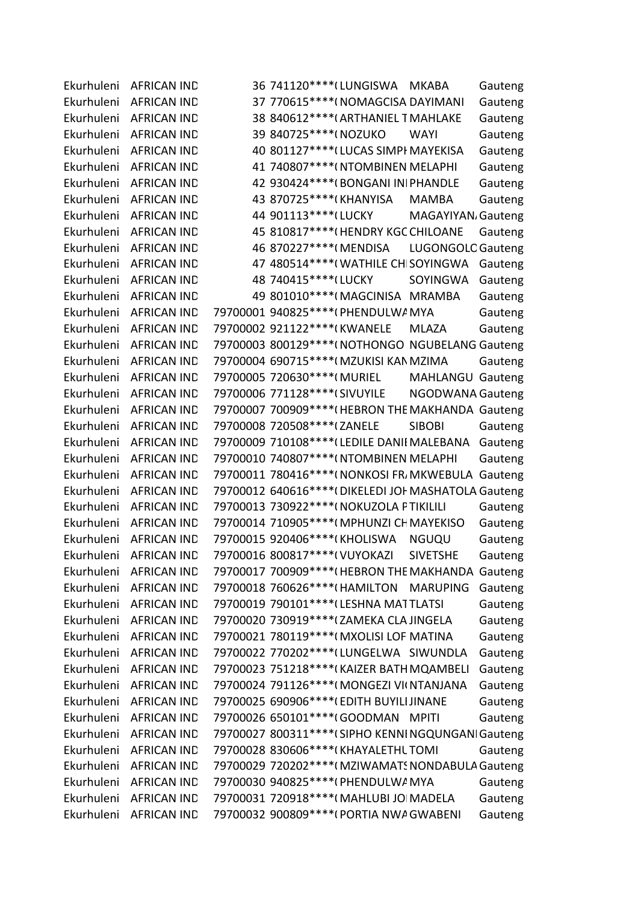| | | | | | | |
|---|---|---|---|---|---|---|
| Ekurhuleni | AFRICAN IND | 36 | 741120****( | LUNGISWA | MKABA | Gauteng |
| Ekurhuleni | AFRICAN IND | 37 | 770615****( | NOMAGCISA | DAYIMANI | Gauteng |
| Ekurhuleni | AFRICAN IND | 38 | 840612****( | ARTHANIEL T | MAHLAKE | Gauteng |
| Ekurhuleni | AFRICAN IND | 39 | 840725****( | NOZUKO | WAYI | Gauteng |
| Ekurhuleni | AFRICAN IND | 40 | 801127****( | LUCAS SIMPH | MAYEKISA | Gauteng |
| Ekurhuleni | AFRICAN IND | 41 | 740807****( | NTOMBINEN | MELAPHI | Gauteng |
| Ekurhuleni | AFRICAN IND | 42 | 930424****( | BONGANI INI | PHANDLE | Gauteng |
| Ekurhuleni | AFRICAN IND | 43 | 870725****( | KHANYISA | MAMBA | Gauteng |
| Ekurhuleni | AFRICAN IND | 44 | 901113****( | LUCKY | MAGAYIYAN/ | Gauteng |
| Ekurhuleni | AFRICAN IND | 45 | 810817****( | HENDRY KGC | CHILOANE | Gauteng |
| Ekurhuleni | AFRICAN IND | 46 | 870227****( | MENDISA | LUGONGOLC | Gauteng |
| Ekurhuleni | AFRICAN IND | 47 | 480514****( | WATHILE CH | SOYINGWA | Gauteng |
| Ekurhuleni | AFRICAN IND | 48 | 740415****( | LUCKY | SOYINGWA | Gauteng |
| Ekurhuleni | AFRICAN IND | 49 | 801010****( | MAGCINISA | MRAMBA | Gauteng |
| Ekurhuleni | AFRICAN IND | 79700001 | 940825****( | PHENDULWA | MYA | Gauteng |
| Ekurhuleni | AFRICAN IND | 79700002 | 921122****( | KWANELE | MLAZA | Gauteng |
| Ekurhuleni | AFRICAN IND | 79700003 | 800129****( | NOTHONGO | NGUBELANG | Gauteng |
| Ekurhuleni | AFRICAN IND | 79700004 | 690715****( | MZUKISI KAN | MZIMA | Gauteng |
| Ekurhuleni | AFRICAN IND | 79700005 | 720630****( | MURIEL | MAHLANGU | Gauteng |
| Ekurhuleni | AFRICAN IND | 79700006 | 771128****( | SIVUYILE | NGODWANA | Gauteng |
| Ekurhuleni | AFRICAN IND | 79700007 | 700909****( | HEBRON THE | MAKHANDA | Gauteng |
| Ekurhuleni | AFRICAN IND | 79700008 | 720508****( | ZANELE | SIBOBI | Gauteng |
| Ekurhuleni | AFRICAN IND | 79700009 | 710108****( | LEDILE DANI | MALEBANA | Gauteng |
| Ekurhuleni | AFRICAN IND | 79700010 | 740807****( | NTOMBINEN | MELAPHI | Gauteng |
| Ekurhuleni | AFRICAN IND | 79700011 | 780416****( | NONKOSI FR/ | MKWEBULA | Gauteng |
| Ekurhuleni | AFRICAN IND | 79700012 | 640616****( | DIKELEDI JOH | MASHATOLA | Gauteng |
| Ekurhuleni | AFRICAN IND | 79700013 | 730922****( | NOKUZOLA P | TIKILILI | Gauteng |
| Ekurhuleni | AFRICAN IND | 79700014 | 710905****( | MPHUNZI CH | MAYEKISO | Gauteng |
| Ekurhuleni | AFRICAN IND | 79700015 | 920406****( | KHOLISWA | NGUQU | Gauteng |
| Ekurhuleni | AFRICAN IND | 79700016 | 800817****( | VUYOKAZI | SIVETSHE | Gauteng |
| Ekurhuleni | AFRICAN IND | 79700017 | 700909****( | HEBRON THE | MAKHANDA | Gauteng |
| Ekurhuleni | AFRICAN IND | 79700018 | 760626****( | HAMILTON | MARUPING | Gauteng |
| Ekurhuleni | AFRICAN IND | 79700019 | 790101****( | LESHNA MAT | TLATSI | Gauteng |
| Ekurhuleni | AFRICAN IND | 79700020 | 730919****( | ZAMEKA CLA | JINGELA | Gauteng |
| Ekurhuleni | AFRICAN IND | 79700021 | 780119****( | MXOLISI LOF | MATINA | Gauteng |
| Ekurhuleni | AFRICAN IND | 79700022 | 770202****( | LUNGELWA | SIWUNDLA | Gauteng |
| Ekurhuleni | AFRICAN IND | 79700023 | 751218****( | KAIZER BATH | MQAMBELI | Gauteng |
| Ekurhuleni | AFRICAN IND | 79700024 | 791126****( | MONGEZI VI( | NTANJANA | Gauteng |
| Ekurhuleni | AFRICAN IND | 79700025 | 690906****( | EDITH BUYILI | JINANE | Gauteng |
| Ekurhuleni | AFRICAN IND | 79700026 | 650101****( | GOODMAN | MPITI | Gauteng |
| Ekurhuleni | AFRICAN IND | 79700027 | 800311****( | SIPHO KENNI | NGQUNGANI | Gauteng |
| Ekurhuleni | AFRICAN IND | 79700028 | 830606****( | KHAYALETHL | TOMI | Gauteng |
| Ekurhuleni | AFRICAN IND | 79700029 | 720202****( | MZIWAMATS | NONDABULA | Gauteng |
| Ekurhuleni | AFRICAN IND | 79700030 | 940825****( | PHENDULWA | MYA | Gauteng |
| Ekurhuleni | AFRICAN IND | 79700031 | 720918****( | MAHLUBI JO | MADELA | Gauteng |
| Ekurhuleni | AFRICAN IND | 79700032 | 900809****( | PORTIA NWA | GWABENI | Gauteng |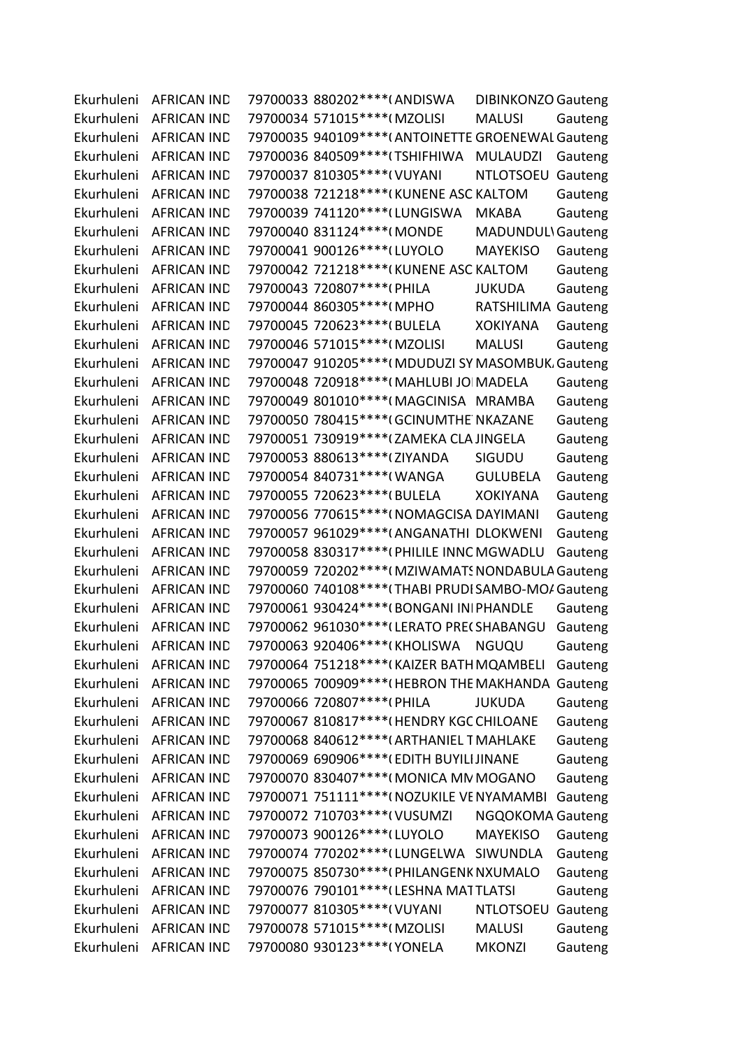| | | | | | | |
|---|---|---|---|---|---|---|
| Ekurhuleni | AFRICAN IND | 79700033 | 880202****( | ANDISWA | DIBINKONZO | Gauteng |
| Ekurhuleni | AFRICAN IND | 79700034 | 571015****( | MZOLISI | MALUSI | Gauteng |
| Ekurhuleni | AFRICAN IND | 79700035 | 940109****( | ANTOINETTE | GROENEWAL | Gauteng |
| Ekurhuleni | AFRICAN IND | 79700036 | 840509****( | TSHIFHIWA | MULAUDZI | Gauteng |
| Ekurhuleni | AFRICAN IND | 79700037 | 810305****( | VUYANI | NTLOTSOEU | Gauteng |
| Ekurhuleni | AFRICAN IND | 79700038 | 721218****( | KUNENE ASC | KALTOM | Gauteng |
| Ekurhuleni | AFRICAN IND | 79700039 | 741120****( | LUNGISWA | MKABA | Gauteng |
| Ekurhuleni | AFRICAN IND | 79700040 | 831124****( | MONDE | MADUNDUL\ | Gauteng |
| Ekurhuleni | AFRICAN IND | 79700041 | 900126****( | LUYOLO | MAYEKISO | Gauteng |
| Ekurhuleni | AFRICAN IND | 79700042 | 721218****( | KUNENE ASC | KALTOM | Gauteng |
| Ekurhuleni | AFRICAN IND | 79700043 | 720807****( | PHILA | JUKUDA | Gauteng |
| Ekurhuleni | AFRICAN IND | 79700044 | 860305****( | MPHO | RATSHILIMA | Gauteng |
| Ekurhuleni | AFRICAN IND | 79700045 | 720623****( | BULELA | XOKIYANA | Gauteng |
| Ekurhuleni | AFRICAN IND | 79700046 | 571015****( | MZOLISI | MALUSI | Gauteng |
| Ekurhuleni | AFRICAN IND | 79700047 | 910205****( | MDUDUZI SY | MASOMBUK | Gauteng |
| Ekurhuleni | AFRICAN IND | 79700048 | 720918****( | MAHLUBI JO | MADELA | Gauteng |
| Ekurhuleni | AFRICAN IND | 79700049 | 801010****( | MAGCINISA | MRAMBA | Gauteng |
| Ekurhuleni | AFRICAN IND | 79700050 | 780415****( | GCINUMTHE | NKAZANE | Gauteng |
| Ekurhuleni | AFRICAN IND | 79700051 | 730919****( | ZAMEKA CLA | JINGELA | Gauteng |
| Ekurhuleni | AFRICAN IND | 79700053 | 880613****( | ZIYANDA | SIGUDU | Gauteng |
| Ekurhuleni | AFRICAN IND | 79700054 | 840731****( | WANGA | GULUBELA | Gauteng |
| Ekurhuleni | AFRICAN IND | 79700055 | 720623****( | BULELA | XOKIYANA | Gauteng |
| Ekurhuleni | AFRICAN IND | 79700056 | 770615****( | NOMAGCISA | DAYIMANI | Gauteng |
| Ekurhuleni | AFRICAN IND | 79700057 | 961029****( | ANGANATHI | DLOKWENI | Gauteng |
| Ekurhuleni | AFRICAN IND | 79700058 | 830317****( | PHILILE INNC | MGWADLU | Gauteng |
| Ekurhuleni | AFRICAN IND | 79700059 | 720202****( | MZIWAMATS | NONDABULA | Gauteng |
| Ekurhuleni | AFRICAN IND | 79700060 | 740108****( | THABI PRUDI | SAMBO-MO/ | Gauteng |
| Ekurhuleni | AFRICAN IND | 79700061 | 930424****( | BONGANI INI | PHANDLE | Gauteng |
| Ekurhuleni | AFRICAN IND | 79700062 | 961030****( | LERATO PRE( | SHABANGU | Gauteng |
| Ekurhuleni | AFRICAN IND | 79700063 | 920406****( | KHOLISWA | NGUQU | Gauteng |
| Ekurhuleni | AFRICAN IND | 79700064 | 751218****( | KAIZER BATH | MQAMBELI | Gauteng |
| Ekurhuleni | AFRICAN IND | 79700065 | 700909****( | HEBRON THE | MAKHANDA | Gauteng |
| Ekurhuleni | AFRICAN IND | 79700066 | 720807****( | PHILA | JUKUDA | Gauteng |
| Ekurhuleni | AFRICAN IND | 79700067 | 810817****( | HENDRY KGC | CHILOANE | Gauteng |
| Ekurhuleni | AFRICAN IND | 79700068 | 840612****( | ARTHANIEL T | MAHLAKE | Gauteng |
| Ekurhuleni | AFRICAN IND | 79700069 | 690906****( | EDITH BUYILI | JINANE | Gauteng |
| Ekurhuleni | AFRICAN IND | 79700070 | 830407****( | MONICA MN | MOGANO | Gauteng |
| Ekurhuleni | AFRICAN IND | 79700071 | 751111****( | NOZUKILE VE | NYAMAMBI | Gauteng |
| Ekurhuleni | AFRICAN IND | 79700072 | 710703****( | VUSUMZI | NGQOKOMA | Gauteng |
| Ekurhuleni | AFRICAN IND | 79700073 | 900126****( | LUYOLO | MAYEKISO | Gauteng |
| Ekurhuleni | AFRICAN IND | 79700074 | 770202****( | LUNGELWA | SIWUNDLA | Gauteng |
| Ekurhuleni | AFRICAN IND | 79700075 | 850730****( | PHILANGENK | NXUMALO | Gauteng |
| Ekurhuleni | AFRICAN IND | 79700076 | 790101****( | LESHNA MAT | TLATSI | Gauteng |
| Ekurhuleni | AFRICAN IND | 79700077 | 810305****( | VUYANI | NTLOTSOEU | Gauteng |
| Ekurhuleni | AFRICAN IND | 79700078 | 571015****( | MZOLISI | MALUSI | Gauteng |
| Ekurhuleni | AFRICAN IND | 79700080 | 930123****( | YONELA | MKONZI | Gauteng |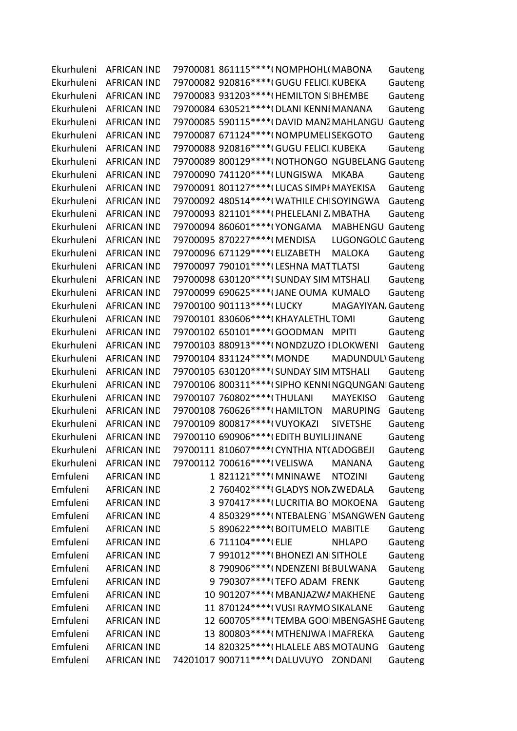| | | | | | | |
|---|---|---|---|---|---|---|
| Ekurhuleni | AFRICAN IND | 79700081 | 861115****( | NOMPHOHL( | MABONA | Gauteng |
| Ekurhuleni | AFRICAN IND | 79700082 | 920816****( | GUGU FELICI | KUBEKA | Gauteng |
| Ekurhuleni | AFRICAN IND | 79700083 | 931203****( | HEMILTON SI | BHEMBE | Gauteng |
| Ekurhuleni | AFRICAN IND | 79700084 | 630521****( | DLANI KENNI | MANANA | Gauteng |
| Ekurhuleni | AFRICAN IND | 79700085 | 590115****( | DAVID MANZ | MAHLANGU | Gauteng |
| Ekurhuleni | AFRICAN IND | 79700087 | 671124****( | NOMPUMELI | SEKGOTO | Gauteng |
| Ekurhuleni | AFRICAN IND | 79700088 | 920816****( | GUGU FELICI | KUBEKA | Gauteng |
| Ekurhuleni | AFRICAN IND | 79700089 | 800129****( | NOTHONGO | NGUBELANG | Gauteng |
| Ekurhuleni | AFRICAN IND | 79700090 | 741120****( | LUNGISWA | MKABA | Gauteng |
| Ekurhuleni | AFRICAN IND | 79700091 | 801127****( | LUCAS SIMPI | MAYEKISA | Gauteng |
| Ekurhuleni | AFRICAN IND | 79700092 | 480514****( | WATHILE CHI | SOYINGWA | Gauteng |
| Ekurhuleni | AFRICAN IND | 79700093 | 821101****( | PHELELANI Z | MBATHA | Gauteng |
| Ekurhuleni | AFRICAN IND | 79700094 | 860601****( | YONGAMA | MABHENGU | Gauteng |
| Ekurhuleni | AFRICAN IND | 79700095 | 870227****( | MENDISA | LUGONGOLC | Gauteng |
| Ekurhuleni | AFRICAN IND | 79700096 | 671129****( | ELIZABETH | MALOKA | Gauteng |
| Ekurhuleni | AFRICAN IND | 79700097 | 790101****( | LESHNA MAT | TLATSI | Gauteng |
| Ekurhuleni | AFRICAN IND | 79700098 | 630120****( | SUNDAY SIM | MTSHALI | Gauteng |
| Ekurhuleni | AFRICAN IND | 79700099 | 690625****( | JANE OUMA | KUMALO | Gauteng |
| Ekurhuleni | AFRICAN IND | 79700100 | 901113****( | LUCKY | MAGAYIYAN | Gauteng |
| Ekurhuleni | AFRICAN IND | 79700101 | 830606****( | KHAYALETHU | TOMI | Gauteng |
| Ekurhuleni | AFRICAN IND | 79700102 | 650101****( | GOODMAN | MPITI | Gauteng |
| Ekurhuleni | AFRICAN IND | 79700103 | 880913****( | NONDZUZO I | DLOKWENI | Gauteng |
| Ekurhuleni | AFRICAN IND | 79700104 | 831124****( | MONDE | MADUNDUL\ | Gauteng |
| Ekurhuleni | AFRICAN IND | 79700105 | 630120****( | SUNDAY SIM | MTSHALI | Gauteng |
| Ekurhuleni | AFRICAN IND | 79700106 | 800311****( | SIPHO KENNI | NGQUNGANI | Gauteng |
| Ekurhuleni | AFRICAN IND | 79700107 | 760802****( | THULANI | MAYEKISO | Gauteng |
| Ekurhuleni | AFRICAN IND | 79700108 | 760626****( | HAMILTON | MARUPING | Gauteng |
| Ekurhuleni | AFRICAN IND | 79700109 | 800817****( | VUYOKAZI | SIVETSHE | Gauteng |
| Ekurhuleni | AFRICAN IND | 79700110 | 690906****( | EDITH BUYILI | JINANE | Gauteng |
| Ekurhuleni | AFRICAN IND | 79700111 | 810607****( | CYNTHIA NT( | ADOGBEJI | Gauteng |
| Ekurhuleni | AFRICAN IND | 79700112 | 700616****( | VELISWA | MANANA | Gauteng |
| Emfuleni | AFRICAN IND | 1 | 821121****( | MNINAWE | NTOZINI | Gauteng |
| Emfuleni | AFRICAN IND | 2 | 760402****( | GLADYS NON | ZWEDALA | Gauteng |
| Emfuleni | AFRICAN IND | 3 | 970417****( | LUCRITIA BO | MOKOENA | Gauteng |
| Emfuleni | AFRICAN IND | 4 | 850329****( | NTEBALENG | MSANGWEN | Gauteng |
| Emfuleni | AFRICAN IND | 5 | 890622****( | BOITUMELO | MABITLE | Gauteng |
| Emfuleni | AFRICAN IND | 6 | 711104****( | ELIE | NHLAPO | Gauteng |
| Emfuleni | AFRICAN IND | 7 | 991012****( | BHONEZI AN | SITHOLE | Gauteng |
| Emfuleni | AFRICAN IND | 8 | 790906****( | NDENZENI BI | BULWANA | Gauteng |
| Emfuleni | AFRICAN IND | 9 | 790307****( | TEFO ADAM | FRENK | Gauteng |
| Emfuleni | AFRICAN IND | 10 | 901207****( | MBANJAZWA | MAKHENE | Gauteng |
| Emfuleni | AFRICAN IND | 11 | 870124****( | VUSI RAYMO | SIKALANE | Gauteng |
| Emfuleni | AFRICAN IND | 12 | 600705****( | TEMBA GOO | MBENGASHE | Gauteng |
| Emfuleni | AFRICAN IND | 13 | 800803****( | MTHENJWA I | MAFREKA | Gauteng |
| Emfuleni | AFRICAN IND | 14 | 820325****( | HLALELE ABS | MOTAUNG | Gauteng |
| Emfuleni | AFRICAN IND | 74201017 | 900711****( | DALUVUYO | ZONDANI | Gauteng |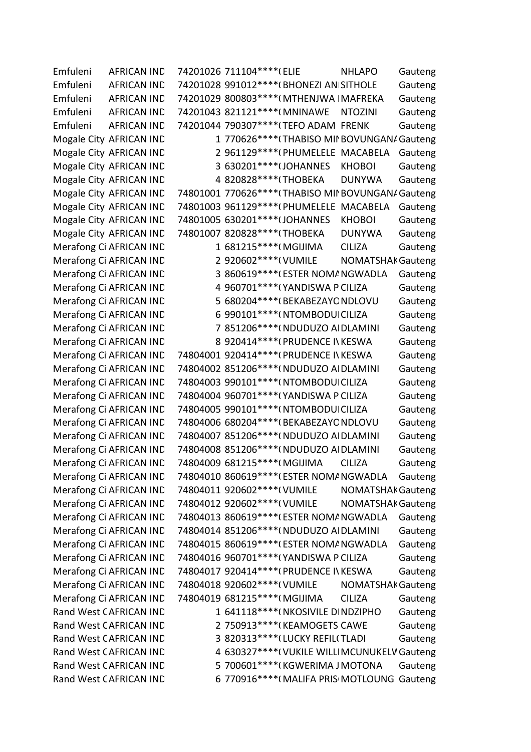| | | | | | | |
|---|---|---|---|---|---|---|
| Emfuleni | AFRICAN IND | 74201026 | 711104****( | ELIE | NHLAPO | Gauteng |
| Emfuleni | AFRICAN IND | 74201028 | 991012****( | BHONEZI AN | SITHOLE | Gauteng |
| Emfuleni | AFRICAN IND | 74201029 | 800803****( | MTHENJWA | MAFREKA | Gauteng |
| Emfuleni | AFRICAN IND | 74201043 | 821121****( | MNINAWE | NTOZINI | Gauteng |
| Emfuleni | AFRICAN IND | 74201044 | 790307****( | TEFO ADAM | FRENK | Gauteng |
| Mogale City | AFRICAN IND | 1 | 770626****( | THABISO MI | BOVUNGANA | Gauteng |
| Mogale City | AFRICAN IND | 2 | 961129****( | PHUMELELE | MACABELA | Gauteng |
| Mogale City | AFRICAN IND | 3 | 630201****( | JOHANNES | KHOBOI | Gauteng |
| Mogale City | AFRICAN IND | 4 | 820828****( | THOBEKA | DUNYWA | Gauteng |
| Mogale City | AFRICAN IND | 74801001 | 770626****( | THABISO MI | BOVUNGANA | Gauteng |
| Mogale City | AFRICAN IND | 74801003 | 961129****( | PHUMELELE | MACABELA | Gauteng |
| Mogale City | AFRICAN IND | 74801005 | 630201****( | JOHANNES | KHOBOI | Gauteng |
| Mogale City | AFRICAN IND | 74801007 | 820828****( | THOBEKA | DUNYWA | Gauteng |
| Merafong Ci | AFRICAN IND | 1 | 681215****( | MGIJIMA | CILIZA | Gauteng |
| Merafong Ci | AFRICAN IND | 2 | 920602****( | VUMILE | NOMATSHAK | Gauteng |
| Merafong Ci | AFRICAN IND | 3 | 860619****( | ESTER NOMA | NGWADLA | Gauteng |
| Merafong Ci | AFRICAN IND | 4 | 960701****( | YANDISWA P | CILIZA | Gauteng |
| Merafong Ci | AFRICAN IND | 5 | 680204****( | BEKABEZAYO | NDLOVU | Gauteng |
| Merafong Ci | AFRICAN IND | 6 | 990101****( | NTOMBODU | CILIZA | Gauteng |
| Merafong Ci | AFRICAN IND | 7 | 851206****( | NDUDUZO A | DLAMINI | Gauteng |
| Merafong Ci | AFRICAN IND | 8 | 920414****( | PRUDENCE I | KESWA | Gauteng |
| Merafong Ci | AFRICAN IND | 74804001 | 920414****( | PRUDENCE I | KESWA | Gauteng |
| Merafong Ci | AFRICAN IND | 74804002 | 851206****( | NDUDUZO A | DLAMINI | Gauteng |
| Merafong Ci | AFRICAN IND | 74804003 | 990101****( | NTOMBODU | CILIZA | Gauteng |
| Merafong Ci | AFRICAN IND | 74804004 | 960701****( | YANDISWA P | CILIZA | Gauteng |
| Merafong Ci | AFRICAN IND | 74804005 | 990101****( | NTOMBODU | CILIZA | Gauteng |
| Merafong Ci | AFRICAN IND | 74804006 | 680204****( | BEKABEZAYO | NDLOVU | Gauteng |
| Merafong Ci | AFRICAN IND | 74804007 | 851206****( | NDUDUZO A | DLAMINI | Gauteng |
| Merafong Ci | AFRICAN IND | 74804008 | 851206****( | NDUDUZO A | DLAMINI | Gauteng |
| Merafong Ci | AFRICAN IND | 74804009 | 681215****( | MGIJIMA | CILIZA | Gauteng |
| Merafong Ci | AFRICAN IND | 74804010 | 860619****( | ESTER NOMA | NGWADLA | Gauteng |
| Merafong Ci | AFRICAN IND | 74804011 | 920602****( | VUMILE | NOMATSHAK | Gauteng |
| Merafong Ci | AFRICAN IND | 74804012 | 920602****( | VUMILE | NOMATSHAK | Gauteng |
| Merafong Ci | AFRICAN IND | 74804013 | 860619****( | ESTER NOMA | NGWADLA | Gauteng |
| Merafong Ci | AFRICAN IND | 74804014 | 851206****( | NDUDUZO A | DLAMINI | Gauteng |
| Merafong Ci | AFRICAN IND | 74804015 | 860619****( | ESTER NOMA | NGWADLA | Gauteng |
| Merafong Ci | AFRICAN IND | 74804016 | 960701****( | YANDISWA P | CILIZA | Gauteng |
| Merafong Ci | AFRICAN IND | 74804017 | 920414****( | PRUDENCE I | KESWA | Gauteng |
| Merafong Ci | AFRICAN IND | 74804018 | 920602****( | VUMILE | NOMATSHAK | Gauteng |
| Merafong Ci | AFRICAN IND | 74804019 | 681215****( | MGIJIMA | CILIZA | Gauteng |
| Rand West ( | AFRICAN IND | 1 | 641118****( | NKOSIVILE D | NDZIPHO | Gauteng |
| Rand West ( | AFRICAN IND | 2 | 750913****( | KEAMOGETS | CAWE | Gauteng |
| Rand West ( | AFRICAN IND | 3 | 820313****( | LUCKY REFIL | TLADI | Gauteng |
| Rand West ( | AFRICAN IND | 4 | 630327****( | VUKILE WILL | MCUNUKELV | Gauteng |
| Rand West ( | AFRICAN IND | 5 | 700601****( | KGWERIMA J | MOTONA | Gauteng |
| Rand West ( | AFRICAN IND | 6 | 770916****( | MALIFA PRIS | MOTLOUNG | Gauteng |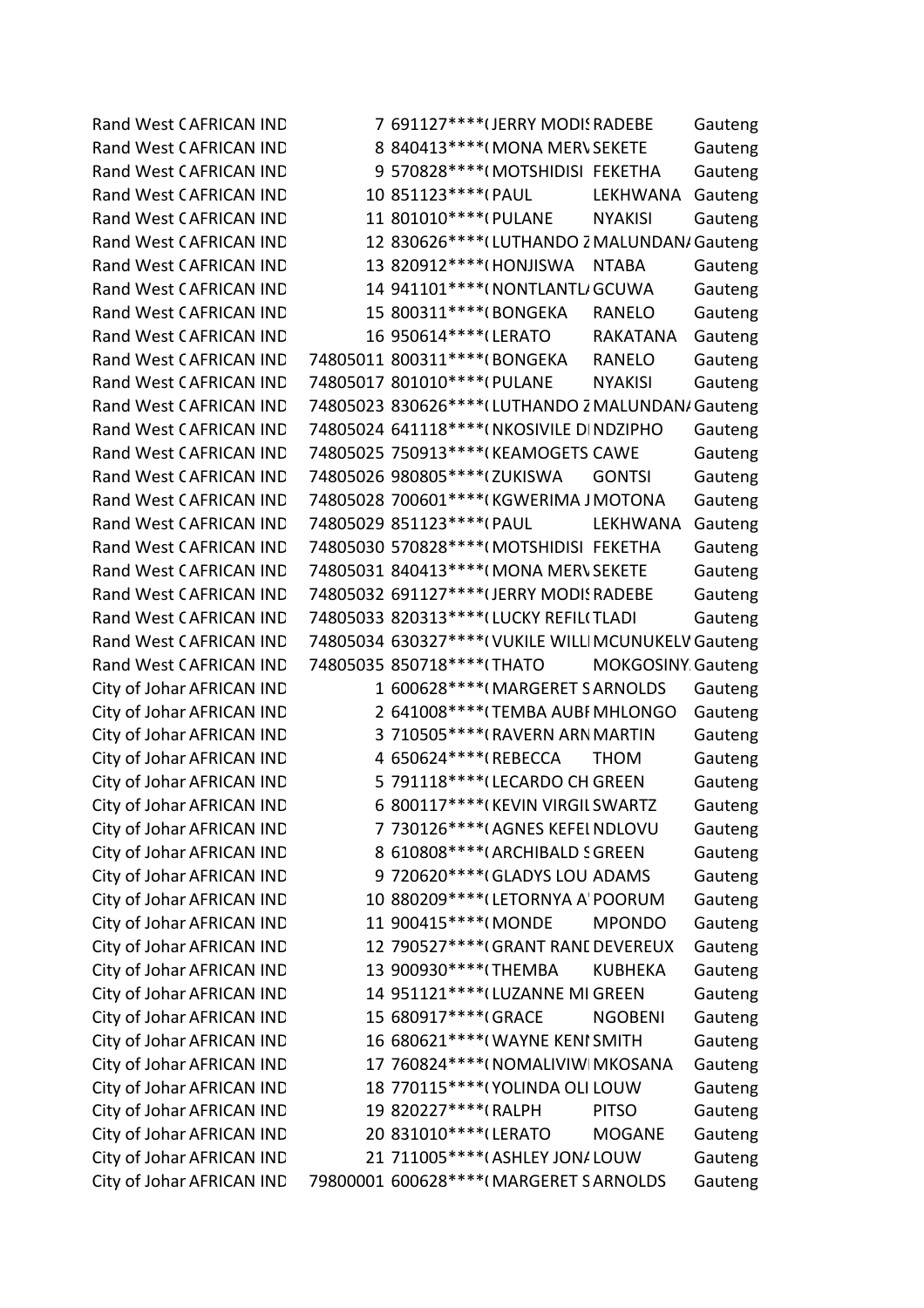| | | | | | | |
|---|---|---|---|---|---|---|
| Rand West C | AFRICAN IND | 7 | 691127****( | JERRY MODIS | RADEBE | Gauteng |
| Rand West C | AFRICAN IND | 8 | 840413****( | MONA MERV | SEKETE | Gauteng |
| Rand West C | AFRICAN IND | 9 | 570828****( | MOTSHIDISI | FEKETHA | Gauteng |
| Rand West C | AFRICAN IND | 10 | 851123****( | PAUL | LEKHWANA | Gauteng |
| Rand West C | AFRICAN IND | 11 | 801010****( | PULANE | NYAKISI | Gauteng |
| Rand West C | AFRICAN IND | 12 | 830626****( | LUTHANDO Z | MALUNDAN/ | Gauteng |
| Rand West C | AFRICAN IND | 13 | 820912****( | HONJISWA | NTABA | Gauteng |
| Rand West C | AFRICAN IND | 14 | 941101****( | NONTLANTL/ | GCUWA | Gauteng |
| Rand West C | AFRICAN IND | 15 | 800311****( | BONGEKA | RANELO | Gauteng |
| Rand West C | AFRICAN IND | 16 | 950614****( | LERATO | RAKATANA | Gauteng |
| Rand West C | AFRICAN IND | 74805011 | 800311****( | BONGEKA | RANELO | Gauteng |
| Rand West C | AFRICAN IND | 74805017 | 801010****( | PULANE | NYAKISI | Gauteng |
| Rand West C | AFRICAN IND | 74805023 | 830626****( | LUTHANDO Z | MALUNDAN/ | Gauteng |
| Rand West C | AFRICAN IND | 74805024 | 641118****( | NKOSIVILE DI | NDZIPHO | Gauteng |
| Rand West C | AFRICAN IND | 74805025 | 750913****( | KEAMOGETS | CAWE | Gauteng |
| Rand West C | AFRICAN IND | 74805026 | 980805****( | ZUKISWA | GONTSI | Gauteng |
| Rand West C | AFRICAN IND | 74805028 | 700601****( | KGWERIMA J | MOTONA | Gauteng |
| Rand West C | AFRICAN IND | 74805029 | 851123****( | PAUL | LEKHWANA | Gauteng |
| Rand West C | AFRICAN IND | 74805030 | 570828****( | MOTSHIDISI | FEKETHA | Gauteng |
| Rand West C | AFRICAN IND | 74805031 | 840413****( | MONA MERV | SEKETE | Gauteng |
| Rand West C | AFRICAN IND | 74805032 | 691127****( | JERRY MODIS | RADEBE | Gauteng |
| Rand West C | AFRICAN IND | 74805033 | 820313****( | LUCKY REFIL( | TLADI | Gauteng |
| Rand West C | AFRICAN IND | 74805034 | 630327****( | VUKILE WILLI | MCUNUKELV | Gauteng |
| Rand West C | AFRICAN IND | 74805035 | 850718****( | THATO | MOKGOSINY. | Gauteng |
| City of Johar | AFRICAN IND | 1 | 600628****( | MARGERET S | ARNOLDS | Gauteng |
| City of Johar | AFRICAN IND | 2 | 641008****( | TEMBA AUBI | MHLONGO | Gauteng |
| City of Johar | AFRICAN IND | 3 | 710505****( | RAVERN ARN | MARTIN | Gauteng |
| City of Johar | AFRICAN IND | 4 | 650624****( | REBECCA | THOM | Gauteng |
| City of Johar | AFRICAN IND | 5 | 791118****( | LECARDO CH | GREEN | Gauteng |
| City of Johar | AFRICAN IND | 6 | 800117****( | KEVIN VIRGIL | SWARTZ | Gauteng |
| City of Johar | AFRICAN IND | 7 | 730126****( | AGNES KEFEI | NDLOVU | Gauteng |
| City of Johar | AFRICAN IND | 8 | 610808****( | ARCHIBALD S | GREEN | Gauteng |
| City of Johar | AFRICAN IND | 9 | 720620****( | GLADYS LOU | ADAMS | Gauteng |
| City of Johar | AFRICAN IND | 10 | 880209****( | LETORNYA A | POORUM | Gauteng |
| City of Johar | AFRICAN IND | 11 | 900415****( | MONDE | MPONDO | Gauteng |
| City of Johar | AFRICAN IND | 12 | 790527****( | GRANT RANI | DEVEREUX | Gauteng |
| City of Johar | AFRICAN IND | 13 | 900930****( | THEMBA | KUBHEKA | Gauteng |
| City of Johar | AFRICAN IND | 14 | 951121****( | LUZANNE MI | GREEN | Gauteng |
| City of Johar | AFRICAN IND | 15 | 680917****( | GRACE | NGOBENI | Gauteng |
| City of Johar | AFRICAN IND | 16 | 680621****( | WAYNE KENI | SMITH | Gauteng |
| City of Johar | AFRICAN IND | 17 | 760824****( | NOMALIVIWI | MKOSANA | Gauteng |
| City of Johar | AFRICAN IND | 18 | 770115****( | YOLINDA OLI | LOUW | Gauteng |
| City of Johar | AFRICAN IND | 19 | 820227****( | RALPH | PITSO | Gauteng |
| City of Johar | AFRICAN IND | 20 | 831010****( | LERATO | MOGANE | Gauteng |
| City of Johar | AFRICAN IND | 21 | 711005****( | ASHLEY JON/ | LOUW | Gauteng |
| City of Johar | AFRICAN IND | 79800001 | 600628****( | MARGERET S | ARNOLDS | Gauteng |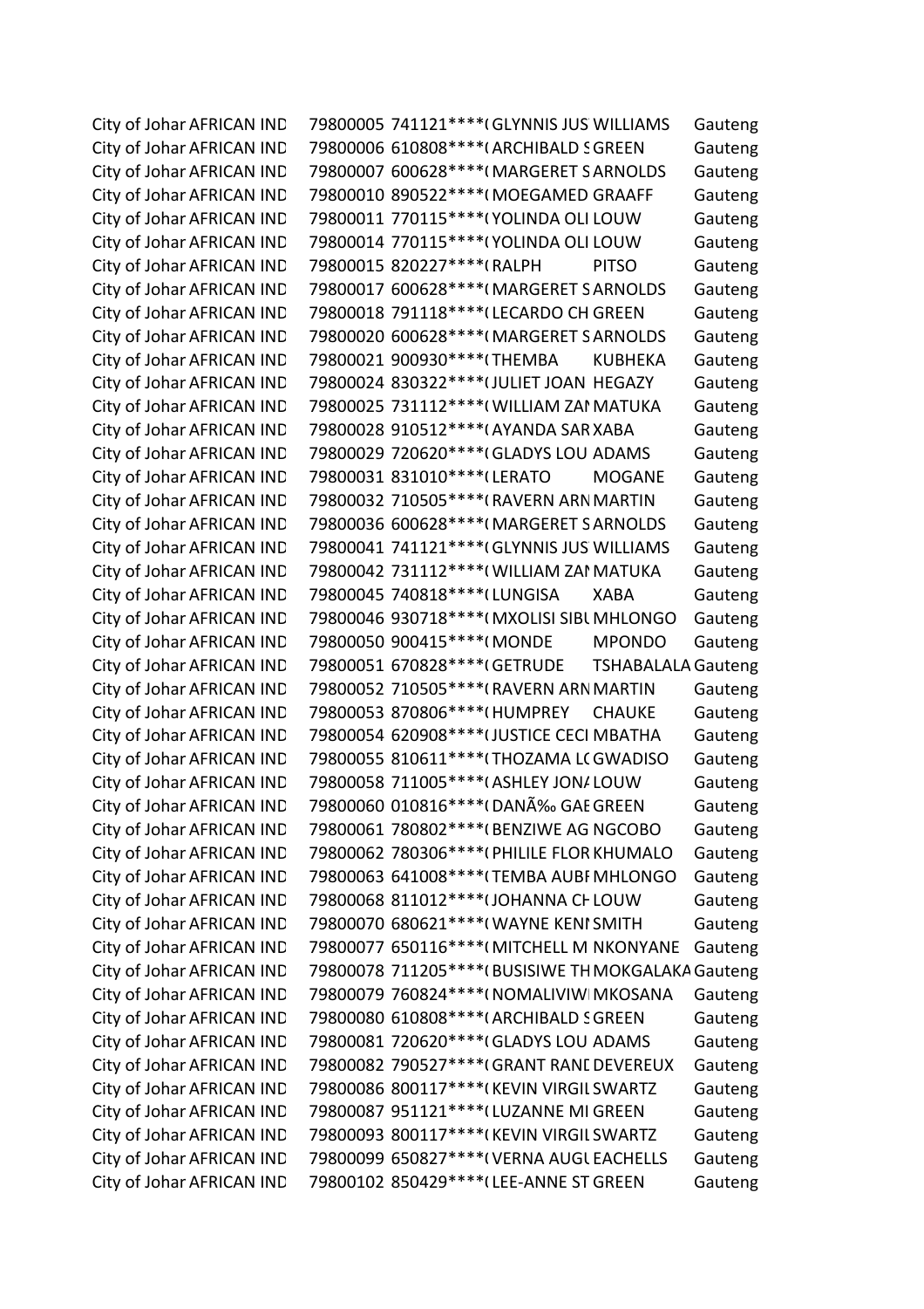| | | | | | | |
|---|---|---|---|---|---|---|
| City of Johar | AFRICAN IND | 79800005 | 741121****( | GLYNNIS JUS | WILLIAMS | Gauteng |
| City of Johar | AFRICAN IND | 79800006 | 610808****( | ARCHIBALD S | GREEN | Gauteng |
| City of Johar | AFRICAN IND | 79800007 | 600628****( | MARGERET S | ARNOLDS | Gauteng |
| City of Johar | AFRICAN IND | 79800010 | 890522****( | MOEGAMED | GRAAFF | Gauteng |
| City of Johar | AFRICAN IND | 79800011 | 770115****( | YOLINDA OLI | LOUW | Gauteng |
| City of Johar | AFRICAN IND | 79800014 | 770115****( | YOLINDA OLI | LOUW | Gauteng |
| City of Johar | AFRICAN IND | 79800015 | 820227****( | RALPH | PITSO | Gauteng |
| City of Johar | AFRICAN IND | 79800017 | 600628****( | MARGERET S | ARNOLDS | Gauteng |
| City of Johar | AFRICAN IND | 79800018 | 791118****( | LECARDO CH | GREEN | Gauteng |
| City of Johar | AFRICAN IND | 79800020 | 600628****( | MARGERET S | ARNOLDS | Gauteng |
| City of Johar | AFRICAN IND | 79800021 | 900930****( | THEMBA | KUBHEKA | Gauteng |
| City of Johar | AFRICAN IND | 79800024 | 830322****( | JULIET JOAN | HEGAZY | Gauteng |
| City of Johar | AFRICAN IND | 79800025 | 731112****( | WILLIAM ZAI | MATUKA | Gauteng |
| City of Johar | AFRICAN IND | 79800028 | 910512****( | AYANDA SAR | XABA | Gauteng |
| City of Johar | AFRICAN IND | 79800029 | 720620****( | GLADYS LOU | ADAMS | Gauteng |
| City of Johar | AFRICAN IND | 79800031 | 831010****( | LERATO | MOGANE | Gauteng |
| City of Johar | AFRICAN IND | 79800032 | 710505****( | RAVERN ARN | MARTIN | Gauteng |
| City of Johar | AFRICAN IND | 79800036 | 600628****( | MARGERET S | ARNOLDS | Gauteng |
| City of Johar | AFRICAN IND | 79800041 | 741121****( | GLYNNIS JUS | WILLIAMS | Gauteng |
| City of Johar | AFRICAN IND | 79800042 | 731112****( | WILLIAM ZAI | MATUKA | Gauteng |
| City of Johar | AFRICAN IND | 79800045 | 740818****( | LUNGISA | XABA | Gauteng |
| City of Johar | AFRICAN IND | 79800046 | 930718****( | MXOLISI SIBU | MHLONGO | Gauteng |
| City of Johar | AFRICAN IND | 79800050 | 900415****( | MONDE | MPONDO | Gauteng |
| City of Johar | AFRICAN IND | 79800051 | 670828****( | GETRUDE | TSHABALALA | Gauteng |
| City of Johar | AFRICAN IND | 79800052 | 710505****( | RAVERN ARN | MARTIN | Gauteng |
| City of Johar | AFRICAN IND | 79800053 | 870806****( | HUMPREY | CHAUKE | Gauteng |
| City of Johar | AFRICAN IND | 79800054 | 620908****( | JUSTICE CECI | MBATHA | Gauteng |
| City of Johar | AFRICAN IND | 79800055 | 810611****( | THOZAMA LC | GWADISO | Gauteng |
| City of Johar | AFRICAN IND | 79800058 | 711005****( | ASHLEY JON/ | LOUW | Gauteng |
| City of Johar | AFRICAN IND | 79800060 | 010816****( | DANÃ‰ GAE | GREEN | Gauteng |
| City of Johar | AFRICAN IND | 79800061 | 780802****( | BENZIWE AG | NGCOBO | Gauteng |
| City of Johar | AFRICAN IND | 79800062 | 780306****( | PHILILE FLOR | KHUMALO | Gauteng |
| City of Johar | AFRICAN IND | 79800063 | 641008****( | TEMBA AUBI | MHLONGO | Gauteng |
| City of Johar | AFRICAN IND | 79800068 | 811012****( | JOHANNA CH | LOUW | Gauteng |
| City of Johar | AFRICAN IND | 79800070 | 680621****( | WAYNE KENI | SMITH | Gauteng |
| City of Johar | AFRICAN IND | 79800077 | 650116****( | MITCHELL M | NKONYANE | Gauteng |
| City of Johar | AFRICAN IND | 79800078 | 711205****( | BUSISIWE TH | MOKGALAKA | Gauteng |
| City of Johar | AFRICAN IND | 79800079 | 760824****( | NOMALIVIWI | MKOSANA | Gauteng |
| City of Johar | AFRICAN IND | 79800080 | 610808****( | ARCHIBALD S | GREEN | Gauteng |
| City of Johar | AFRICAN IND | 79800081 | 720620****( | GLADYS LOU | ADAMS | Gauteng |
| City of Johar | AFRICAN IND | 79800082 | 790527****( | GRANT RANI | DEVEREUX | Gauteng |
| City of Johar | AFRICAN IND | 79800086 | 800117****( | KEVIN VIRGIL | SWARTZ | Gauteng |
| City of Johar | AFRICAN IND | 79800087 | 951121****( | LUZANNE MI | GREEN | Gauteng |
| City of Johar | AFRICAN IND | 79800093 | 800117****( | KEVIN VIRGIL | SWARTZ | Gauteng |
| City of Johar | AFRICAN IND | 79800099 | 650827****( | VERNA AUGL | EACHELLS | Gauteng |
| City of Johar | AFRICAN IND | 79800102 | 850429****( | LEE-ANNE ST | GREEN | Gauteng |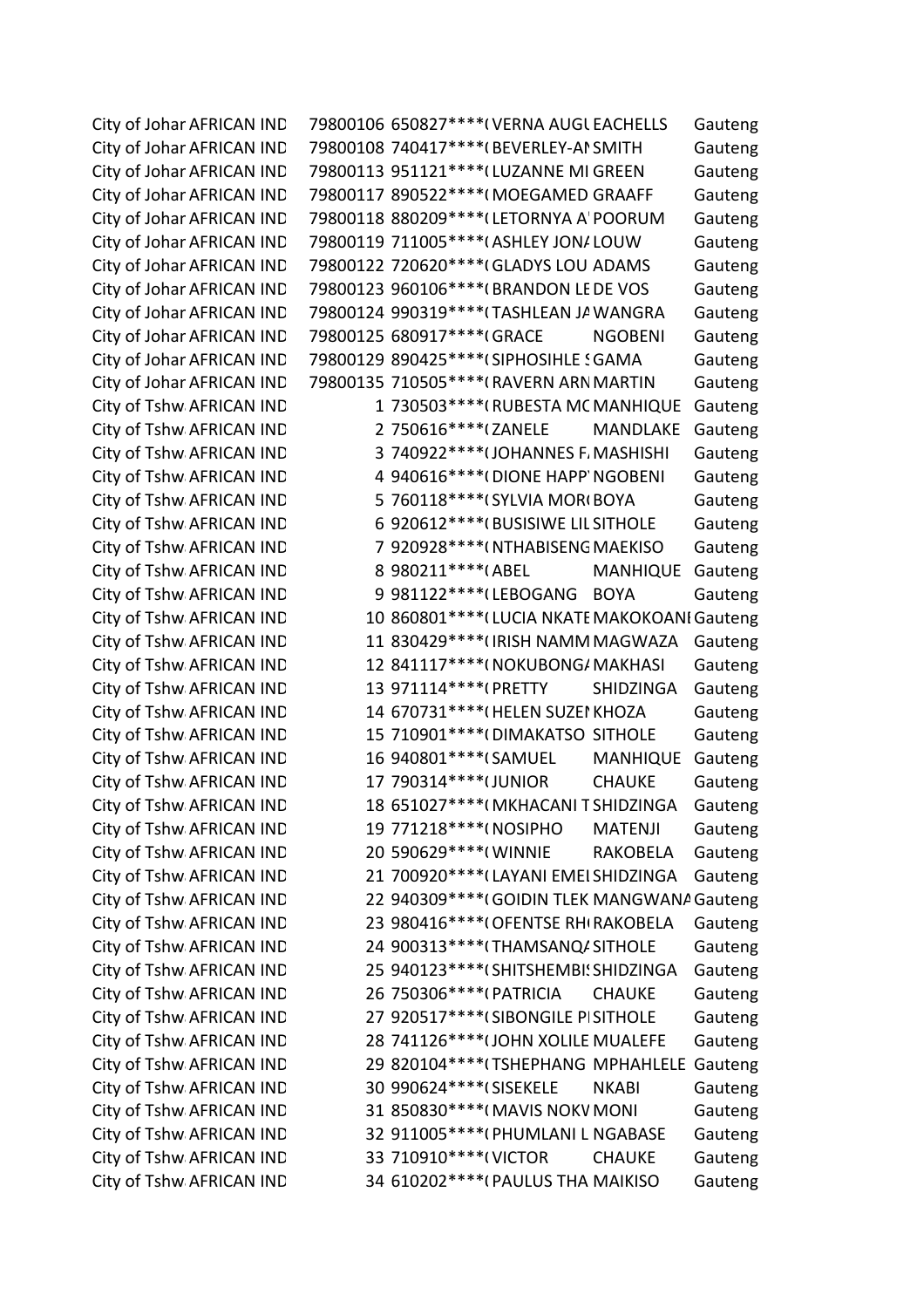| | | | | | | |
|---|---|---|---|---|---|---|
| City of Johar | AFRICAN IND | 79800106 | 650827****( | VERNA AUGL | EACHELLS | Gauteng |
| City of Johar | AFRICAN IND | 79800108 | 740417****( | BEVERLEY-AI | SMITH | Gauteng |
| City of Johar | AFRICAN IND | 79800113 | 951121****( | LUZANNE MI | GREEN | Gauteng |
| City of Johar | AFRICAN IND | 79800117 | 890522****( | MOEGAMED | GRAAFF | Gauteng |
| City of Johar | AFRICAN IND | 79800118 | 880209****( | LETORNYA A | POORUM | Gauteng |
| City of Johar | AFRICAN IND | 79800119 | 711005****( | ASHLEY JON/ | LOUW | Gauteng |
| City of Johar | AFRICAN IND | 79800122 | 720620****( | GLADYS LOU | ADAMS | Gauteng |
| City of Johar | AFRICAN IND | 79800123 | 960106****( | BRANDON LE | DE VOS | Gauteng |
| City of Johar | AFRICAN IND | 79800124 | 990319****( | TASHLEAN JA | WANGRA | Gauteng |
| City of Johar | AFRICAN IND | 79800125 | 680917****( | GRACE | NGOBENI | Gauteng |
| City of Johar | AFRICAN IND | 79800129 | 890425****( | SIPHOSIHLE S | GAMA | Gauteng |
| City of Johar | AFRICAN IND | 79800135 | 710505****( | RAVERN ARN | MARTIN | Gauteng |
| City of Tshw | AFRICAN IND | 1 | 730503****( | RUBESTA MC | MANHIQUE | Gauteng |
| City of Tshw | AFRICAN IND | 2 | 750616****( | ZANELE | MANDLAKE | Gauteng |
| City of Tshw | AFRICAN IND | 3 | 740922****( | JOHANNES F. | MASHISHI | Gauteng |
| City of Tshw | AFRICAN IND | 4 | 940616****( | DIONE HAPP' | NGOBENI | Gauteng |
| City of Tshw | AFRICAN IND | 5 | 760118****( | SYLVIA MOR( | BOYA | Gauteng |
| City of Tshw | AFRICAN IND | 6 | 920612****( | BUSISIWE LIL | SITHOLE | Gauteng |
| City of Tshw | AFRICAN IND | 7 | 920928****( | NTHABISENG | MAEKISO | Gauteng |
| City of Tshw | AFRICAN IND | 8 | 980211****( | ABEL | MANHIQUE | Gauteng |
| City of Tshw | AFRICAN IND | 9 | 981122****( | LEBOGANG | BOYA | Gauteng |
| City of Tshw | AFRICAN IND | 10 | 860801****( | LUCIA NKATE | MAKOKOANI | Gauteng |
| City of Tshw | AFRICAN IND | 11 | 830429****( | IRISH NAMM | MAGWAZA | Gauteng |
| City of Tshw | AFRICAN IND | 12 | 841117****( | NOKUBONG/ | MAKHASI | Gauteng |
| City of Tshw | AFRICAN IND | 13 | 971114****( | PRETTY | SHIDZINGA | Gauteng |
| City of Tshw | AFRICAN IND | 14 | 670731****( | HELEN SUZEI | KHOZA | Gauteng |
| City of Tshw | AFRICAN IND | 15 | 710901****( | DIMAKATSO | SITHOLE | Gauteng |
| City of Tshw | AFRICAN IND | 16 | 940801****( | SAMUEL | MANHIQUE | Gauteng |
| City of Tshw | AFRICAN IND | 17 | 790314****( | JUNIOR | CHAUKE | Gauteng |
| City of Tshw | AFRICAN IND | 18 | 651027****( | MKHACANI T | SHIDZINGA | Gauteng |
| City of Tshw | AFRICAN IND | 19 | 771218****( | NOSIPHO | MATENJI | Gauteng |
| City of Tshw | AFRICAN IND | 20 | 590629****( | WINNIE | RAKOBELA | Gauteng |
| City of Tshw | AFRICAN IND | 21 | 700920****( | LAYANI EMEI | SHIDZINGA | Gauteng |
| City of Tshw | AFRICAN IND | 22 | 940309****( | GOIDIN TLEK | MANGWANA | Gauteng |
| City of Tshw | AFRICAN IND | 23 | 980416****( | OFENTSE RH( | RAKOBELA | Gauteng |
| City of Tshw | AFRICAN IND | 24 | 900313****( | THAMSANQ/ | SITHOLE | Gauteng |
| City of Tshw | AFRICAN IND | 25 | 940123****( | SHITSHEMBIS | SHIDZINGA | Gauteng |
| City of Tshw | AFRICAN IND | 26 | 750306****( | PATRICIA | CHAUKE | Gauteng |
| City of Tshw | AFRICAN IND | 27 | 920517****( | SIBONGILE PI | SITHOLE | Gauteng |
| City of Tshw | AFRICAN IND | 28 | 741126****( | JOHN XOLILE | MUALEFE | Gauteng |
| City of Tshw | AFRICAN IND | 29 | 820104****( | TSHEPHANG | MPHAHLELE | Gauteng |
| City of Tshw | AFRICAN IND | 30 | 990624****( | SISEKELE | NKABI | Gauteng |
| City of Tshw | AFRICAN IND | 31 | 850830****( | MAVIS NOKV | MONI | Gauteng |
| City of Tshw | AFRICAN IND | 32 | 911005****( | PHUMLANI L | NGABASE | Gauteng |
| City of Tshw | AFRICAN IND | 33 | 710910****( | VICTOR | CHAUKE | Gauteng |
| City of Tshw | AFRICAN IND | 34 | 610202****( | PAULUS THA | MAIKISO | Gauteng |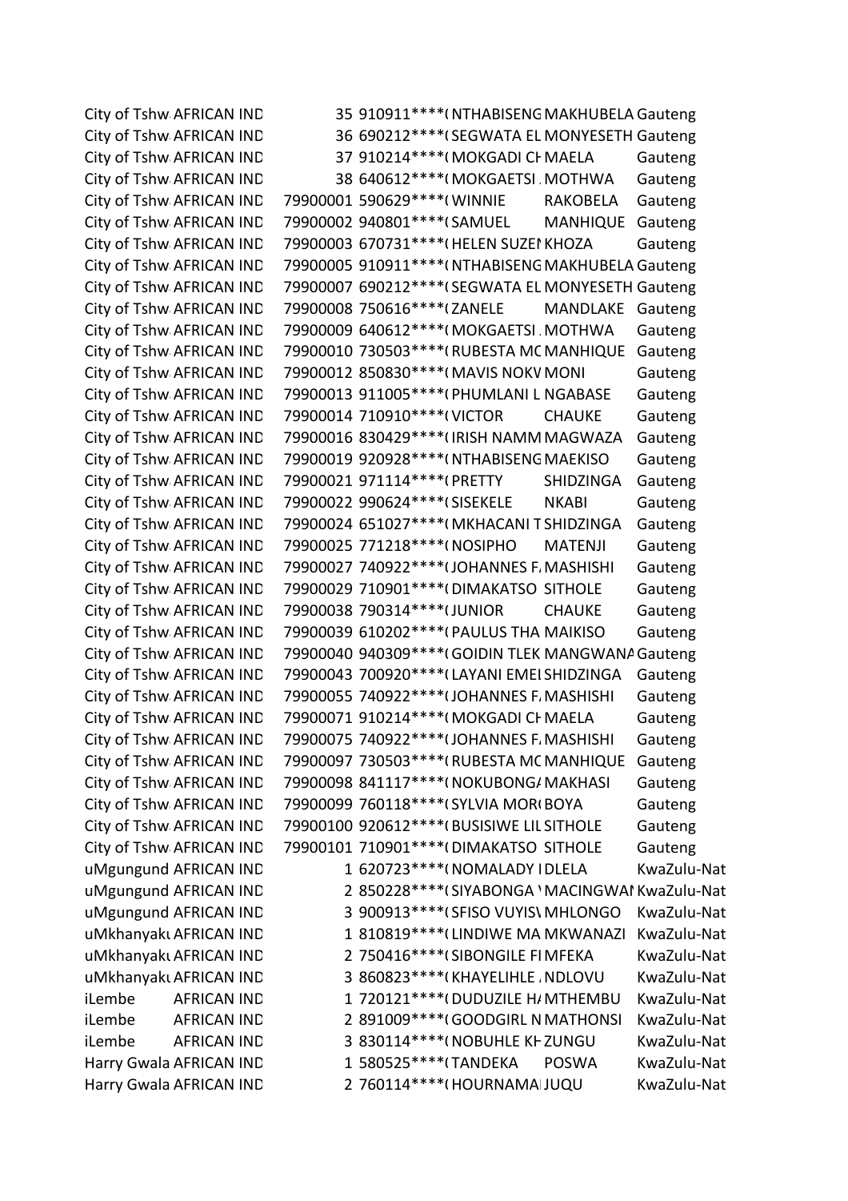| | | | | | | |
|---|---|---|---|---|---|---|
| City of Tshw | AFRICAN IND | 35 | 910911****( | NTHABISENG | MAKHUBELA | Gauteng |
| City of Tshw | AFRICAN IND | 36 | 690212****( | SEGWATA EL | MONYESETH | Gauteng |
| City of Tshw | AFRICAN IND | 37 | 910214****( | MOKGADI CH | MAELA | Gauteng |
| City of Tshw | AFRICAN IND | 38 | 640612****( | MOKGAETSI . | MOTHWA | Gauteng |
| City of Tshw | AFRICAN IND | 79900001 | 590629****( | WINNIE | RAKOBELA | Gauteng |
| City of Tshw | AFRICAN IND | 79900002 | 940801****( | SAMUEL | MANHIQUE | Gauteng |
| City of Tshw | AFRICAN IND | 79900003 | 670731****( | HELEN SUZEI | KHOZA | Gauteng |
| City of Tshw | AFRICAN IND | 79900005 | 910911****( | NTHABISENG | MAKHUBELA | Gauteng |
| City of Tshw | AFRICAN IND | 79900007 | 690212****( | SEGWATA EL | MONYESETH | Gauteng |
| City of Tshw | AFRICAN IND | 79900008 | 750616****( | ZANELE | MANDLAKE | Gauteng |
| City of Tshw | AFRICAN IND | 79900009 | 640612****( | MOKGAETSI . | MOTHWA | Gauteng |
| City of Tshw | AFRICAN IND | 79900010 | 730503****( | RUBESTA MC | MANHIQUE | Gauteng |
| City of Tshw | AFRICAN IND | 79900012 | 850830****( | MAVIS NOKV | MONI | Gauteng |
| City of Tshw | AFRICAN IND | 79900013 | 911005****( | PHUMLANI L | NGABASE | Gauteng |
| City of Tshw | AFRICAN IND | 79900014 | 710910****( | VICTOR | CHAUKE | Gauteng |
| City of Tshw | AFRICAN IND | 79900016 | 830429****( | IRISH NAMM | MAGWAZA | Gauteng |
| City of Tshw | AFRICAN IND | 79900019 | 920928****( | NTHABISENG | MAEKISO | Gauteng |
| City of Tshw | AFRICAN IND | 79900021 | 971114****( | PRETTY | SHIDZINGA | Gauteng |
| City of Tshw | AFRICAN IND | 79900022 | 990624****( | SISEKELE | NKABI | Gauteng |
| City of Tshw | AFRICAN IND | 79900024 | 651027****( | MKHACANI T | SHIDZINGA | Gauteng |
| City of Tshw | AFRICAN IND | 79900025 | 771218****( | NOSIPHO | MATENJI | Gauteng |
| City of Tshw | AFRICAN IND | 79900027 | 740922****( | JOHANNES F. | MASHISHI | Gauteng |
| City of Tshw | AFRICAN IND | 79900029 | 710901****( | DIMAKATSO | SITHOLE | Gauteng |
| City of Tshw | AFRICAN IND | 79900038 | 790314****( | JUNIOR | CHAUKE | Gauteng |
| City of Tshw | AFRICAN IND | 79900039 | 610202****( | PAULUS THA | MAIKISO | Gauteng |
| City of Tshw | AFRICAN IND | 79900040 | 940309****( | GOIDIN TLEK | MANGWANA | Gauteng |
| City of Tshw | AFRICAN IND | 79900043 | 700920****( | LAYANI EMEI | SHIDZINGA | Gauteng |
| City of Tshw | AFRICAN IND | 79900055 | 740922****( | JOHANNES F. | MASHISHI | Gauteng |
| City of Tshw | AFRICAN IND | 79900071 | 910214****( | MOKGADI CH | MAELA | Gauteng |
| City of Tshw | AFRICAN IND | 79900075 | 740922****( | JOHANNES F. | MASHISHI | Gauteng |
| City of Tshw | AFRICAN IND | 79900097 | 730503****( | RUBESTA MC | MANHIQUE | Gauteng |
| City of Tshw | AFRICAN IND | 79900098 | 841117****( | NOKUBONGA | MAKHASI | Gauteng |
| City of Tshw | AFRICAN IND | 79900099 | 760118****( | SYLVIA MOR( | BOYA | Gauteng |
| City of Tshw | AFRICAN IND | 79900100 | 920612****( | BUSISIWE LIL | SITHOLE | Gauteng |
| City of Tshw | AFRICAN IND | 79900101 | 710901****( | DIMAKATSO | SITHOLE | Gauteng |
| uMgungund | AFRICAN IND | 1 | 620723****( | NOMALADY I | DLELA | KwaZulu-Nat |
| uMgungund | AFRICAN IND | 2 | 850228****( | SIYABONGA \ | MACINGWAI | KwaZulu-Nat |
| uMgungund | AFRICAN IND | 3 | 900913****( | SFISO VUYIS\ | MHLONGO | KwaZulu-Nat |
| uMkhanyakı | AFRICAN IND | 1 | 810819****( | LINDIWE MA | MKWANAZI | KwaZulu-Nat |
| uMkhanyakı | AFRICAN IND | 2 | 750416****( | SIBONGILE FI | MFEKA | KwaZulu-Nat |
| uMkhanyakı | AFRICAN IND | 3 | 860823****( | KHAYELIHLE . | NDLOVU | KwaZulu-Nat |
| iLembe | AFRICAN IND | 1 | 720121****( | DUDUZILE H/ | MTHEMBU | KwaZulu-Nat |
| iLembe | AFRICAN IND | 2 | 891009****( | GOODGIRL N | MATHONSI | KwaZulu-Nat |
| iLembe | AFRICAN IND | 3 | 830114****( | NOBUHLE KH | ZUNGU | KwaZulu-Nat |
| Harry Gwala | AFRICAN IND | 1 | 580525****( | TANDEKA | POSWA | KwaZulu-Nat |
| Harry Gwala | AFRICAN IND | 2 | 760114****( | HOURNAMAI | JUQU | KwaZulu-Nat |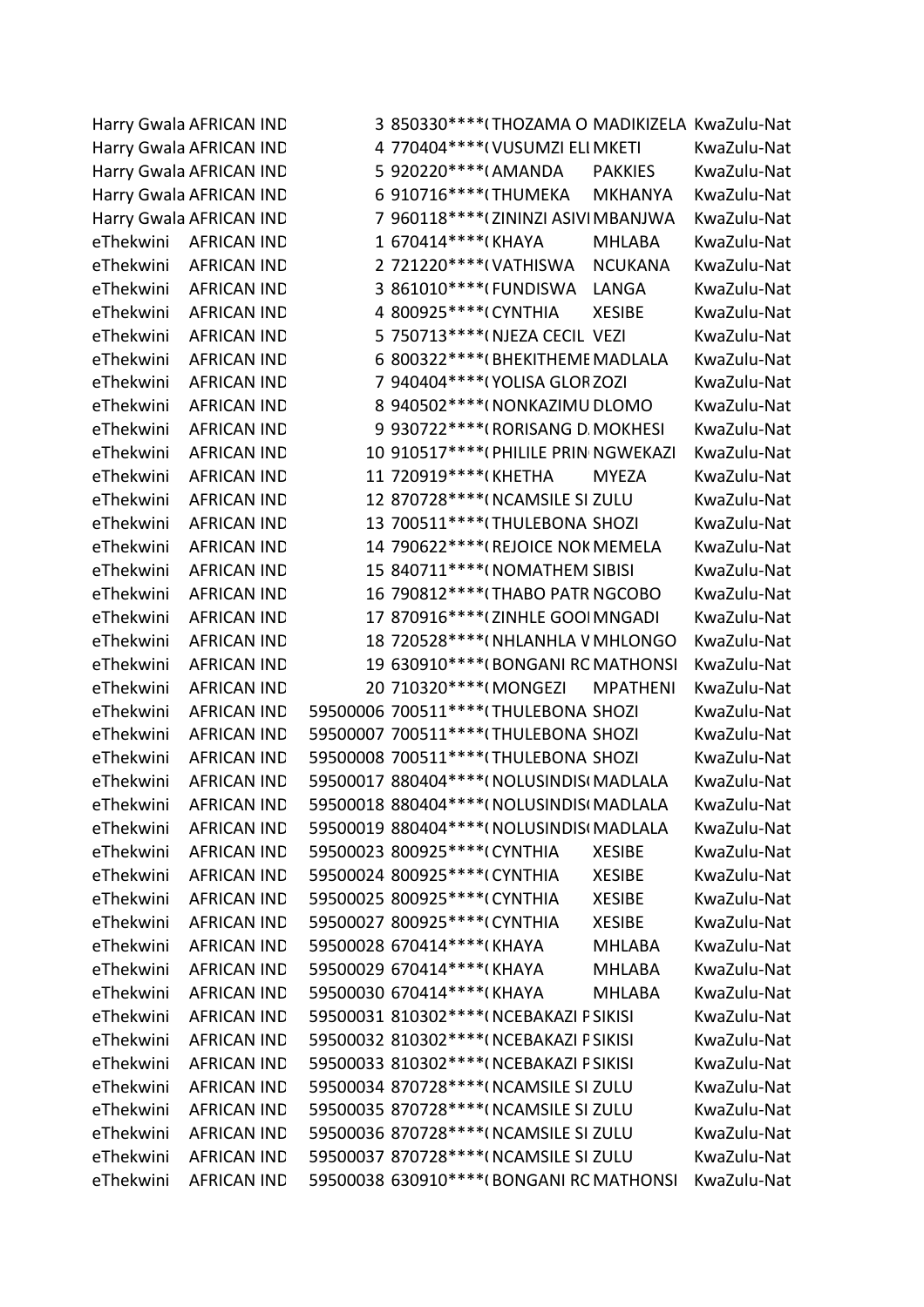| | | | | | | |
|---|---|---|---|---|---|---|
| Harry Gwala | AFRICAN IND | 3 | 850330****( | THOZAMA O | MADIKIZELA | KwaZulu-Nat |
| Harry Gwala | AFRICAN IND | 4 | 770404****( | VUSUMZI ELI | MKETI | KwaZulu-Nat |
| Harry Gwala | AFRICAN IND | 5 | 920220****( | AMANDA | PAKKIES | KwaZulu-Nat |
| Harry Gwala | AFRICAN IND | 6 | 910716****( | THUMEKA | MKHANYA | KwaZulu-Nat |
| Harry Gwala | AFRICAN IND | 7 | 960118****( | ZININZI ASIVI | MBANJWA | KwaZulu-Nat |
| eThekwini | AFRICAN IND | 1 | 670414****( | KHAYA | MHLABA | KwaZulu-Nat |
| eThekwini | AFRICAN IND | 2 | 721220****( | VATHISWA | NCUKANA | KwaZulu-Nat |
| eThekwini | AFRICAN IND | 3 | 861010****( | FUNDISWA | LANGA | KwaZulu-Nat |
| eThekwini | AFRICAN IND | 4 | 800925****( | CYNTHIA | XESIBE | KwaZulu-Nat |
| eThekwini | AFRICAN IND | 5 | 750713****( | NJEZA CECIL | VEZI | KwaZulu-Nat |
| eThekwini | AFRICAN IND | 6 | 800322****( | BHEKITHEME | MADLALA | KwaZulu-Nat |
| eThekwini | AFRICAN IND | 7 | 940404****( | YOLISA GLOR | ZOZI | KwaZulu-Nat |
| eThekwini | AFRICAN IND | 8 | 940502****( | NONKAZIMU | DLOMO | KwaZulu-Nat |
| eThekwini | AFRICAN IND | 9 | 930722****( | RORISANG D. | MOKHESI | KwaZulu-Nat |
| eThekwini | AFRICAN IND | 10 | 910517****( | PHILILE PRIN | NGWEKAZI | KwaZulu-Nat |
| eThekwini | AFRICAN IND | 11 | 720919****( | KHETHA | MYEZA | KwaZulu-Nat |
| eThekwini | AFRICAN IND | 12 | 870728****( | NCAMSILE SI | ZULU | KwaZulu-Nat |
| eThekwini | AFRICAN IND | 13 | 700511****( | THULEBONA | SHOZI | KwaZulu-Nat |
| eThekwini | AFRICAN IND | 14 | 790622****( | REJOICE NOK | MEMELA | KwaZulu-Nat |
| eThekwini | AFRICAN IND | 15 | 840711****( | NOMATHEM | SIBISI | KwaZulu-Nat |
| eThekwini | AFRICAN IND | 16 | 790812****( | THABO PATR | NGCOBO | KwaZulu-Nat |
| eThekwini | AFRICAN IND | 17 | 870916****( | ZINHLE GOOI | MNGADI | KwaZulu-Nat |
| eThekwini | AFRICAN IND | 18 | 720528****( | NHLANHLA V | MHLONGO | KwaZulu-Nat |
| eThekwini | AFRICAN IND | 19 | 630910****( | BONGANI RC | MATHONSI | KwaZulu-Nat |
| eThekwini | AFRICAN IND | 20 | 710320****( | MONGEZI | MPATHENI | KwaZulu-Nat |
| eThekwini | AFRICAN IND | 59500006 | 700511****( | THULEBONA | SHOZI | KwaZulu-Nat |
| eThekwini | AFRICAN IND | 59500007 | 700511****( | THULEBONA | SHOZI | KwaZulu-Nat |
| eThekwini | AFRICAN IND | 59500008 | 700511****( | THULEBONA | SHOZI | KwaZulu-Nat |
| eThekwini | AFRICAN IND | 59500017 | 880404****( | NOLUSINDISI | MADLALA | KwaZulu-Nat |
| eThekwini | AFRICAN IND | 59500018 | 880404****( | NOLUSINDISI | MADLALA | KwaZulu-Nat |
| eThekwini | AFRICAN IND | 59500019 | 880404****( | NOLUSINDISI | MADLALA | KwaZulu-Nat |
| eThekwini | AFRICAN IND | 59500023 | 800925****( | CYNTHIA | XESIBE | KwaZulu-Nat |
| eThekwini | AFRICAN IND | 59500024 | 800925****( | CYNTHIA | XESIBE | KwaZulu-Nat |
| eThekwini | AFRICAN IND | 59500025 | 800925****( | CYNTHIA | XESIBE | KwaZulu-Nat |
| eThekwini | AFRICAN IND | 59500027 | 800925****( | CYNTHIA | XESIBE | KwaZulu-Nat |
| eThekwini | AFRICAN IND | 59500028 | 670414****( | KHAYA | MHLABA | KwaZulu-Nat |
| eThekwini | AFRICAN IND | 59500029 | 670414****( | KHAYA | MHLABA | KwaZulu-Nat |
| eThekwini | AFRICAN IND | 59500030 | 670414****( | KHAYA | MHLABA | KwaZulu-Nat |
| eThekwini | AFRICAN IND | 59500031 | 810302****( | NCEBAKAZI P | SIKISI | KwaZulu-Nat |
| eThekwini | AFRICAN IND | 59500032 | 810302****( | NCEBAKAZI P | SIKISI | KwaZulu-Nat |
| eThekwini | AFRICAN IND | 59500033 | 810302****( | NCEBAKAZI P | SIKISI | KwaZulu-Nat |
| eThekwini | AFRICAN IND | 59500034 | 870728****( | NCAMSILE SI | ZULU | KwaZulu-Nat |
| eThekwini | AFRICAN IND | 59500035 | 870728****( | NCAMSILE SI | ZULU | KwaZulu-Nat |
| eThekwini | AFRICAN IND | 59500036 | 870728****( | NCAMSILE SI | ZULU | KwaZulu-Nat |
| eThekwini | AFRICAN IND | 59500037 | 870728****( | NCAMSILE SI | ZULU | KwaZulu-Nat |
| eThekwini | AFRICAN IND | 59500038 | 630910****( | BONGANI RC | MATHONSI | KwaZulu-Nat |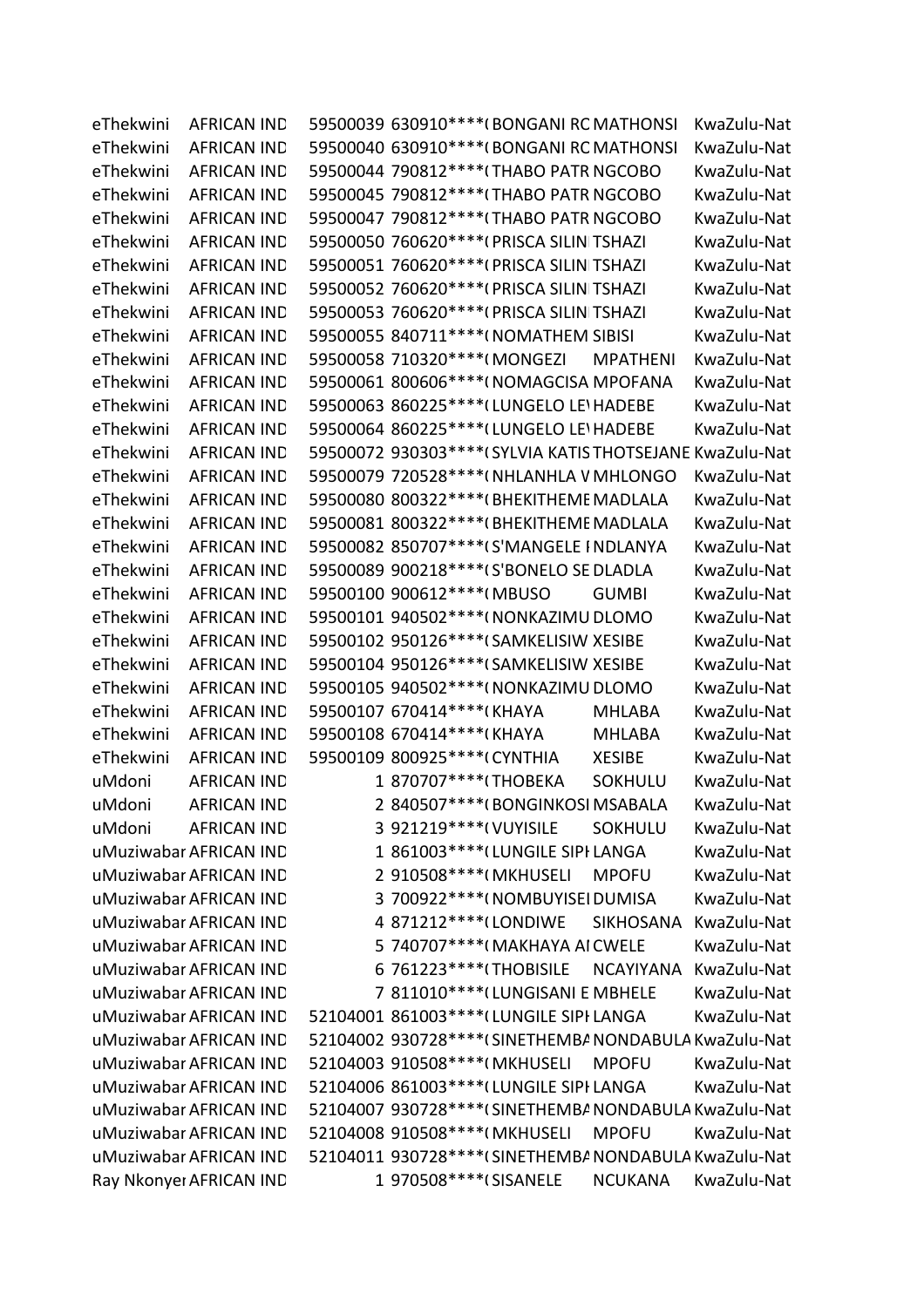| | | | | | | |
|---|---|---|---|---|---|---|
| eThekwini | AFRICAN IND | 59500039 | 630910****( | BONGANI RC | MATHONSI | KwaZulu-Nat |
| eThekwini | AFRICAN IND | 59500040 | 630910****( | BONGANI RC | MATHONSI | KwaZulu-Nat |
| eThekwini | AFRICAN IND | 59500044 | 790812****( | THABO PATR | NGCOBO | KwaZulu-Nat |
| eThekwini | AFRICAN IND | 59500045 | 790812****( | THABO PATR | NGCOBO | KwaZulu-Nat |
| eThekwini | AFRICAN IND | 59500047 | 790812****( | THABO PATR | NGCOBO | KwaZulu-Nat |
| eThekwini | AFRICAN IND | 59500050 | 760620****( | PRISCA SILIN | TSHAZI | KwaZulu-Nat |
| eThekwini | AFRICAN IND | 59500051 | 760620****( | PRISCA SILIN | TSHAZI | KwaZulu-Nat |
| eThekwini | AFRICAN IND | 59500052 | 760620****( | PRISCA SILIN | TSHAZI | KwaZulu-Nat |
| eThekwini | AFRICAN IND | 59500053 | 760620****( | PRISCA SILIN | TSHAZI | KwaZulu-Nat |
| eThekwini | AFRICAN IND | 59500055 | 840711****( | NOMATHEM | SIBISI | KwaZulu-Nat |
| eThekwini | AFRICAN IND | 59500058 | 710320****( | MONGEZI | MPATHENI | KwaZulu-Nat |
| eThekwini | AFRICAN IND | 59500061 | 800606****( | NOMAGCISA | MPOFANA | KwaZulu-Nat |
| eThekwini | AFRICAN IND | 59500063 | 860225****( | LUNGELO LE\ | HADEBE | KwaZulu-Nat |
| eThekwini | AFRICAN IND | 59500064 | 860225****( | LUNGELO LE\ | HADEBE | KwaZulu-Nat |
| eThekwini | AFRICAN IND | 59500072 | 930303****( | SYLVIA KATIS | THOTSEJANE | KwaZulu-Nat |
| eThekwini | AFRICAN IND | 59500079 | 720528****( | NHLANHLA V | MHLONGO | KwaZulu-Nat |
| eThekwini | AFRICAN IND | 59500080 | 800322****( | BHEKITHEME | MADLALA | KwaZulu-Nat |
| eThekwini | AFRICAN IND | 59500081 | 800322****( | BHEKITHEME | MADLALA | KwaZulu-Nat |
| eThekwini | AFRICAN IND | 59500082 | 850707****( | S'MANGELE I | NDLANYA | KwaZulu-Nat |
| eThekwini | AFRICAN IND | 59500089 | 900218****( | S'BONELO SE | DLADLA | KwaZulu-Nat |
| eThekwini | AFRICAN IND | 59500100 | 900612****( | MBUSO | GUMBI | KwaZulu-Nat |
| eThekwini | AFRICAN IND | 59500101 | 940502****( | NONKAZIMU | DLOMO | KwaZulu-Nat |
| eThekwini | AFRICAN IND | 59500102 | 950126****( | SAMKELISIW | XESIBE | KwaZulu-Nat |
| eThekwini | AFRICAN IND | 59500104 | 950126****( | SAMKELISIW | XESIBE | KwaZulu-Nat |
| eThekwini | AFRICAN IND | 59500105 | 940502****( | NONKAZIMU | DLOMO | KwaZulu-Nat |
| eThekwini | AFRICAN IND | 59500107 | 670414****( | KHAYA | MHLABA | KwaZulu-Nat |
| eThekwini | AFRICAN IND | 59500108 | 670414****( | KHAYA | MHLABA | KwaZulu-Nat |
| eThekwini | AFRICAN IND | 59500109 | 800925****( | CYNTHIA | XESIBE | KwaZulu-Nat |
| uMdoni | AFRICAN IND | 1 | 870707****( | THOBEKA | SOKHULU | KwaZulu-Nat |
| uMdoni | AFRICAN IND | 2 | 840507****( | BONGINKOSI | MSABALA | KwaZulu-Nat |
| uMdoni | AFRICAN IND | 3 | 921219****( | VUYISILE | SOKHULU | KwaZulu-Nat |
| uMuziwabar | AFRICAN IND | 1 | 861003****( | LUNGILE SIPI | LANGA | KwaZulu-Nat |
| uMuziwabar | AFRICAN IND | 2 | 910508****( | MKHUSELI | MPOFU | KwaZulu-Nat |
| uMuziwabar | AFRICAN IND | 3 | 700922****( | NOMBUYISEI | DUMISA | KwaZulu-Nat |
| uMuziwabar | AFRICAN IND | 4 | 871212****( | LONDIWE | SIKHOSANA | KwaZulu-Nat |
| uMuziwabar | AFRICAN IND | 5 | 740707****( | MAKHAYA AI | CWELE | KwaZulu-Nat |
| uMuziwabar | AFRICAN IND | 6 | 761223****( | THOBISILE | NCAYIYANA | KwaZulu-Nat |
| uMuziwabar | AFRICAN IND | 7 | 811010****( | LUNGISANI E | MBHELE | KwaZulu-Nat |
| uMuziwabar | AFRICAN IND | 52104001 | 861003****( | LUNGILE SIPI | LANGA | KwaZulu-Nat |
| uMuziwabar | AFRICAN IND | 52104002 | 930728****( | SINETHEMBA | NONDABULA | KwaZulu-Nat |
| uMuziwabar | AFRICAN IND | 52104003 | 910508****( | MKHUSELI | MPOFU | KwaZulu-Nat |
| uMuziwabar | AFRICAN IND | 52104006 | 861003****( | LUNGILE SIPI | LANGA | KwaZulu-Nat |
| uMuziwabar | AFRICAN IND | 52104007 | 930728****( | SINETHEMBA | NONDABULA | KwaZulu-Nat |
| uMuziwabar | AFRICAN IND | 52104008 | 910508****( | MKHUSELI | MPOFU | KwaZulu-Nat |
| uMuziwabar | AFRICAN IND | 52104011 | 930728****( | SINETHEMBA | NONDABULA | KwaZulu-Nat |
| Ray Nkonyer | AFRICAN IND | 1 | 970508****( | SISANELE | NCUKANA | KwaZulu-Nat |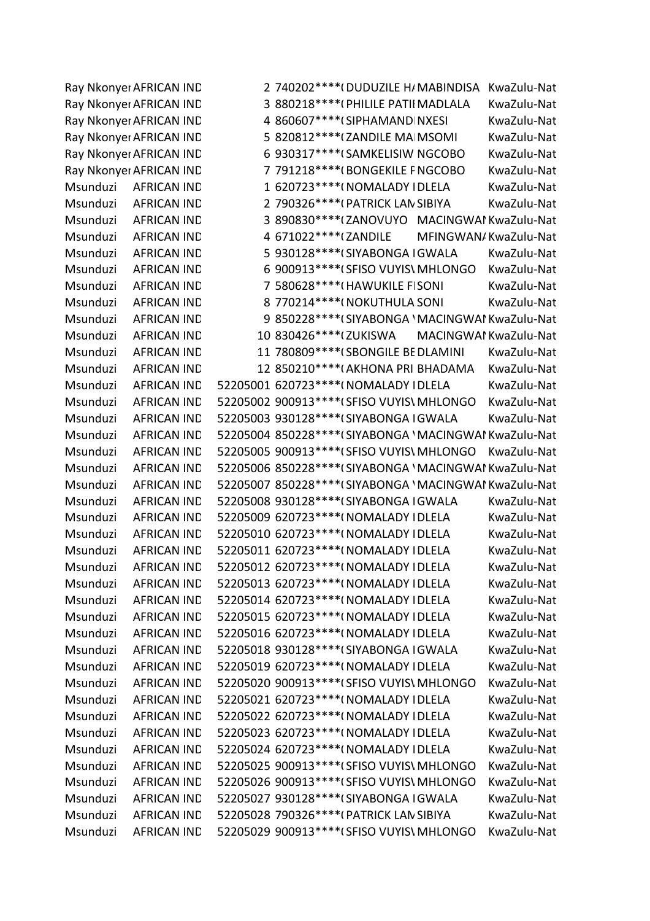| | | | | | | |
|---|---|---|---|---|---|---|
| Ray Nkonyer | AFRICAN IND | 2 | 740202****( | DUDUZILE H/ | MABINDISA | KwaZulu-Nat |
| Ray Nkonyer | AFRICAN IND | 3 | 880218****( | PHILILE PATII | MADLALA | KwaZulu-Nat |
| Ray Nkonyer | AFRICAN IND | 4 | 860607****( | SIPHAMANDI | NXESI | KwaZulu-Nat |
| Ray Nkonyer | AFRICAN IND | 5 | 820812****( | ZANDILE MA | MSOMI | KwaZulu-Nat |
| Ray Nkonyer | AFRICAN IND | 6 | 930317****( | SAMKELISIW | NGCOBO | KwaZulu-Nat |
| Ray Nkonyer | AFRICAN IND | 7 | 791218****( | BONGEKILE F | NGCOBO | KwaZulu-Nat |
| Msunduzi | AFRICAN IND | 1 | 620723****( | NOMALADY I | DLELA | KwaZulu-Nat |
| Msunduzi | AFRICAN IND | 2 | 790326****( | PATRICK LAN | SIBIYA | KwaZulu-Nat |
| Msunduzi | AFRICAN IND | 3 | 890830****( | ZANOVUYO | MACINGWAI | KwaZulu-Nat |
| Msunduzi | AFRICAN IND | 4 | 671022****( | ZANDILE | MFINGWAN/ | KwaZulu-Nat |
| Msunduzi | AFRICAN IND | 5 | 930128****( | SIYABONGA I | GWALA | KwaZulu-Nat |
| Msunduzi | AFRICAN IND | 6 | 900913****( | SFISO VUYIS\ | MHLONGO | KwaZulu-Nat |
| Msunduzi | AFRICAN IND | 7 | 580628****( | HAWUKILE FI | SONI | KwaZulu-Nat |
| Msunduzi | AFRICAN IND | 8 | 770214****( | NOKUTHULA | SONI | KwaZulu-Nat |
| Msunduzi | AFRICAN IND | 9 | 850228****( | SIYABONGA ' | MACINGWAI | KwaZulu-Nat |
| Msunduzi | AFRICAN IND | 10 | 830426****( | ZUKISWA | MACINGWAI | KwaZulu-Nat |
| Msunduzi | AFRICAN IND | 11 | 780809****( | SBONGILE BE | DLAMINI | KwaZulu-Nat |
| Msunduzi | AFRICAN IND | 12 | 850210****( | AKHONA PRI | BHADAMA | KwaZulu-Nat |
| Msunduzi | AFRICAN IND | 52205001 | 620723****( | NOMALADY I | DLELA | KwaZulu-Nat |
| Msunduzi | AFRICAN IND | 52205002 | 900913****( | SFISO VUYIS\ | MHLONGO | KwaZulu-Nat |
| Msunduzi | AFRICAN IND | 52205003 | 930128****( | SIYABONGA I | GWALA | KwaZulu-Nat |
| Msunduzi | AFRICAN IND | 52205004 | 850228****( | SIYABONGA ' | MACINGWAI | KwaZulu-Nat |
| Msunduzi | AFRICAN IND | 52205005 | 900913****( | SFISO VUYIS\ | MHLONGO | KwaZulu-Nat |
| Msunduzi | AFRICAN IND | 52205006 | 850228****( | SIYABONGA ' | MACINGWAI | KwaZulu-Nat |
| Msunduzi | AFRICAN IND | 52205007 | 850228****( | SIYABONGA ' | MACINGWAI | KwaZulu-Nat |
| Msunduzi | AFRICAN IND | 52205008 | 930128****( | SIYABONGA I | GWALA | KwaZulu-Nat |
| Msunduzi | AFRICAN IND | 52205009 | 620723****( | NOMALADY I | DLELA | KwaZulu-Nat |
| Msunduzi | AFRICAN IND | 52205010 | 620723****( | NOMALADY I | DLELA | KwaZulu-Nat |
| Msunduzi | AFRICAN IND | 52205011 | 620723****( | NOMALADY I | DLELA | KwaZulu-Nat |
| Msunduzi | AFRICAN IND | 52205012 | 620723****( | NOMALADY I | DLELA | KwaZulu-Nat |
| Msunduzi | AFRICAN IND | 52205013 | 620723****( | NOMALADY I | DLELA | KwaZulu-Nat |
| Msunduzi | AFRICAN IND | 52205014 | 620723****( | NOMALADY I | DLELA | KwaZulu-Nat |
| Msunduzi | AFRICAN IND | 52205015 | 620723****( | NOMALADY I | DLELA | KwaZulu-Nat |
| Msunduzi | AFRICAN IND | 52205016 | 620723****( | NOMALADY I | DLELA | KwaZulu-Nat |
| Msunduzi | AFRICAN IND | 52205018 | 930128****( | SIYABONGA I | GWALA | KwaZulu-Nat |
| Msunduzi | AFRICAN IND | 52205019 | 620723****( | NOMALADY I | DLELA | KwaZulu-Nat |
| Msunduzi | AFRICAN IND | 52205020 | 900913****( | SFISO VUYIS\ | MHLONGO | KwaZulu-Nat |
| Msunduzi | AFRICAN IND | 52205021 | 620723****( | NOMALADY I | DLELA | KwaZulu-Nat |
| Msunduzi | AFRICAN IND | 52205022 | 620723****( | NOMALADY I | DLELA | KwaZulu-Nat |
| Msunduzi | AFRICAN IND | 52205023 | 620723****( | NOMALADY I | DLELA | KwaZulu-Nat |
| Msunduzi | AFRICAN IND | 52205024 | 620723****( | NOMALADY I | DLELA | KwaZulu-Nat |
| Msunduzi | AFRICAN IND | 52205025 | 900913****( | SFISO VUYIS\ | MHLONGO | KwaZulu-Nat |
| Msunduzi | AFRICAN IND | 52205026 | 900913****( | SFISO VUYIS\ | MHLONGO | KwaZulu-Nat |
| Msunduzi | AFRICAN IND | 52205027 | 930128****( | SIYABONGA I | GWALA | KwaZulu-Nat |
| Msunduzi | AFRICAN IND | 52205028 | 790326****( | PATRICK LAN | SIBIYA | KwaZulu-Nat |
| Msunduzi | AFRICAN IND | 52205029 | 900913****( | SFISO VUYIS\ | MHLONGO | KwaZulu-Nat |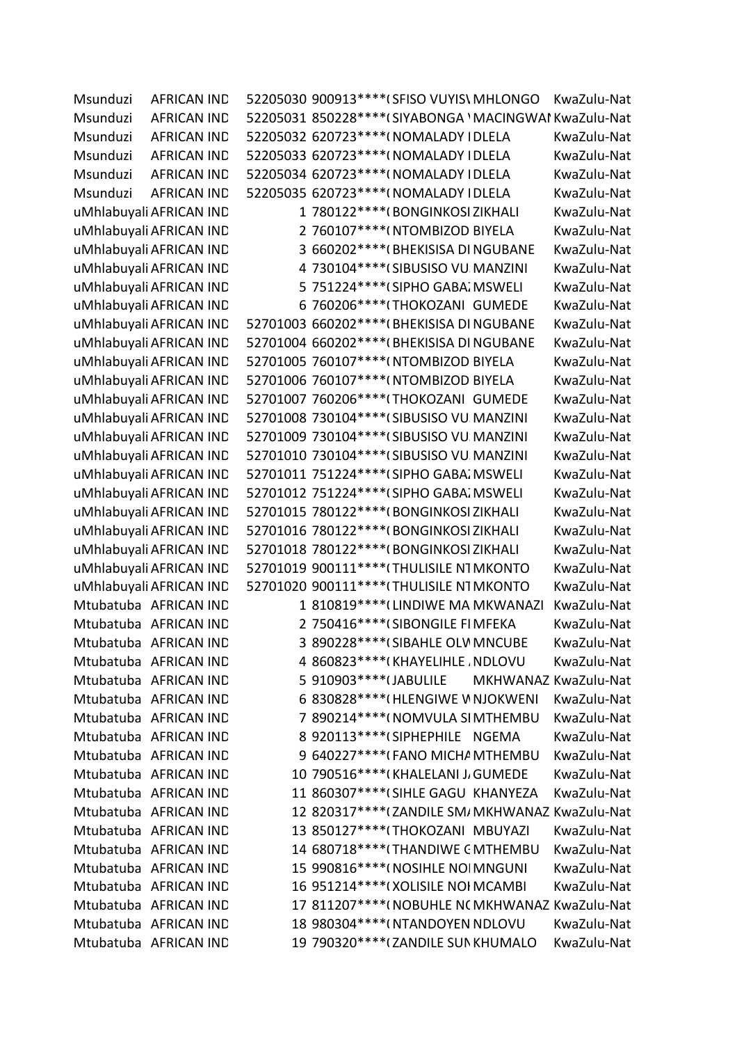| | | | | | | |
|---|---|---|---|---|---|---|
| Msunduzi | AFRICAN IND | 52205030 | 900913****( | SFISO VUYIS\ | MHLONGO | KwaZulu-Nat |
| Msunduzi | AFRICAN IND | 52205031 | 850228****( | SIYABONGA \ | MACINGWAI | KwaZulu-Nat |
| Msunduzi | AFRICAN IND | 52205032 | 620723****( | NOMALADY I | DLELA | KwaZulu-Nat |
| Msunduzi | AFRICAN IND | 52205033 | 620723****( | NOMALADY I | DLELA | KwaZulu-Nat |
| Msunduzi | AFRICAN IND | 52205034 | 620723****( | NOMALADY I | DLELA | KwaZulu-Nat |
| Msunduzi | AFRICAN IND | 52205035 | 620723****( | NOMALADY I | DLELA | KwaZulu-Nat |
| uMhlabuyali | AFRICAN IND | 1 | 780122****( | BONGINKOSI | ZIKHALI | KwaZulu-Nat |
| uMhlabuyali | AFRICAN IND | 2 | 760107****( | NTOMBIZOD | BIYELA | KwaZulu-Nat |
| uMhlabuyali | AFRICAN IND | 3 | 660202****( | BHEKISISA DI | NGUBANE | KwaZulu-Nat |
| uMhlabuyali | AFRICAN IND | 4 | 730104****( | SIBUSISO VU | MANZINI | KwaZulu-Nat |
| uMhlabuyali | AFRICAN IND | 5 | 751224****( | SIPHO GABA | MSWELI | KwaZulu-Nat |
| uMhlabuyali | AFRICAN IND | 6 | 760206****( | THOKOZANI | GUMEDE | KwaZulu-Nat |
| uMhlabuyali | AFRICAN IND | 52701003 | 660202****( | BHEKISISA DI | NGUBANE | KwaZulu-Nat |
| uMhlabuyali | AFRICAN IND | 52701004 | 660202****( | BHEKISISA DI | NGUBANE | KwaZulu-Nat |
| uMhlabuyali | AFRICAN IND | 52701005 | 760107****( | NTOMBIZOD | BIYELA | KwaZulu-Nat |
| uMhlabuyali | AFRICAN IND | 52701006 | 760107****( | NTOMBIZOD | BIYELA | KwaZulu-Nat |
| uMhlabuyali | AFRICAN IND | 52701007 | 760206****( | THOKOZANI | GUMEDE | KwaZulu-Nat |
| uMhlabuyali | AFRICAN IND | 52701008 | 730104****( | SIBUSISO VU | MANZINI | KwaZulu-Nat |
| uMhlabuyali | AFRICAN IND | 52701009 | 730104****( | SIBUSISO VU | MANZINI | KwaZulu-Nat |
| uMhlabuyali | AFRICAN IND | 52701010 | 730104****( | SIBUSISO VU | MANZINI | KwaZulu-Nat |
| uMhlabuyali | AFRICAN IND | 52701011 | 751224****( | SIPHO GABA | MSWELI | KwaZulu-Nat |
| uMhlabuyali | AFRICAN IND | 52701012 | 751224****( | SIPHO GABA | MSWELI | KwaZulu-Nat |
| uMhlabuyali | AFRICAN IND | 52701015 | 780122****( | BONGINKOSI | ZIKHALI | KwaZulu-Nat |
| uMhlabuyali | AFRICAN IND | 52701016 | 780122****( | BONGINKOSI | ZIKHALI | KwaZulu-Nat |
| uMhlabuyali | AFRICAN IND | 52701018 | 780122****( | BONGINKOSI | ZIKHALI | KwaZulu-Nat |
| uMhlabuyali | AFRICAN IND | 52701019 | 900111****( | THULISILE NT | MKONTO | KwaZulu-Nat |
| uMhlabuyali | AFRICAN IND | 52701020 | 900111****( | THULISILE NT | MKONTO | KwaZulu-Nat |
| Mtubatuba | AFRICAN IND | 1 | 810819****( | LINDIWE MA | MKWANAZI | KwaZulu-Nat |
| Mtubatuba | AFRICAN IND | 2 | 750416****( | SIBONGILE FI | MFEKA | KwaZulu-Nat |
| Mtubatuba | AFRICAN IND | 3 | 890228****( | SIBAHLE OLV | MNCUBE | KwaZulu-Nat |
| Mtubatuba | AFRICAN IND | 4 | 860823****( | KHAYELIHLE | NDLOVU | KwaZulu-Nat |
| Mtubatuba | AFRICAN IND | 5 | 910903****( | JABULILE | MKHWANAZ | KwaZulu-Nat |
| Mtubatuba | AFRICAN IND | 6 | 830828****( | HLENGIWE W | NJOKWENI | KwaZulu-Nat |
| Mtubatuba | AFRICAN IND | 7 | 890214****( | NOMVULA SI | MTHEMBU | KwaZulu-Nat |
| Mtubatuba | AFRICAN IND | 8 | 920113****( | SIPHEPHILE | NGEMA | KwaZulu-Nat |
| Mtubatuba | AFRICAN IND | 9 | 640227****( | FANO MICHA | MTHEMBU | KwaZulu-Nat |
| Mtubatuba | AFRICAN IND | 10 | 790516****( | KHALELANI J | GUMEDE | KwaZulu-Nat |
| Mtubatuba | AFRICAN IND | 11 | 860307****( | SIHLE GAGU | KHANYEZA | KwaZulu-Nat |
| Mtubatuba | AFRICAN IND | 12 | 820317****( | ZANDILE SM | MKHWANAZ | KwaZulu-Nat |
| Mtubatuba | AFRICAN IND | 13 | 850127****( | THOKOZANI | MBUYAZI | KwaZulu-Nat |
| Mtubatuba | AFRICAN IND | 14 | 680718****( | THANDIWE C | MTHEMBU | KwaZulu-Nat |
| Mtubatuba | AFRICAN IND | 15 | 990816****( | NOSIHLE NOI | MNGUNI | KwaZulu-Nat |
| Mtubatuba | AFRICAN IND | 16 | 951214****( | XOLISILE NOI | MCAMBI | KwaZulu-Nat |
| Mtubatuba | AFRICAN IND | 17 | 811207****( | NOBUHLE NC | MKHWANAZ | KwaZulu-Nat |
| Mtubatuba | AFRICAN IND | 18 | 980304****( | NTANDOYEN | NDLOVU | KwaZulu-Nat |
| Mtubatuba | AFRICAN IND | 19 | 790320****( | ZANDILE SUN | KHUMALO | KwaZulu-Nat |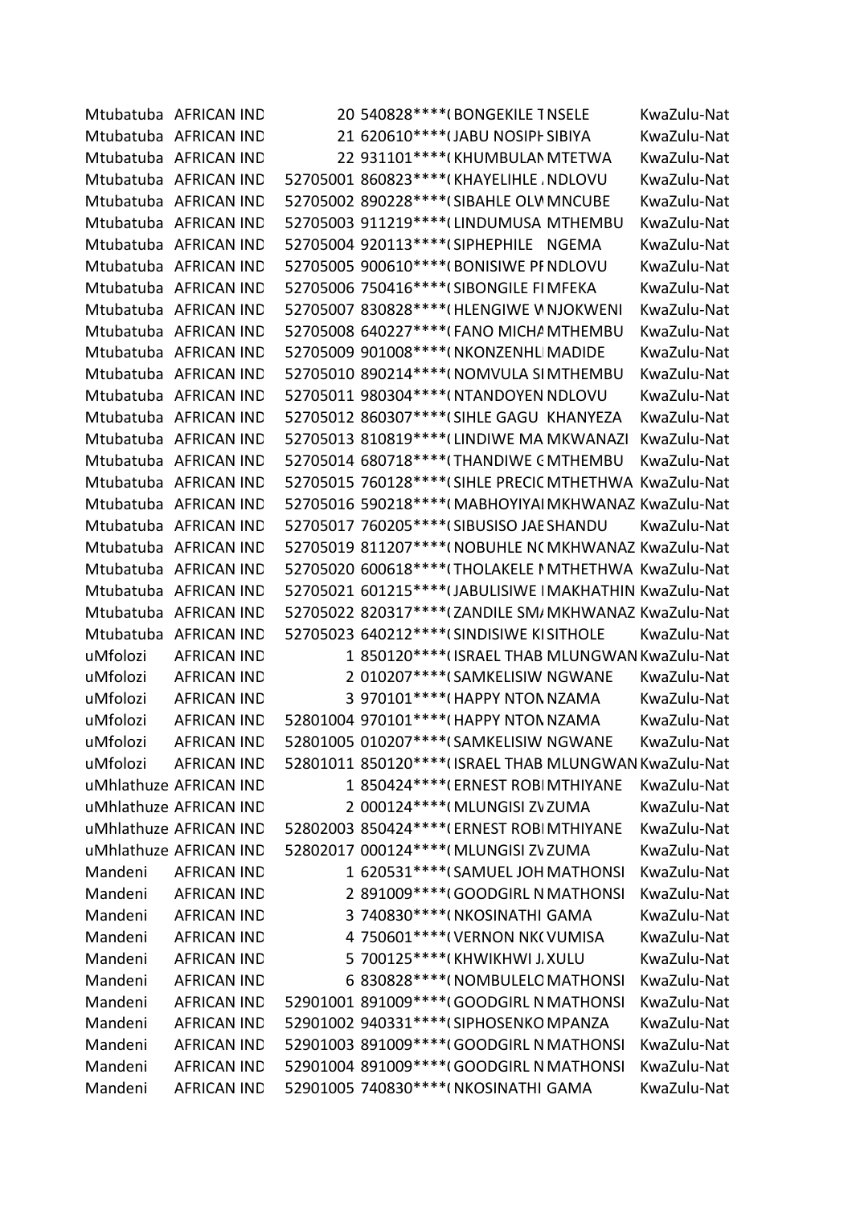| | | | | | | |
|---|---|---|---|---|---|---|
| Mtubatuba | AFRICAN IND | 20 | 540828****( | BONGEKILE T | NSELE | KwaZulu-Nat |
| Mtubatuba | AFRICAN IND | 21 | 620610****( | JABU NOSIPH | SIBIYA | KwaZulu-Nat |
| Mtubatuba | AFRICAN IND | 22 | 931101****( | KHUMBULAN | MTETWA | KwaZulu-Nat |
| Mtubatuba | AFRICAN IND | 52705001 | 860823****( | KHAYELIHLE . | NDLOVU | KwaZulu-Nat |
| Mtubatuba | AFRICAN IND | 52705002 | 890228****( | SIBAHLE OLW | MNCUBE | KwaZulu-Nat |
| Mtubatuba | AFRICAN IND | 52705003 | 911219****( | LINDUMUSA | MTHEMBU | KwaZulu-Nat |
| Mtubatuba | AFRICAN IND | 52705004 | 920113****( | SIPHEPHILE | NGEMA | KwaZulu-Nat |
| Mtubatuba | AFRICAN IND | 52705005 | 900610****( | BONISIWE PI | NDLOVU | KwaZulu-Nat |
| Mtubatuba | AFRICAN IND | 52705006 | 750416****( | SIBONGILE FI | MFEKA | KwaZulu-Nat |
| Mtubatuba | AFRICAN IND | 52705007 | 830828****( | HLENGIWE W | NJOKWENI | KwaZulu-Nat |
| Mtubatuba | AFRICAN IND | 52705008 | 640227****( | FANO MICHA | MTHEMBU | KwaZulu-Nat |
| Mtubatuba | AFRICAN IND | 52705009 | 901008****( | NKONZENHL | MADIDE | KwaZulu-Nat |
| Mtubatuba | AFRICAN IND | 52705010 | 890214****( | NOMVULA SI | MTHEMBU | KwaZulu-Nat |
| Mtubatuba | AFRICAN IND | 52705011 | 980304****( | NTANDOYEN | NDLOVU | KwaZulu-Nat |
| Mtubatuba | AFRICAN IND | 52705012 | 860307****( | SIHLE GAGU | KHANYEZA | KwaZulu-Nat |
| Mtubatuba | AFRICAN IND | 52705013 | 810819****( | LINDIWE MA | MKWANAZI | KwaZulu-Nat |
| Mtubatuba | AFRICAN IND | 52705014 | 680718****( | THANDIWE G | MTHEMBU | KwaZulu-Nat |
| Mtubatuba | AFRICAN IND | 52705015 | 760128****( | SIHLE PRECIO | MTHETHWA | KwaZulu-Nat |
| Mtubatuba | AFRICAN IND | 52705016 | 590218****( | MABHOYIYAI | MKHWANAZ | KwaZulu-Nat |
| Mtubatuba | AFRICAN IND | 52705017 | 760205****( | SIBUSISO JAE | SHANDU | KwaZulu-Nat |
| Mtubatuba | AFRICAN IND | 52705019 | 811207****( | NOBUHLE NO | MKHWANAZ | KwaZulu-Nat |
| Mtubatuba | AFRICAN IND | 52705020 | 600618****( | THOLAKELE M | MTHETHWA | KwaZulu-Nat |
| Mtubatuba | AFRICAN IND | 52705021 | 601215****( | JABULISIWE I | MAKHATHIN | KwaZulu-Nat |
| Mtubatuba | AFRICAN IND | 52705022 | 820317****( | ZANDILE SMA | MKHWANAZ | KwaZulu-Nat |
| Mtubatuba | AFRICAN IND | 52705023 | 640212****( | SINDISIWE KI | SITHOLE | KwaZulu-Nat |
| uMfolozi | AFRICAN IND | 1 | 850120****( | ISRAEL THAB | MLUNGWAN | KwaZulu-Nat |
| uMfolozi | AFRICAN IND | 2 | 010207****( | SAMKELISIW | NGWANE | KwaZulu-Nat |
| uMfolozi | AFRICAN IND | 3 | 970101****( | HAPPY NTON | NZAMA | KwaZulu-Nat |
| uMfolozi | AFRICAN IND | 52801004 | 970101****( | HAPPY NTON | NZAMA | KwaZulu-Nat |
| uMfolozi | AFRICAN IND | 52801005 | 010207****( | SAMKELISIW | NGWANE | KwaZulu-Nat |
| uMfolozi | AFRICAN IND | 52801011 | 850120****( | ISRAEL THAB | MLUNGWAN | KwaZulu-Nat |
| uMhlathuze | AFRICAN IND | 1 | 850424****( | ERNEST ROBI | MTHIYANE | KwaZulu-Nat |
| uMhlathuze | AFRICAN IND | 2 | 000124****( | MLUNGISI ZV | ZUMA | KwaZulu-Nat |
| uMhlathuze | AFRICAN IND | 52802003 | 850424****( | ERNEST ROBI | MTHIYANE | KwaZulu-Nat |
| uMhlathuze | AFRICAN IND | 52802017 | 000124****( | MLUNGISI ZV | ZUMA | KwaZulu-Nat |
| Mandeni | AFRICAN IND | 1 | 620531****( | SAMUEL JOH | MATHONSI | KwaZulu-Nat |
| Mandeni | AFRICAN IND | 2 | 891009****( | GOODGIRL N | MATHONSI | KwaZulu-Nat |
| Mandeni | AFRICAN IND | 3 | 740830****( | NKOSINATHI | GAMA | KwaZulu-Nat |
| Mandeni | AFRICAN IND | 4 | 750601****( | VERNON NK( | VUMISA | KwaZulu-Nat |
| Mandeni | AFRICAN IND | 5 | 700125****( | KHWIKHWI J. | XULU | KwaZulu-Nat |
| Mandeni | AFRICAN IND | 6 | 830828****( | NOMBULELO | MATHONSI | KwaZulu-Nat |
| Mandeni | AFRICAN IND | 52901001 | 891009****( | GOODGIRL N | MATHONSI | KwaZulu-Nat |
| Mandeni | AFRICAN IND | 52901002 | 940331****( | SIPHOSENKO | MPANZA | KwaZulu-Nat |
| Mandeni | AFRICAN IND | 52901003 | 891009****( | GOODGIRL N | MATHONSI | KwaZulu-Nat |
| Mandeni | AFRICAN IND | 52901004 | 891009****( | GOODGIRL N | MATHONSI | KwaZulu-Nat |
| Mandeni | AFRICAN IND | 52901005 | 740830****( | NKOSINATHI | GAMA | KwaZulu-Nat |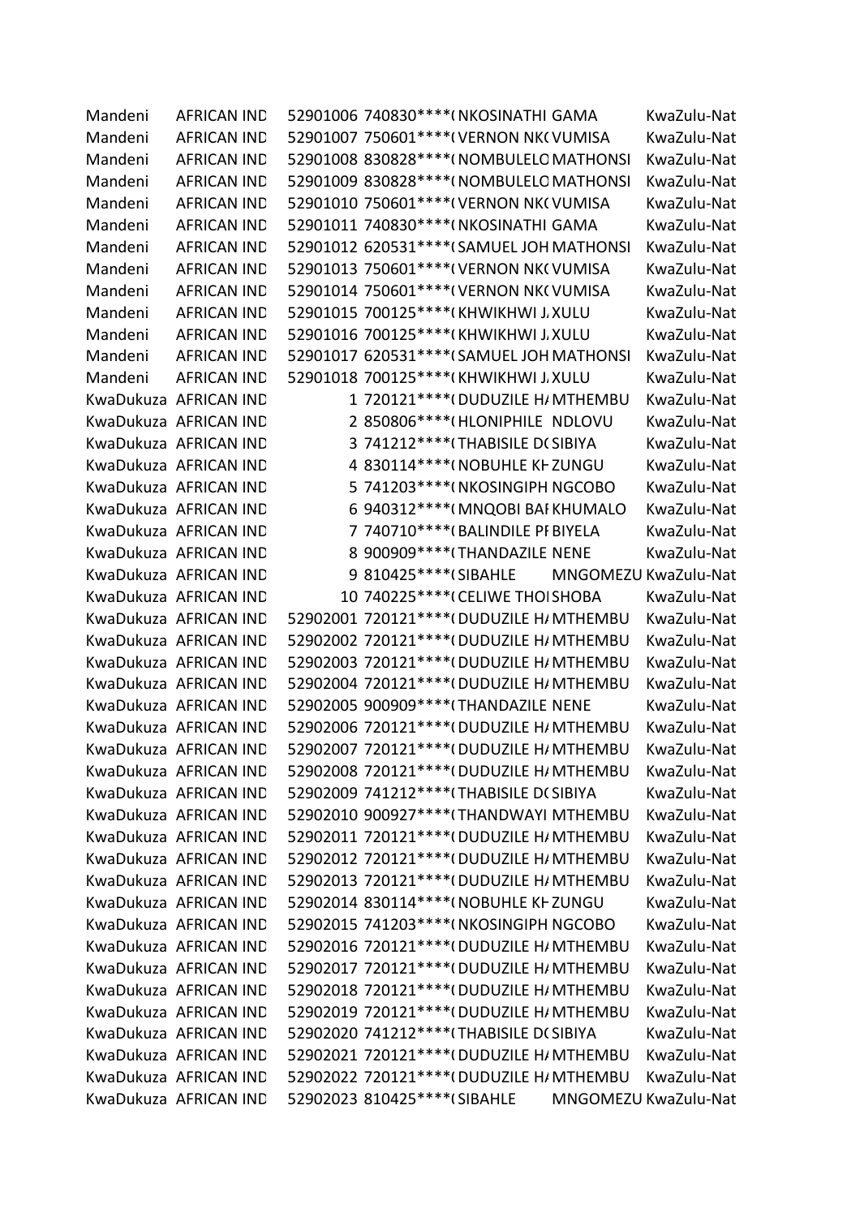| | | | | | | |
|---|---|---|---|---|---|---|
| Mandeni | AFRICAN IND | 52901006 | 740830****( | NKOSINATHI | GAMA | KwaZulu-Nat |
| Mandeni | AFRICAN IND | 52901007 | 750601****( | VERNON NK( | VUMISA | KwaZulu-Nat |
| Mandeni | AFRICAN IND | 52901008 | 830828****( | NOMBULELO | MATHONSI | KwaZulu-Nat |
| Mandeni | AFRICAN IND | 52901009 | 830828****( | NOMBULELO | MATHONSI | KwaZulu-Nat |
| Mandeni | AFRICAN IND | 52901010 | 750601****( | VERNON NK( | VUMISA | KwaZulu-Nat |
| Mandeni | AFRICAN IND | 52901011 | 740830****( | NKOSINATHI | GAMA | KwaZulu-Nat |
| Mandeni | AFRICAN IND | 52901012 | 620531****( | SAMUEL JOH | MATHONSI | KwaZulu-Nat |
| Mandeni | AFRICAN IND | 52901013 | 750601****( | VERNON NK( | VUMISA | KwaZulu-Nat |
| Mandeni | AFRICAN IND | 52901014 | 750601****( | VERNON NK( | VUMISA | KwaZulu-Nat |
| Mandeni | AFRICAN IND | 52901015 | 700125****( | KHWIKHWI J. | XULU | KwaZulu-Nat |
| Mandeni | AFRICAN IND | 52901016 | 700125****( | KHWIKHWI J. | XULU | KwaZulu-Nat |
| Mandeni | AFRICAN IND | 52901017 | 620531****( | SAMUEL JOH | MATHONSI | KwaZulu-Nat |
| Mandeni | AFRICAN IND | 52901018 | 700125****( | KHWIKHWI J. | XULU | KwaZulu-Nat |
| KwaDukuza | AFRICAN IND | 1 | 720121****( | DUDUZILE H/ | MTHEMBU | KwaZulu-Nat |
| KwaDukuza | AFRICAN IND | 2 | 850806****( | HLONIPHILE | NDLOVU | KwaZulu-Nat |
| KwaDukuza | AFRICAN IND | 3 | 741212****( | THABISILE D( | SIBIYA | KwaZulu-Nat |
| KwaDukuza | AFRICAN IND | 4 | 830114****( | NOBUHLE KH | ZUNGU | KwaZulu-Nat |
| KwaDukuza | AFRICAN IND | 5 | 741203****( | NKOSINGIPH | NGCOBO | KwaZulu-Nat |
| KwaDukuza | AFRICAN IND | 6 | 940312****( | MNQOBI BAI | KHUMALO | KwaZulu-Nat |
| KwaDukuza | AFRICAN IND | 7 | 740710****( | BALINDILE PI | BIYELA | KwaZulu-Nat |
| KwaDukuza | AFRICAN IND | 8 | 900909****( | THANDAZILE | NENE | KwaZulu-Nat |
| KwaDukuza | AFRICAN IND | 9 | 810425****( | SIBAHLE | MNGOMEZU | KwaZulu-Nat |
| KwaDukuza | AFRICAN IND | 10 | 740225****( | CELIWE THOI | SHOBA | KwaZulu-Nat |
| KwaDukuza | AFRICAN IND | 52902001 | 720121****( | DUDUZILE H/ | MTHEMBU | KwaZulu-Nat |
| KwaDukuza | AFRICAN IND | 52902002 | 720121****( | DUDUZILE H/ | MTHEMBU | KwaZulu-Nat |
| KwaDukuza | AFRICAN IND | 52902003 | 720121****( | DUDUZILE H/ | MTHEMBU | KwaZulu-Nat |
| KwaDukuza | AFRICAN IND | 52902004 | 720121****( | DUDUZILE H/ | MTHEMBU | KwaZulu-Nat |
| KwaDukuza | AFRICAN IND | 52902005 | 900909****( | THANDAZILE | NENE | KwaZulu-Nat |
| KwaDukuza | AFRICAN IND | 52902006 | 720121****( | DUDUZILE H/ | MTHEMBU | KwaZulu-Nat |
| KwaDukuza | AFRICAN IND | 52902007 | 720121****( | DUDUZILE H/ | MTHEMBU | KwaZulu-Nat |
| KwaDukuza | AFRICAN IND | 52902008 | 720121****( | DUDUZILE H/ | MTHEMBU | KwaZulu-Nat |
| KwaDukuza | AFRICAN IND | 52902009 | 741212****( | THABISILE D( | SIBIYA | KwaZulu-Nat |
| KwaDukuza | AFRICAN IND | 52902010 | 900927****( | THANDWAYI | MTHEMBU | KwaZulu-Nat |
| KwaDukuza | AFRICAN IND | 52902011 | 720121****( | DUDUZILE H/ | MTHEMBU | KwaZulu-Nat |
| KwaDukuza | AFRICAN IND | 52902012 | 720121****( | DUDUZILE H/ | MTHEMBU | KwaZulu-Nat |
| KwaDukuza | AFRICAN IND | 52902013 | 720121****( | DUDUZILE H/ | MTHEMBU | KwaZulu-Nat |
| KwaDukuza | AFRICAN IND | 52902014 | 830114****( | NOBUHLE KH | ZUNGU | KwaZulu-Nat |
| KwaDukuza | AFRICAN IND | 52902015 | 741203****( | NKOSINGIPH | NGCOBO | KwaZulu-Nat |
| KwaDukuza | AFRICAN IND | 52902016 | 720121****( | DUDUZILE H/ | MTHEMBU | KwaZulu-Nat |
| KwaDukuza | AFRICAN IND | 52902017 | 720121****( | DUDUZILE H/ | MTHEMBU | KwaZulu-Nat |
| KwaDukuza | AFRICAN IND | 52902018 | 720121****( | DUDUZILE H/ | MTHEMBU | KwaZulu-Nat |
| KwaDukuza | AFRICAN IND | 52902019 | 720121****( | DUDUZILE H/ | MTHEMBU | KwaZulu-Nat |
| KwaDukuza | AFRICAN IND | 52902020 | 741212****( | THABISILE D( | SIBIYA | KwaZulu-Nat |
| KwaDukuza | AFRICAN IND | 52902021 | 720121****( | DUDUZILE H/ | MTHEMBU | KwaZulu-Nat |
| KwaDukuza | AFRICAN IND | 52902022 | 720121****( | DUDUZILE H/ | MTHEMBU | KwaZulu-Nat |
| KwaDukuza | AFRICAN IND | 52902023 | 810425****( | SIBAHLE | MNGOMEZU | KwaZulu-Nat |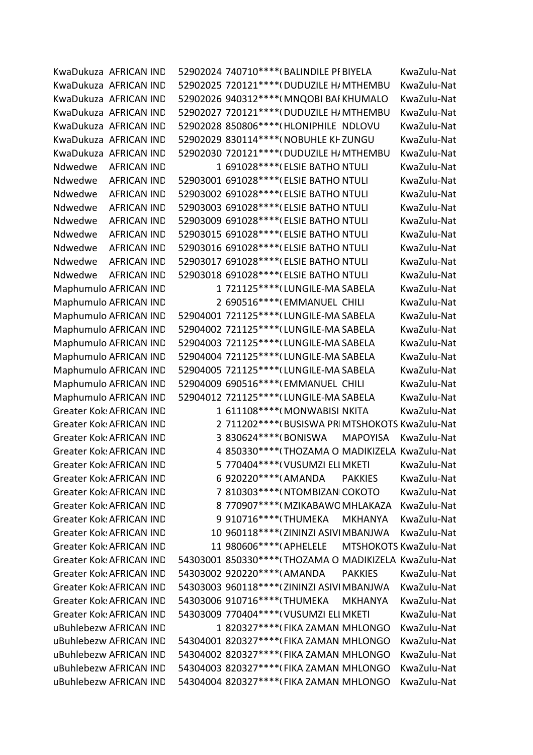| | | | | | | |
|---|---|---|---|---|---|---|
| KwaDukuza | AFRICAN IND | 52902024 | 740710****( | BALINDILE PI | BIYELA | KwaZulu-Nat |
| KwaDukuza | AFRICAN IND | 52902025 | 720121****( | DUDUZILE H/ | MTHEMBU | KwaZulu-Nat |
| KwaDukuza | AFRICAN IND | 52902026 | 940312****( | MNQOBI BAI | KHUMALO | KwaZulu-Nat |
| KwaDukuza | AFRICAN IND | 52902027 | 720121****( | DUDUZILE H/ | MTHEMBU | KwaZulu-Nat |
| KwaDukuza | AFRICAN IND | 52902028 | 850806****( | HLONIPHILE | NDLOVU | KwaZulu-Nat |
| KwaDukuza | AFRICAN IND | 52902029 | 830114****( | NOBUHLE KI | ZUNGU | KwaZulu-Nat |
| KwaDukuza | AFRICAN IND | 52902030 | 720121****( | DUDUZILE H/ | MTHEMBU | KwaZulu-Nat |
| Ndwedwe | AFRICAN IND | 1 | 691028****( | ELSIE BATHO | NTULI | KwaZulu-Nat |
| Ndwedwe | AFRICAN IND | 52903001 | 691028****( | ELSIE BATHO | NTULI | KwaZulu-Nat |
| Ndwedwe | AFRICAN IND | 52903002 | 691028****( | ELSIE BATHO | NTULI | KwaZulu-Nat |
| Ndwedwe | AFRICAN IND | 52903003 | 691028****( | ELSIE BATHO | NTULI | KwaZulu-Nat |
| Ndwedwe | AFRICAN IND | 52903009 | 691028****( | ELSIE BATHO | NTULI | KwaZulu-Nat |
| Ndwedwe | AFRICAN IND | 52903015 | 691028****( | ELSIE BATHO | NTULI | KwaZulu-Nat |
| Ndwedwe | AFRICAN IND | 52903016 | 691028****( | ELSIE BATHO | NTULI | KwaZulu-Nat |
| Ndwedwe | AFRICAN IND | 52903017 | 691028****( | ELSIE BATHO | NTULI | KwaZulu-Nat |
| Ndwedwe | AFRICAN IND | 52903018 | 691028****( | ELSIE BATHO | NTULI | KwaZulu-Nat |
| Maphumulo | AFRICAN IND | 1 | 721125****( | LUNGILE-MA | SABELA | KwaZulu-Nat |
| Maphumulo | AFRICAN IND | 2 | 690516****( | EMMANUEL | CHILI | KwaZulu-Nat |
| Maphumulo | AFRICAN IND | 52904001 | 721125****( | LUNGILE-MA | SABELA | KwaZulu-Nat |
| Maphumulo | AFRICAN IND | 52904002 | 721125****( | LUNGILE-MA | SABELA | KwaZulu-Nat |
| Maphumulo | AFRICAN IND | 52904003 | 721125****( | LUNGILE-MA | SABELA | KwaZulu-Nat |
| Maphumulo | AFRICAN IND | 52904004 | 721125****( | LUNGILE-MA | SABELA | KwaZulu-Nat |
| Maphumulo | AFRICAN IND | 52904005 | 721125****( | LUNGILE-MA | SABELA | KwaZulu-Nat |
| Maphumulo | AFRICAN IND | 52904009 | 690516****( | EMMANUEL | CHILI | KwaZulu-Nat |
| Maphumulo | AFRICAN IND | 52904012 | 721125****( | LUNGILE-MA | SABELA | KwaZulu-Nat |
| Greater Kok | AFRICAN IND | 1 | 611108****( | MONWABISI | NKITA | KwaZulu-Nat |
| Greater Kok | AFRICAN IND | 2 | 711202****( | BUSISWA PR | MTSHOKOTS | KwaZulu-Nat |
| Greater Kok | AFRICAN IND | 3 | 830624****( | BONISWA | MAPOYISA | KwaZulu-Nat |
| Greater Kok | AFRICAN IND | 4 | 850330****( | THOZAMA O | MADIKIZELA | KwaZulu-Nat |
| Greater Kok | AFRICAN IND | 5 | 770404****( | VUSUMZI ELI | MKETI | KwaZulu-Nat |
| Greater Kok | AFRICAN IND | 6 | 920220****( | AMANDA | PAKKIES | KwaZulu-Nat |
| Greater Kok | AFRICAN IND | 7 | 810303****( | NTOMBIZAN | COKOTO | KwaZulu-Nat |
| Greater Kok | AFRICAN IND | 8 | 770907****( | MZIKABAWO | MHLAKAZA | KwaZulu-Nat |
| Greater Kok | AFRICAN IND | 9 | 910716****( | THUMEKA | MKHANYA | KwaZulu-Nat |
| Greater Kok | AFRICAN IND | 10 | 960118****( | ZININZI ASIVI | MBANJWA | KwaZulu-Nat |
| Greater Kok | AFRICAN IND | 11 | 980606****( | APHELELE | MTSHOKOTS | KwaZulu-Nat |
| Greater Kok | AFRICAN IND | 54303001 | 850330****( | THOZAMA O | MADIKIZELA | KwaZulu-Nat |
| Greater Kok | AFRICAN IND | 54303002 | 920220****( | AMANDA | PAKKIES | KwaZulu-Nat |
| Greater Kok | AFRICAN IND | 54303003 | 960118****( | ZININZI ASIVI | MBANJWA | KwaZulu-Nat |
| Greater Kok | AFRICAN IND | 54303006 | 910716****( | THUMEKA | MKHANYA | KwaZulu-Nat |
| Greater Kok | AFRICAN IND | 54303009 | 770404****( | VUSUMZI ELI | MKETI | KwaZulu-Nat |
| uBuhlebezw | AFRICAN IND | 1 | 820327****( | FIKA ZAMAN | MHLONGO | KwaZulu-Nat |
| uBuhlebezw | AFRICAN IND | 54304001 | 820327****( | FIKA ZAMAN | MHLONGO | KwaZulu-Nat |
| uBuhlebezw | AFRICAN IND | 54304002 | 820327****( | FIKA ZAMAN | MHLONGO | KwaZulu-Nat |
| uBuhlebezw | AFRICAN IND | 54304003 | 820327****( | FIKA ZAMAN | MHLONGO | KwaZulu-Nat |
| uBuhlebezw | AFRICAN IND | 54304004 | 820327****( | FIKA ZAMAN | MHLONGO | KwaZulu-Nat |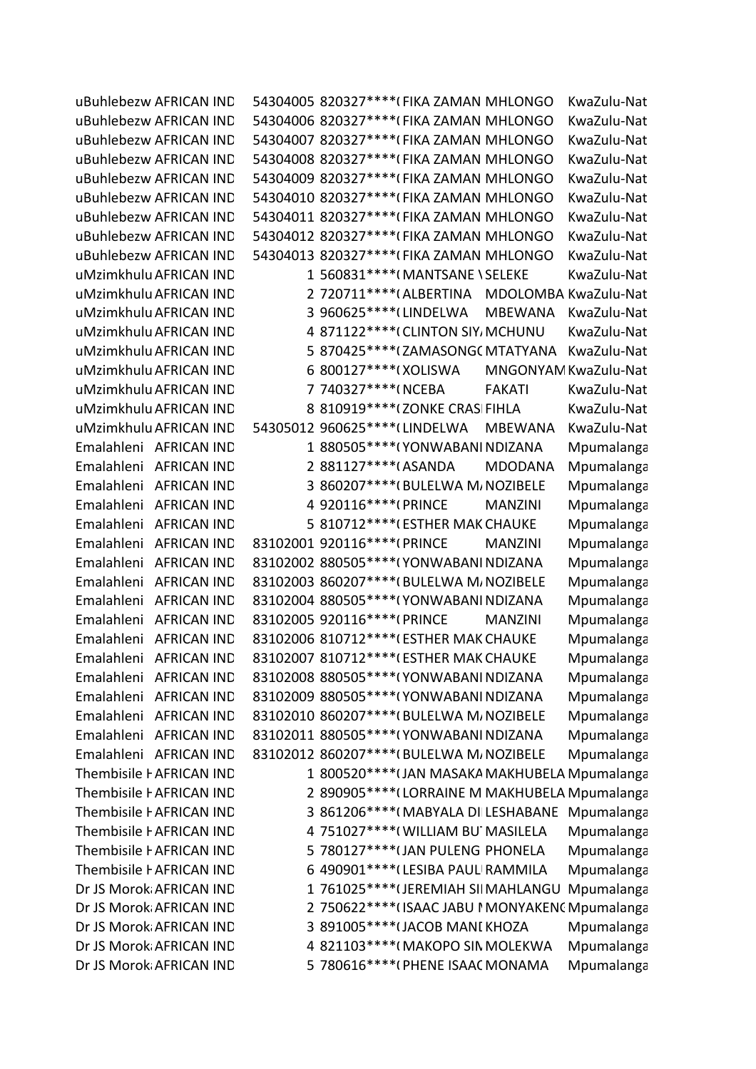| | | | | | | |
|---|---|---|---|---|---|---|
| uBuhlebezw | AFRICAN IND | 54304005 | 820327****( | FIKA ZAMAN | MHLONGO | KwaZulu-Nat |
| uBuhlebezw | AFRICAN IND | 54304006 | 820327****( | FIKA ZAMAN | MHLONGO | KwaZulu-Nat |
| uBuhlebezw | AFRICAN IND | 54304007 | 820327****( | FIKA ZAMAN | MHLONGO | KwaZulu-Nat |
| uBuhlebezw | AFRICAN IND | 54304008 | 820327****( | FIKA ZAMAN | MHLONGO | KwaZulu-Nat |
| uBuhlebezw | AFRICAN IND | 54304009 | 820327****( | FIKA ZAMAN | MHLONGO | KwaZulu-Nat |
| uBuhlebezw | AFRICAN IND | 54304010 | 820327****( | FIKA ZAMAN | MHLONGO | KwaZulu-Nat |
| uBuhlebezw | AFRICAN IND | 54304011 | 820327****( | FIKA ZAMAN | MHLONGO | KwaZulu-Nat |
| uBuhlebezw | AFRICAN IND | 54304012 | 820327****( | FIKA ZAMAN | MHLONGO | KwaZulu-Nat |
| uBuhlebezw | AFRICAN IND | 54304013 | 820327****( | FIKA ZAMAN | MHLONGO | KwaZulu-Nat |
| uMzimkhulu | AFRICAN IND | 1 | 560831****( | MANTSANE \ | SELEKE | KwaZulu-Nat |
| uMzimkhulu | AFRICAN IND | 2 | 720711****( | ALBERTINA | MDOLOMBA | KwaZulu-Nat |
| uMzimkhulu | AFRICAN IND | 3 | 960625****( | LINDELWA | MBEWANA | KwaZulu-Nat |
| uMzimkhulu | AFRICAN IND | 4 | 871122****( | CLINTON SIY | MCHUNU | KwaZulu-Nat |
| uMzimkhulu | AFRICAN IND | 5 | 870425****( | ZAMASONG( | MTATYANA | KwaZulu-Nat |
| uMzimkhulu | AFRICAN IND | 6 | 800127****( | XOLISWA | MNGONYAM | KwaZulu-Nat |
| uMzimkhulu | AFRICAN IND | 7 | 740327****( | NCEBA | FAKATI | KwaZulu-Nat |
| uMzimkhulu | AFRICAN IND | 8 | 810919****( | ZONKE CRASI | FIHLA | KwaZulu-Nat |
| uMzimkhulu | AFRICAN IND | 54305012 | 960625****( | LINDELWA | MBEWANA | KwaZulu-Nat |
| Emalahleni | AFRICAN IND | 1 | 880505****( | YONWABANI | NDIZANA | Mpumalanga |
| Emalahleni | AFRICAN IND | 2 | 881127****( | ASANDA | MDODANA | Mpumalanga |
| Emalahleni | AFRICAN IND | 3 | 860207****( | BULELWA M | NOZIBELE | Mpumalanga |
| Emalahleni | AFRICAN IND | 4 | 920116****( | PRINCE | MANZINI | Mpumalanga |
| Emalahleni | AFRICAN IND | 5 | 810712****( | ESTHER MAK | CHAUKE | Mpumalanga |
| Emalahleni | AFRICAN IND | 83102001 | 920116****( | PRINCE | MANZINI | Mpumalanga |
| Emalahleni | AFRICAN IND | 83102002 | 880505****( | YONWABANI | NDIZANA | Mpumalanga |
| Emalahleni | AFRICAN IND | 83102003 | 860207****( | BULELWA M | NOZIBELE | Mpumalanga |
| Emalahleni | AFRICAN IND | 83102004 | 880505****( | YONWABANI | NDIZANA | Mpumalanga |
| Emalahleni | AFRICAN IND | 83102005 | 920116****( | PRINCE | MANZINI | Mpumalanga |
| Emalahleni | AFRICAN IND | 83102006 | 810712****( | ESTHER MAK | CHAUKE | Mpumalanga |
| Emalahleni | AFRICAN IND | 83102007 | 810712****( | ESTHER MAK | CHAUKE | Mpumalanga |
| Emalahleni | AFRICAN IND | 83102008 | 880505****( | YONWABANI | NDIZANA | Mpumalanga |
| Emalahleni | AFRICAN IND | 83102009 | 880505****( | YONWABANI | NDIZANA | Mpumalanga |
| Emalahleni | AFRICAN IND | 83102010 | 860207****( | BULELWA M | NOZIBELE | Mpumalanga |
| Emalahleni | AFRICAN IND | 83102011 | 880505****( | YONWABANI | NDIZANA | Mpumalanga |
| Emalahleni | AFRICAN IND | 83102012 | 860207****( | BULELWA M | NOZIBELE | Mpumalanga |
| Thembisile H | AFRICAN IND | 1 | 800520****( | JAN MASAKA | MAKHUBELA | Mpumalanga |
| Thembisile H | AFRICAN IND | 2 | 890905****( | LORRAINE M | MAKHUBELA | Mpumalanga |
| Thembisile H | AFRICAN IND | 3 | 861206****( | MABYALA DI | LESHABANE | Mpumalanga |
| Thembisile H | AFRICAN IND | 4 | 751027****( | WILLIAM BU | MASILELA | Mpumalanga |
| Thembisile H | AFRICAN IND | 5 | 780127****( | JAN PULENG | PHONELA | Mpumalanga |
| Thembisile H | AFRICAN IND | 6 | 490901****( | LESIBA PAUL | RAMMILA | Mpumalanga |
| Dr JS Morok | AFRICAN IND | 1 | 761025****( | JEREMIAH SI | MAHLANGU | Mpumalanga |
| Dr JS Morok | AFRICAN IND | 2 | 750622****( | ISAAC JABU N | MONYAKEN( | Mpumalanga |
| Dr JS Morok | AFRICAN IND | 3 | 891005****( | JACOB MANI | KHOZA | Mpumalanga |
| Dr JS Morok | AFRICAN IND | 4 | 821103****( | MAKOPO SIN | MOLEKWA | Mpumalanga |
| Dr JS Morok | AFRICAN IND | 5 | 780616****( | PHENE ISAAC | MONAMA | Mpumalanga |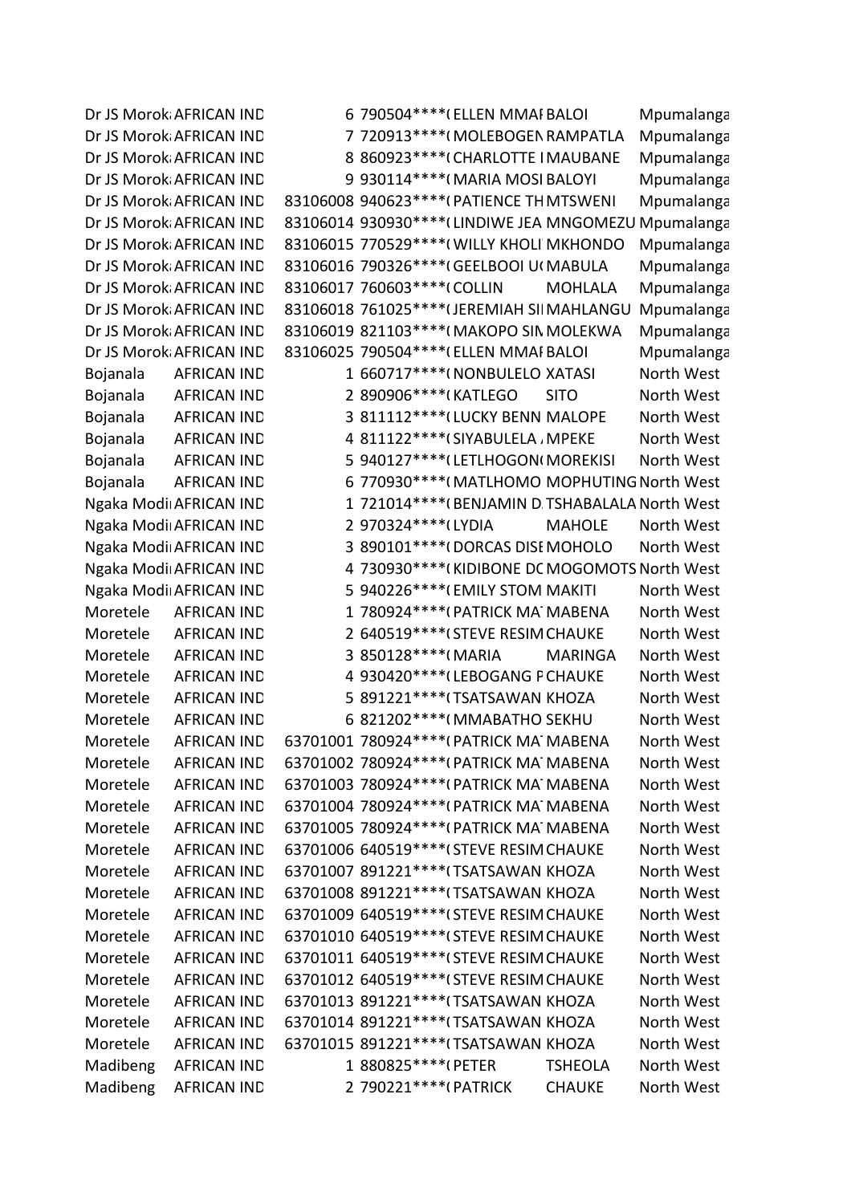| | | | | | | |
|---|---|---|---|---|---|---|
| Dr JS Morok | AFRICAN IND | 6 | 790504****( | ELLEN MMAI | BALOI | Mpumalanga |
| Dr JS Morok | AFRICAN IND | 7 | 720913****( | MOLEBOGEN | RAMPATLA | Mpumalanga |
| Dr JS Morok | AFRICAN IND | 8 | 860923****( | CHARLOTTE I | MAUBANE | Mpumalanga |
| Dr JS Morok | AFRICAN IND | 9 | 930114****( | MARIA MOSI | BALOYI | Mpumalanga |
| Dr JS Morok | AFRICAN IND | 83106008 | 940623****( | PATIENCE TH | MTSWENI | Mpumalanga |
| Dr JS Morok | AFRICAN IND | 83106014 | 930930****( | LINDIWE JEA | MNGOMEZU | Mpumalanga |
| Dr JS Morok | AFRICAN IND | 83106015 | 770529****( | WILLY KHOLI | MKHONDO | Mpumalanga |
| Dr JS Morok | AFRICAN IND | 83106016 | 790326****( | GEELBOOI U( | MABULA | Mpumalanga |
| Dr JS Morok | AFRICAN IND | 83106017 | 760603****( | COLLIN | MOHLALA | Mpumalanga |
| Dr JS Morok | AFRICAN IND | 83106018 | 761025****( | JEREMIAH SI | MAHLANGU | Mpumalanga |
| Dr JS Morok | AFRICAN IND | 83106019 | 821103****( | MAKOPO SIN | MOLEKWA | Mpumalanga |
| Dr JS Morok | AFRICAN IND | 83106025 | 790504****( | ELLEN MMAI | BALOI | Mpumalanga |
| Bojanala | AFRICAN IND | 1 | 660717****( | NONBULELO | XATASI | North West |
| Bojanala | AFRICAN IND | 2 | 890906****( | KATLEGO | SITO | North West |
| Bojanala | AFRICAN IND | 3 | 811112****( | LUCKY BENN | MALOPE | North West |
| Bojanala | AFRICAN IND | 4 | 811122****( | SIYABULELA | MPEKE | North West |
| Bojanala | AFRICAN IND | 5 | 940127****( | LETLHOGON( | MOREKISI | North West |
| Bojanala | AFRICAN IND | 6 | 770930****( | MATLHOMO | MOPHUTING | North West |
| Ngaka Modi | AFRICAN IND | 1 | 721014****( | BENJAMIN D | TSHABALALA | North West |
| Ngaka Modi | AFRICAN IND | 2 | 970324****( | LYDIA | MAHOLE | North West |
| Ngaka Modi | AFRICAN IND | 3 | 890101****( | DORCAS DISE | MOHOLO | North West |
| Ngaka Modi | AFRICAN IND | 4 | 730930****( | KIDIBONE DC | MOGOMOTS | North West |
| Ngaka Modi | AFRICAN IND | 5 | 940226****( | EMILY STOM | MAKITI | North West |
| Moretele | AFRICAN IND | 1 | 780924****( | PATRICK MA | MABENA | North West |
| Moretele | AFRICAN IND | 2 | 640519****( | STEVE RESIM | CHAUKE | North West |
| Moretele | AFRICAN IND | 3 | 850128****( | MARIA | MARINGA | North West |
| Moretele | AFRICAN IND | 4 | 930420****( | LEBOGANG P | CHAUKE | North West |
| Moretele | AFRICAN IND | 5 | 891221****( | TSATSAWAN | KHOZA | North West |
| Moretele | AFRICAN IND | 6 | 821202****( | MMABATHO | SEKHU | North West |
| Moretele | AFRICAN IND | 63701001 | 780924****( | PATRICK MA | MABENA | North West |
| Moretele | AFRICAN IND | 63701002 | 780924****( | PATRICK MA | MABENA | North West |
| Moretele | AFRICAN IND | 63701003 | 780924****( | PATRICK MA | MABENA | North West |
| Moretele | AFRICAN IND | 63701004 | 780924****( | PATRICK MA | MABENA | North West |
| Moretele | AFRICAN IND | 63701005 | 780924****( | PATRICK MA | MABENA | North West |
| Moretele | AFRICAN IND | 63701006 | 640519****( | STEVE RESIM | CHAUKE | North West |
| Moretele | AFRICAN IND | 63701007 | 891221****( | TSATSAWAN | KHOZA | North West |
| Moretele | AFRICAN IND | 63701008 | 891221****( | TSATSAWAN | KHOZA | North West |
| Moretele | AFRICAN IND | 63701009 | 640519****( | STEVE RESIM | CHAUKE | North West |
| Moretele | AFRICAN IND | 63701010 | 640519****( | STEVE RESIM | CHAUKE | North West |
| Moretele | AFRICAN IND | 63701011 | 640519****( | STEVE RESIM | CHAUKE | North West |
| Moretele | AFRICAN IND | 63701012 | 640519****( | STEVE RESIM | CHAUKE | North West |
| Moretele | AFRICAN IND | 63701013 | 891221****( | TSATSAWAN | KHOZA | North West |
| Moretele | AFRICAN IND | 63701014 | 891221****( | TSATSAWAN | KHOZA | North West |
| Moretele | AFRICAN IND | 63701015 | 891221****( | TSATSAWAN | KHOZA | North West |
| Madibeng | AFRICAN IND | 1 | 880825****( | PETER | TSHEOLA | North West |
| Madibeng | AFRICAN IND | 2 | 790221****( | PATRICK | CHAUKE | North West |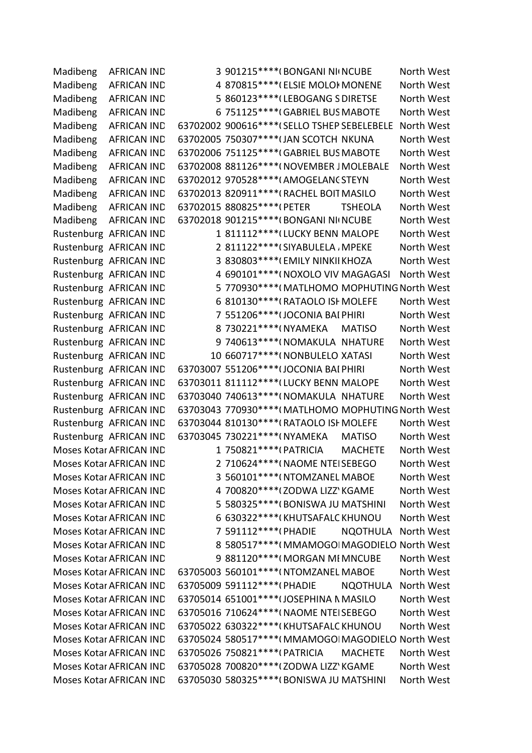| | | | | | | |
|---|---|---|---|---|---|---|
| Madibeng | AFRICAN IND | 3 | 901215****( | BONGANI NI( | NCUBE | North West |
| Madibeng | AFRICAN IND | 4 | 870815****( | ELSIE MOLOI | MONENE | North West |
| Madibeng | AFRICAN IND | 5 | 860123****( | LEBOGANG S | DIRETSE | North West |
| Madibeng | AFRICAN IND | 6 | 751125****( | GABRIEL BUS | MABOTE | North West |
| Madibeng | AFRICAN IND | 63702002 | 900616****( | SELLO TSHEP | SEBELEBELE | North West |
| Madibeng | AFRICAN IND | 63702005 | 750307****( | JAN SCOTCH | NKUNA | North West |
| Madibeng | AFRICAN IND | 63702006 | 751125****( | GABRIEL BUS | MABOTE | North West |
| Madibeng | AFRICAN IND | 63702008 | 881126****( | NOVEMBER J | MOLEBALE | North West |
| Madibeng | AFRICAN IND | 63702012 | 970528****( | AMOGELANG | STEYN | North West |
| Madibeng | AFRICAN IND | 63702013 | 820911****( | RACHEL BOIT | MASILO | North West |
| Madibeng | AFRICAN IND | 63702015 | 880825****( | PETER | TSHEOLA | North West |
| Madibeng | AFRICAN IND | 63702018 | 901215****( | BONGANI NI( | NCUBE | North West |
| Rustenburg | AFRICAN IND | 1 | 811112****( | LUCKY BENN | MALOPE | North West |
| Rustenburg | AFRICAN IND | 2 | 811122****( | SIYABULELA | MPEKE | North West |
| Rustenburg | AFRICAN IND | 3 | 830803****( | EMILY NINKII | KHOZA | North West |
| Rustenburg | AFRICAN IND | 4 | 690101****( | NOXOLO VIV | MAGAGASI | North West |
| Rustenburg | AFRICAN IND | 5 | 770930****( | MATLHOMO | MOPHUTING | North West |
| Rustenburg | AFRICAN IND | 6 | 810130****( | RATAOLO ISH | MOLEFE | North West |
| Rustenburg | AFRICAN IND | 7 | 551206****( | JOCONIA BAI | PHIRI | North West |
| Rustenburg | AFRICAN IND | 8 | 730221****( | NYAMEKA | MATISO | North West |
| Rustenburg | AFRICAN IND | 9 | 740613****( | NOMAKULA | NHATURE | North West |
| Rustenburg | AFRICAN IND | 10 | 660717****( | NONBULELO | XATASI | North West |
| Rustenburg | AFRICAN IND | 63703007 | 551206****( | JOCONIA BAI | PHIRI | North West |
| Rustenburg | AFRICAN IND | 63703011 | 811112****( | LUCKY BENN | MALOPE | North West |
| Rustenburg | AFRICAN IND | 63703040 | 740613****( | NOMAKULA | NHATURE | North West |
| Rustenburg | AFRICAN IND | 63703043 | 770930****( | MATLHOMO | MOPHUTING | North West |
| Rustenburg | AFRICAN IND | 63703044 | 810130****( | RATAOLO ISH | MOLEFE | North West |
| Rustenburg | AFRICAN IND | 63703045 | 730221****( | NYAMEKA | MATISO | North West |
| Moses Kotar | AFRICAN IND | 1 | 750821****( | PATRICIA | MACHETE | North West |
| Moses Kotar | AFRICAN IND | 2 | 710624****( | NAOME NTEI | SEBEGO | North West |
| Moses Kotar | AFRICAN IND | 3 | 560101****( | NTOMZANEL | MABOE | North West |
| Moses Kotar | AFRICAN IND | 4 | 700820****( | ZODWA LIZZY | KGAME | North West |
| Moses Kotar | AFRICAN IND | 5 | 580325****( | BONISWA JU | MATSHINI | North West |
| Moses Kotar | AFRICAN IND | 6 | 630322****( | KHUTSAFALO | KHUNOU | North West |
| Moses Kotar | AFRICAN IND | 7 | 591112****( | PHADIE | NQOTHULA | North West |
| Moses Kotar | AFRICAN IND | 8 | 580517****( | MMAMOGOI | MAGODIELO | North West |
| Moses Kotar | AFRICAN IND | 9 | 881120****( | MORGAN MI | MNCUBE | North West |
| Moses Kotar | AFRICAN IND | 63705003 | 560101****( | NTOMZANEL | MABOE | North West |
| Moses Kotar | AFRICAN IND | 63705009 | 591112****( | PHADIE | NQOTHULA | North West |
| Moses Kotar | AFRICAN IND | 63705014 | 651001****( | JOSEPHINA N | MASILO | North West |
| Moses Kotar | AFRICAN IND | 63705016 | 710624****( | NAOME NTEI | SEBEGO | North West |
| Moses Kotar | AFRICAN IND | 63705022 | 630322****( | KHUTSAFALO | KHUNOU | North West |
| Moses Kotar | AFRICAN IND | 63705024 | 580517****( | MMAMOGOI | MAGODIELO | North West |
| Moses Kotar | AFRICAN IND | 63705026 | 750821****( | PATRICIA | MACHETE | North West |
| Moses Kotar | AFRICAN IND | 63705028 | 700820****( | ZODWA LIZZY | KGAME | North West |
| Moses Kotar | AFRICAN IND | 63705030 | 580325****( | BONISWA JU | MATSHINI | North West |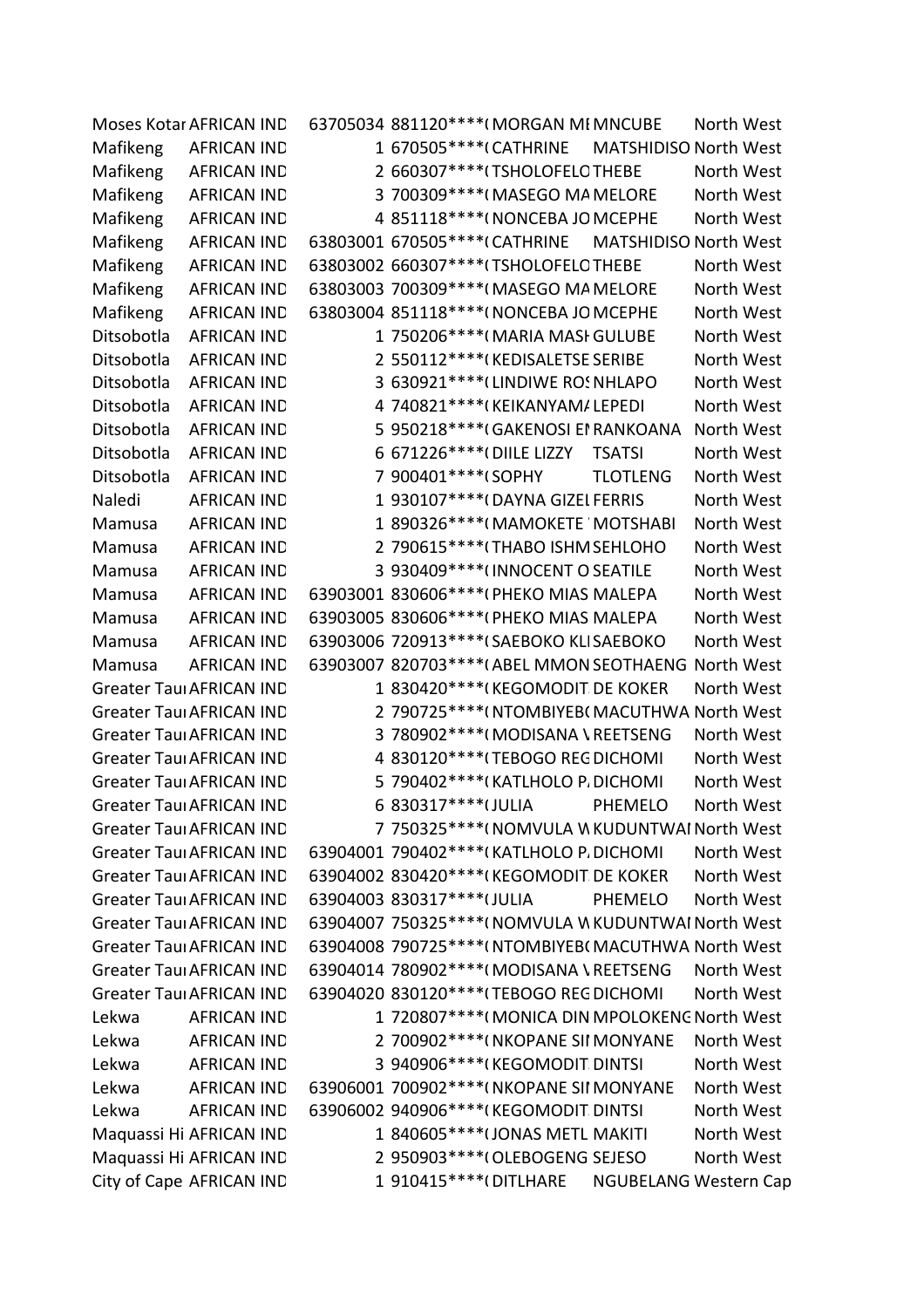| | | | | | | |
|---|---|---|---|---|---|---|
| Moses Kotar | AFRICAN IND | 63705034 | 881120****( | MORGAN MI | MNCUBE | North West |
| Mafikeng | AFRICAN IND | 1 | 670505****( | CATHRINE | MATSHIDISO | North West |
| Mafikeng | AFRICAN IND | 2 | 660307****( | TSHOLOFELO | THEBE | North West |
| Mafikeng | AFRICAN IND | 3 | 700309****( | MASEGO MA | MELORE | North West |
| Mafikeng | AFRICAN IND | 4 | 851118****( | NONCEBA JO | MCEPHE | North West |
| Mafikeng | AFRICAN IND | 63803001 | 670505****( | CATHRINE | MATSHIDISO | North West |
| Mafikeng | AFRICAN IND | 63803002 | 660307****( | TSHOLOFELO | THEBE | North West |
| Mafikeng | AFRICAN IND | 63803003 | 700309****( | MASEGO MA | MELORE | North West |
| Mafikeng | AFRICAN IND | 63803004 | 851118****( | NONCEBA JO | MCEPHE | North West |
| Ditsobotla | AFRICAN IND | 1 | 750206****( | MARIA MASI | GULUBE | North West |
| Ditsobotla | AFRICAN IND | 2 | 550112****( | KEDISALETSE | SERIBE | North West |
| Ditsobotla | AFRICAN IND | 3 | 630921****( | LINDIWE ROS | NHLAPO | North West |
| Ditsobotla | AFRICAN IND | 4 | 740821****( | KEIKANYAMA | LEPEDI | North West |
| Ditsobotla | AFRICAN IND | 5 | 950218****( | GAKENOSI EI | RANKOANA | North West |
| Ditsobotla | AFRICAN IND | 6 | 671226****( | DIILE LIZZY | TSATSI | North West |
| Ditsobotla | AFRICAN IND | 7 | 900401****( | SOPHY | TLOTLENG | North West |
| Naledi | AFRICAN IND | 1 | 930107****( | DAYNA GIZEI | FERRIS | North West |
| Mamusa | AFRICAN IND | 1 | 890326****( | MAMOKETE | MOTSHABI | North West |
| Mamusa | AFRICAN IND | 2 | 790615****( | THABO ISHM | SEHLOHO | North West |
| Mamusa | AFRICAN IND | 3 | 930409****( | INNOCENT O | SEATILE | North West |
| Mamusa | AFRICAN IND | 63903001 | 830606****( | PHEKO MIAS | MALEPA | North West |
| Mamusa | AFRICAN IND | 63903005 | 830606****( | PHEKO MIAS | MALEPA | North West |
| Mamusa | AFRICAN IND | 63903006 | 720913****( | SAEBOKO KLI | SAEBOKO | North West |
| Mamusa | AFRICAN IND | 63903007 | 820703****( | ABEL MMON | SEOTHAENG | North West |
| Greater Tau | AFRICAN IND | 1 | 830420****( | KEGOMODIT | DE KOKER | North West |
| Greater Tau | AFRICAN IND | 2 | 790725****( | NTOMBIYEB( | MACUTHWA | North West |
| Greater Tau | AFRICAN IND | 3 | 780902****( | MODISANA \ | REETSENG | North West |
| Greater Tau | AFRICAN IND | 4 | 830120****( | TEBOGO REG | DICHOMI | North West |
| Greater Tau | AFRICAN IND | 5 | 790402****( | KATLHOLO P. | DICHOMI | North West |
| Greater Tau | AFRICAN IND | 6 | 830317****( | JULIA | PHEMELO | North West |
| Greater Tau | AFRICAN IND | 7 | 750325****( | NOMVULA W | KUDUNTWAI | North West |
| Greater Tau | AFRICAN IND | 63904001 | 790402****( | KATLHOLO P. | DICHOMI | North West |
| Greater Tau | AFRICAN IND | 63904002 | 830420****( | KEGOMODIT | DE KOKER | North West |
| Greater Tau | AFRICAN IND | 63904003 | 830317****( | JULIA | PHEMELO | North West |
| Greater Tau | AFRICAN IND | 63904007 | 750325****( | NOMVULA W | KUDUNTWAI | North West |
| Greater Tau | AFRICAN IND | 63904008 | 790725****( | NTOMBIYEB( | MACUTHWA | North West |
| Greater Tau | AFRICAN IND | 63904014 | 780902****( | MODISANA \ | REETSENG | North West |
| Greater Tau | AFRICAN IND | 63904020 | 830120****( | TEBOGO REG | DICHOMI | North West |
| Lekwa | AFRICAN IND | 1 | 720807****( | MONICA DIN | MPOLOKENG | North West |
| Lekwa | AFRICAN IND | 2 | 700902****( | NKOPANE SII | MONYANE | North West |
| Lekwa | AFRICAN IND | 3 | 940906****( | KEGOMODIT | DINTSI | North West |
| Lekwa | AFRICAN IND | 63906001 | 700902****( | NKOPANE SII | MONYANE | North West |
| Lekwa | AFRICAN IND | 63906002 | 940906****( | KEGOMODIT | DINTSI | North West |
| Maquassi Hi | AFRICAN IND | 1 | 840605****( | JONAS METL | MAKITI | North West |
| Maquassi Hi | AFRICAN IND | 2 | 950903****( | OLEBOGENG | SEJESO | North West |
| City of Cape | AFRICAN IND | 1 | 910415****( | DITLHARE | NGUBELANG | Western Cap |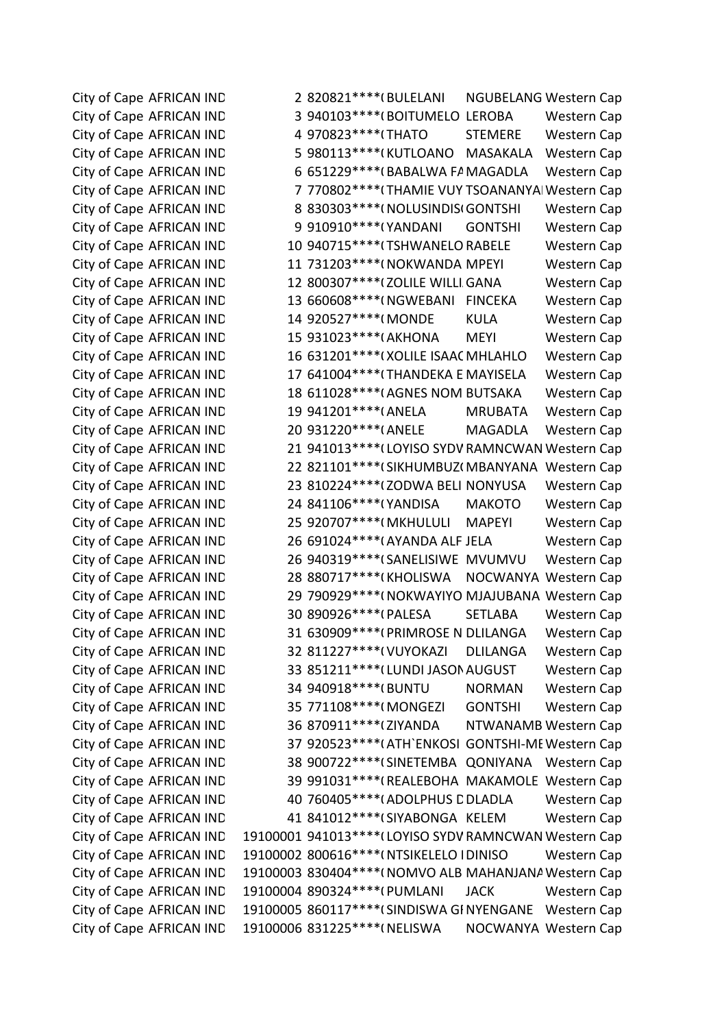| | | | | | | |
|---|---|---|---|---|---|---|
| City of Cape | AFRICAN IND | 2 | 820821****( | BULELANI | NGUBELANG | Western Cap |
| City of Cape | AFRICAN IND | 3 | 940103****( | BOITUMELO | LEROBA | Western Cap |
| City of Cape | AFRICAN IND | 4 | 970823****( | THATO | STEMERE | Western Cap |
| City of Cape | AFRICAN IND | 5 | 980113****( | KUTLOANO | MASAKALA | Western Cap |
| City of Cape | AFRICAN IND | 6 | 651229****( | BABALWA FA | MAGADLA | Western Cap |
| City of Cape | AFRICAN IND | 7 | 770802****( | THAMIE VUY | TSOANANYA | Western Cap |
| City of Cape | AFRICAN IND | 8 | 830303****( | NOLUSINDIS( | GONTSHI | Western Cap |
| City of Cape | AFRICAN IND | 9 | 910910****( | YANDANI | GONTSHI | Western Cap |
| City of Cape | AFRICAN IND | 10 | 940715****( | TSHWANELO | RABELE | Western Cap |
| City of Cape | AFRICAN IND | 11 | 731203****( | NOKWANDA | MPEYI | Western Cap |
| City of Cape | AFRICAN IND | 12 | 800307****( | ZOLILE WILLI | GANA | Western Cap |
| City of Cape | AFRICAN IND | 13 | 660608****( | NGWEBANI | FINCEKA | Western Cap |
| City of Cape | AFRICAN IND | 14 | 920527****( | MONDE | KULA | Western Cap |
| City of Cape | AFRICAN IND | 15 | 931023****( | AKHONA | MEYI | Western Cap |
| City of Cape | AFRICAN IND | 16 | 631201****( | XOLILE ISAAC | MHLAHLO | Western Cap |
| City of Cape | AFRICAN IND | 17 | 641004****( | THANDEKA E | MAYISELA | Western Cap |
| City of Cape | AFRICAN IND | 18 | 611028****( | AGNES NOM | BUTSAKA | Western Cap |
| City of Cape | AFRICAN IND | 19 | 941201****( | ANELA | MRUBATA | Western Cap |
| City of Cape | AFRICAN IND | 20 | 931220****( | ANELE | MAGADLA | Western Cap |
| City of Cape | AFRICAN IND | 21 | 941013****( | LOYISO SYDV | RAMNCWAN | Western Cap |
| City of Cape | AFRICAN IND | 22 | 821101****( | SIKHUMBUZ( | MBANYANA | Western Cap |
| City of Cape | AFRICAN IND | 23 | 810224****( | ZODWA BELI | NONYUSA | Western Cap |
| City of Cape | AFRICAN IND | 24 | 841106****( | YANDISA | MAKOTO | Western Cap |
| City of Cape | AFRICAN IND | 25 | 920707****( | MKHULULI | MAPEYI | Western Cap |
| City of Cape | AFRICAN IND | 26 | 691024****( | AYANDA ALF | JELA | Western Cap |
| City of Cape | AFRICAN IND | 26 | 940319****( | SANELISIWE | MVUMVU | Western Cap |
| City of Cape | AFRICAN IND | 28 | 880717****( | KHOLISWA | NOCWANYA | Western Cap |
| City of Cape | AFRICAN IND | 29 | 790929****( | NOKWAYIYO | MJAJUBANA | Western Cap |
| City of Cape | AFRICAN IND | 30 | 890926****( | PALESA | SETLABA | Western Cap |
| City of Cape | AFRICAN IND | 31 | 630909****( | PRIMROSE N | DLILANGA | Western Cap |
| City of Cape | AFRICAN IND | 32 | 811227****( | VUYOKAZI | DLILANGA | Western Cap |
| City of Cape | AFRICAN IND | 33 | 851211****( | LUNDI JASON | AUGUST | Western Cap |
| City of Cape | AFRICAN IND | 34 | 940918****( | BUNTU | NORMAN | Western Cap |
| City of Cape | AFRICAN IND | 35 | 771108****( | MONGEZI | GONTSHI | Western Cap |
| City of Cape | AFRICAN IND | 36 | 870911****( | ZIYANDA | NTWANAMB | Western Cap |
| City of Cape | AFRICAN IND | 37 | 920523****( | ATH`ENKOSI | GONTSHI-ME | Western Cap |
| City of Cape | AFRICAN IND | 38 | 900722****( | SINETEMBA | QONIYANA | Western Cap |
| City of Cape | AFRICAN IND | 39 | 991031****( | REALEBOHA | MAKAMOLE | Western Cap |
| City of Cape | AFRICAN IND | 40 | 760405****( | ADOLPHUS D | DLADLA | Western Cap |
| City of Cape | AFRICAN IND | 41 | 841012****( | SIYABONGA | KELEM | Western Cap |
| City of Cape | AFRICAN IND | 19100001 | 941013****( | LOYISO SYDV | RAMNCWAN | Western Cap |
| City of Cape | AFRICAN IND | 19100002 | 800616****( | NTSIKELELO I | DINISO | Western Cap |
| City of Cape | AFRICAN IND | 19100003 | 830404****( | NOMVO ALB | MAHANJANA | Western Cap |
| City of Cape | AFRICAN IND | 19100004 | 890324****( | PUMLANI | JACK | Western Cap |
| City of Cape | AFRICAN IND | 19100005 | 860117****( | SINDISWA GI | NYENGANE | Western Cap |
| City of Cape | AFRICAN IND | 19100006 | 831225****( | NELISWA | NOCWANYA | Western Cap |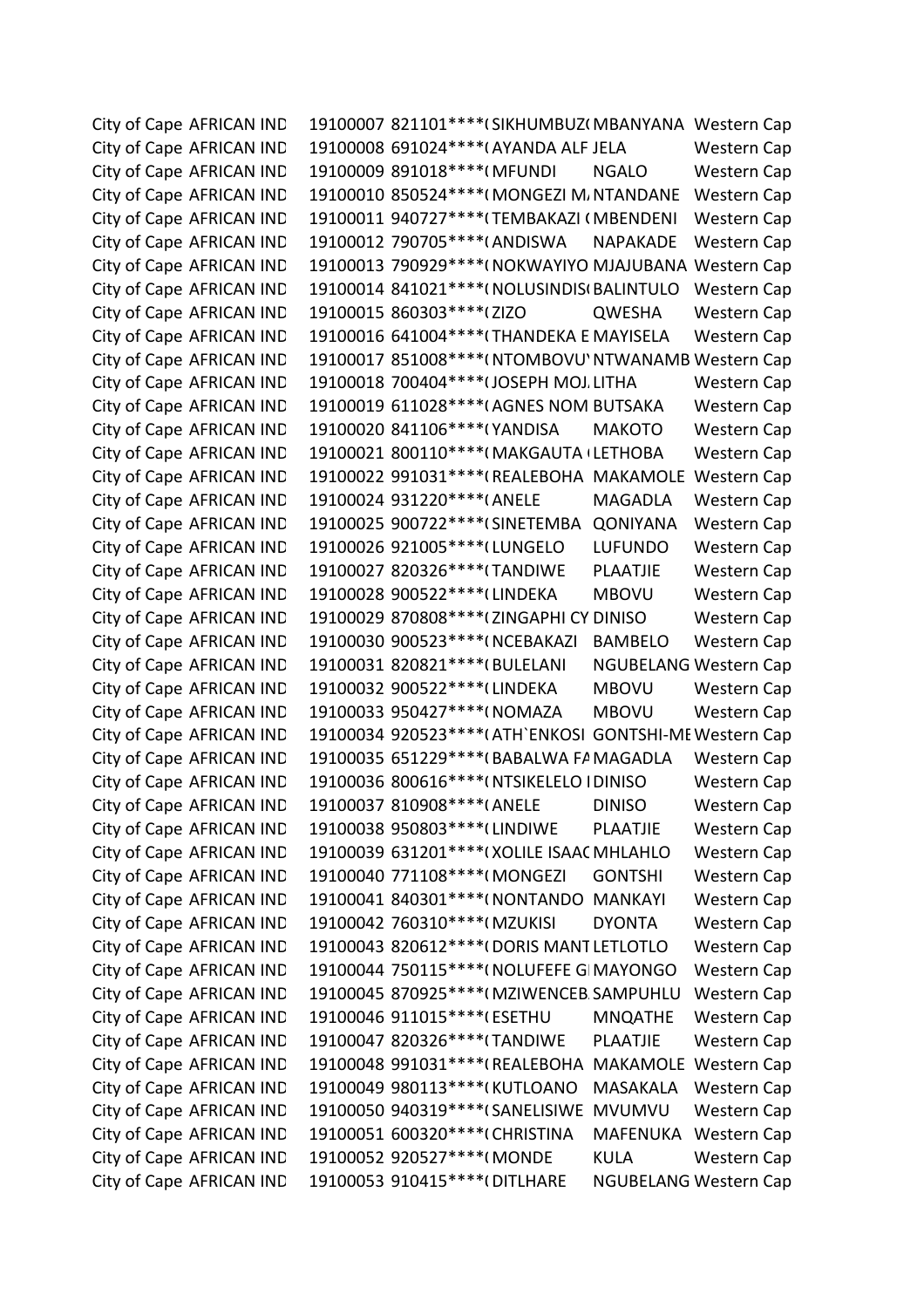| | | | | | | |
|---|---|---|---|---|---|---|
| City of Cape | AFRICAN IND | 19100007 | 821101****( | SIKHUMBUZ( | MBANYANA | Western Cap |
| City of Cape | AFRICAN IND | 19100008 | 691024****( | AYANDA ALF | JELA | Western Cap |
| City of Cape | AFRICAN IND | 19100009 | 891018****( | MFUNDI | NGALO | Western Cap |
| City of Cape | AFRICAN IND | 19100010 | 850524****( | MONGEZI M/ | NTANDANE | Western Cap |
| City of Cape | AFRICAN IND | 19100011 | 940727****( | TEMBAKAZI ( | MBENDENI | Western Cap |
| City of Cape | AFRICAN IND | 19100012 | 790705****( | ANDISWA | NAPAKADE | Western Cap |
| City of Cape | AFRICAN IND | 19100013 | 790929****( | NOKWAYIYO | MJAJUBANA | Western Cap |
| City of Cape | AFRICAN IND | 19100014 | 841021****( | NOLUSINDIS( | BALINTULO | Western Cap |
| City of Cape | AFRICAN IND | 19100015 | 860303****( | ZIZO | QWESHA | Western Cap |
| City of Cape | AFRICAN IND | 19100016 | 641004****( | THANDEKA E | MAYISELA | Western Cap |
| City of Cape | AFRICAN IND | 19100017 | 851008****( | NTOMBOVU' | NTWANAMB | Western Cap |
| City of Cape | AFRICAN IND | 19100018 | 700404****( | JOSEPH MOJ. | LITHA | Western Cap |
| City of Cape | AFRICAN IND | 19100019 | 611028****( | AGNES NOM | BUTSAKA | Western Cap |
| City of Cape | AFRICAN IND | 19100020 | 841106****( | YANDISA | MAKOTO | Western Cap |
| City of Cape | AFRICAN IND | 19100021 | 800110****( | MAKGAUTA ( | LETHOBA | Western Cap |
| City of Cape | AFRICAN IND | 19100022 | 991031****( | REALEBOHA | MAKAMOLE | Western Cap |
| City of Cape | AFRICAN IND | 19100024 | 931220****( | ANELE | MAGADLA | Western Cap |
| City of Cape | AFRICAN IND | 19100025 | 900722****( | SINETEMBA | QONIYANA | Western Cap |
| City of Cape | AFRICAN IND | 19100026 | 921005****( | LUNGELO | LUFUNDO | Western Cap |
| City of Cape | AFRICAN IND | 19100027 | 820326****( | TANDIWE | PLAATJIE | Western Cap |
| City of Cape | AFRICAN IND | 19100028 | 900522****( | LINDEKA | MBOVU | Western Cap |
| City of Cape | AFRICAN IND | 19100029 | 870808****( | ZINGAPHI CY | DINISO | Western Cap |
| City of Cape | AFRICAN IND | 19100030 | 900523****( | NCEBAKAZI | BAMBELO | Western Cap |
| City of Cape | AFRICAN IND | 19100031 | 820821****( | BULELANI | NGUBELANG | Western Cap |
| City of Cape | AFRICAN IND | 19100032 | 900522****( | LINDEKA | MBOVU | Western Cap |
| City of Cape | AFRICAN IND | 19100033 | 950427****( | NOMAZA | MBOVU | Western Cap |
| City of Cape | AFRICAN IND | 19100034 | 920523****( | ATH`ENKOSI | GONTSHI-ME | Western Cap |
| City of Cape | AFRICAN IND | 19100035 | 651229****( | BABALWA FA | MAGADLA | Western Cap |
| City of Cape | AFRICAN IND | 19100036 | 800616****( | NTSIKELELO I | DINISO | Western Cap |
| City of Cape | AFRICAN IND | 19100037 | 810908****( | ANELE | DINISO | Western Cap |
| City of Cape | AFRICAN IND | 19100038 | 950803****( | LINDIWE | PLAATJIE | Western Cap |
| City of Cape | AFRICAN IND | 19100039 | 631201****( | XOLILE ISAAC | MHLAHLO | Western Cap |
| City of Cape | AFRICAN IND | 19100040 | 771108****( | MONGEZI | GONTSHI | Western Cap |
| City of Cape | AFRICAN IND | 19100041 | 840301****( | NONTANDO | MANKAYI | Western Cap |
| City of Cape | AFRICAN IND | 19100042 | 760310****( | MZUKISI | DYONTA | Western Cap |
| City of Cape | AFRICAN IND | 19100043 | 820612****( | DORIS MANT | LETLOTLO | Western Cap |
| City of Cape | AFRICAN IND | 19100044 | 750115****( | NOLUFEFE G | MAYONGO | Western Cap |
| City of Cape | AFRICAN IND | 19100045 | 870925****( | MZIWENCEB. | SAMPUHLU | Western Cap |
| City of Cape | AFRICAN IND | 19100046 | 911015****( | ESETHU | MNQATHE | Western Cap |
| City of Cape | AFRICAN IND | 19100047 | 820326****( | TANDIWE | PLAATJIE | Western Cap |
| City of Cape | AFRICAN IND | 19100048 | 991031****( | REALEBOHA | MAKAMOLE | Western Cap |
| City of Cape | AFRICAN IND | 19100049 | 980113****( | KUTLOANO | MASAKALA | Western Cap |
| City of Cape | AFRICAN IND | 19100050 | 940319****( | SANELISIWE | MVUMVU | Western Cap |
| City of Cape | AFRICAN IND | 19100051 | 600320****( | CHRISTINA | MAFENUKA | Western Cap |
| City of Cape | AFRICAN IND | 19100052 | 920527****( | MONDE | KULA | Western Cap |
| City of Cape | AFRICAN IND | 19100053 | 910415****( | DITLHARE | NGUBELANG | Western Cap |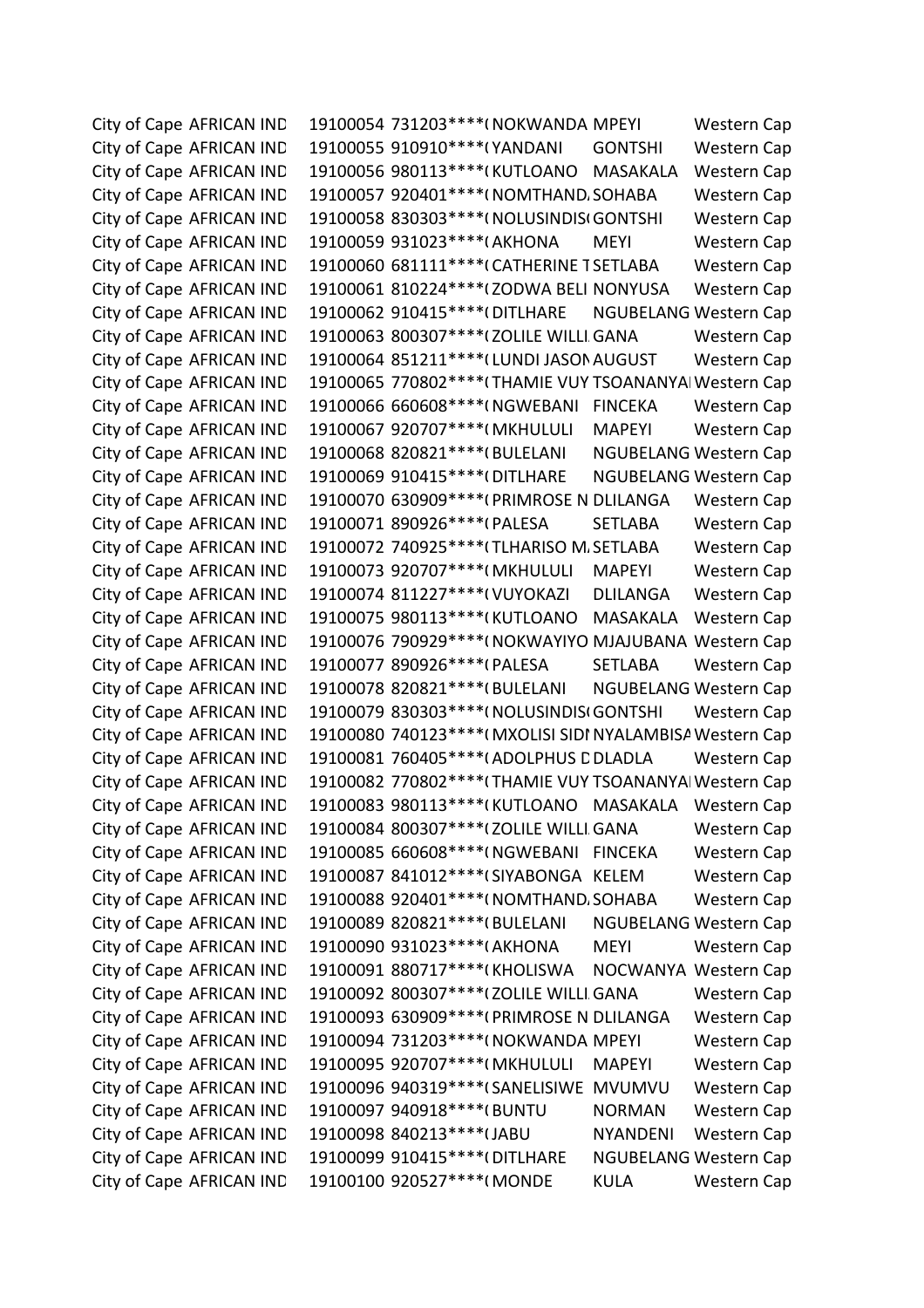| | | | | | | |
|---|---|---|---|---|---|---|
| City of Cape | AFRICAN IND | 19100054 | 731203****( | NOKWANDA | MPEYI | Western Cap |
| City of Cape | AFRICAN IND | 19100055 | 910910****( | YANDANI | GONTSHI | Western Cap |
| City of Cape | AFRICAN IND | 19100056 | 980113****( | KUTLOANO | MASAKALA | Western Cap |
| City of Cape | AFRICAN IND | 19100057 | 920401****( | NOMTHAND. | SOHABA | Western Cap |
| City of Cape | AFRICAN IND | 19100058 | 830303****( | NOLUSINDIS( | GONTSHI | Western Cap |
| City of Cape | AFRICAN IND | 19100059 | 931023****( | AKHONA | MEYI | Western Cap |
| City of Cape | AFRICAN IND | 19100060 | 681111****( | CATHERINE T | SETLABA | Western Cap |
| City of Cape | AFRICAN IND | 19100061 | 810224****( | ZODWA BELI | NONYUSA | Western Cap |
| City of Cape | AFRICAN IND | 19100062 | 910415****( | DITLHARE | NGUBELANG | Western Cap |
| City of Cape | AFRICAN IND | 19100063 | 800307****( | ZOLILE WILLI | GANA | Western Cap |
| City of Cape | AFRICAN IND | 19100064 | 851211****( | LUNDI JASON | AUGUST | Western Cap |
| City of Cape | AFRICAN IND | 19100065 | 770802****( | THAMIE VUY | TSOANANYA | Western Cap |
| City of Cape | AFRICAN IND | 19100066 | 660608****( | NGWEBANI | FINCEKA | Western Cap |
| City of Cape | AFRICAN IND | 19100067 | 920707****( | MKHULULI | MAPEYI | Western Cap |
| City of Cape | AFRICAN IND | 19100068 | 820821****( | BULELANI | NGUBELANG | Western Cap |
| City of Cape | AFRICAN IND | 19100069 | 910415****( | DITLHARE | NGUBELANG | Western Cap |
| City of Cape | AFRICAN IND | 19100070 | 630909****( | PRIMROSE N | DLILANGA | Western Cap |
| City of Cape | AFRICAN IND | 19100071 | 890926****( | PALESA | SETLABA | Western Cap |
| City of Cape | AFRICAN IND | 19100072 | 740925****( | TLHARISO M. | SETLABA | Western Cap |
| City of Cape | AFRICAN IND | 19100073 | 920707****( | MKHULULI | MAPEYI | Western Cap |
| City of Cape | AFRICAN IND | 19100074 | 811227****( | VUYOKAZI | DLILANGA | Western Cap |
| City of Cape | AFRICAN IND | 19100075 | 980113****( | KUTLOANO | MASAKALA | Western Cap |
| City of Cape | AFRICAN IND | 19100076 | 790929****( | NOKWAYIYO | MJAJUBANA | Western Cap |
| City of Cape | AFRICAN IND | 19100077 | 890926****( | PALESA | SETLABA | Western Cap |
| City of Cape | AFRICAN IND | 19100078 | 820821****( | BULELANI | NGUBELANG | Western Cap |
| City of Cape | AFRICAN IND | 19100079 | 830303****( | NOLUSINDIS( | GONTSHI | Western Cap |
| City of Cape | AFRICAN IND | 19100080 | 740123****( | MXOLISI SIDI | NYALAMBISA | Western Cap |
| City of Cape | AFRICAN IND | 19100081 | 760405****( | ADOLPHUS D | DLADLA | Western Cap |
| City of Cape | AFRICAN IND | 19100082 | 770802****( | THAMIE VUY | TSOANANYA | Western Cap |
| City of Cape | AFRICAN IND | 19100083 | 980113****( | KUTLOANO | MASAKALA | Western Cap |
| City of Cape | AFRICAN IND | 19100084 | 800307****( | ZOLILE WILLI | GANA | Western Cap |
| City of Cape | AFRICAN IND | 19100085 | 660608****( | NGWEBANI | FINCEKA | Western Cap |
| City of Cape | AFRICAN IND | 19100087 | 841012****( | SIYABONGA | KELEM | Western Cap |
| City of Cape | AFRICAN IND | 19100088 | 920401****( | NOMTHAND. | SOHABA | Western Cap |
| City of Cape | AFRICAN IND | 19100089 | 820821****( | BULELANI | NGUBELANG | Western Cap |
| City of Cape | AFRICAN IND | 19100090 | 931023****( | AKHONA | MEYI | Western Cap |
| City of Cape | AFRICAN IND | 19100091 | 880717****( | KHOLISWA | NOCWANYA | Western Cap |
| City of Cape | AFRICAN IND | 19100092 | 800307****( | ZOLILE WILLI | GANA | Western Cap |
| City of Cape | AFRICAN IND | 19100093 | 630909****( | PRIMROSE N | DLILANGA | Western Cap |
| City of Cape | AFRICAN IND | 19100094 | 731203****( | NOKWANDA | MPEYI | Western Cap |
| City of Cape | AFRICAN IND | 19100095 | 920707****( | MKHULULI | MAPEYI | Western Cap |
| City of Cape | AFRICAN IND | 19100096 | 940319****( | SANELISIWE | MVUMVU | Western Cap |
| City of Cape | AFRICAN IND | 19100097 | 940918****( | BUNTU | NORMAN | Western Cap |
| City of Cape | AFRICAN IND | 19100098 | 840213****( | JABU | NYANDENI | Western Cap |
| City of Cape | AFRICAN IND | 19100099 | 910415****( | DITLHARE | NGUBELANG | Western Cap |
| City of Cape | AFRICAN IND | 19100100 | 920527****( | MONDE | KULA | Western Cap |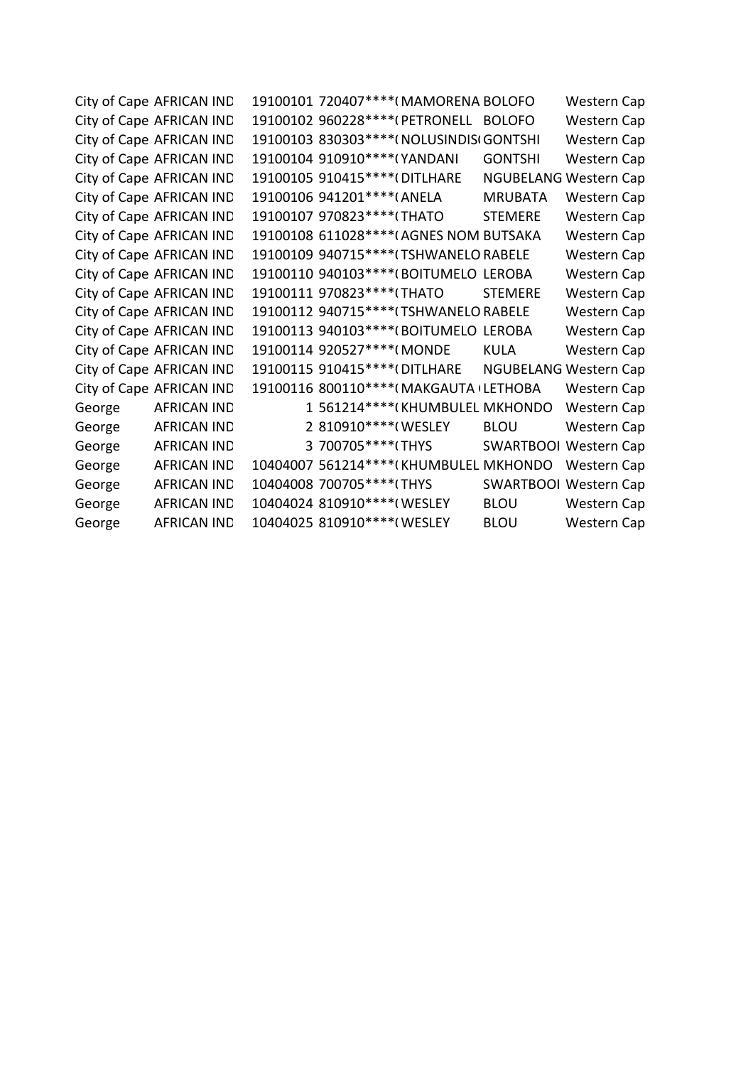| | | | | | | |
|---|---|---|---|---|---|---|
| City of Cape | AFRICAN IND | 19100101 | 720407****( | MAMORENA | BOLOFO | Western Cap |
| City of Cape | AFRICAN IND | 19100102 | 960228****( | PETRONELL | BOLOFO | Western Cap |
| City of Cape | AFRICAN IND | 19100103 | 830303****( | NOLUSINDIS( | GONTSHI | Western Cap |
| City of Cape | AFRICAN IND | 19100104 | 910910****( | YANDANI | GONTSHI | Western Cap |
| City of Cape | AFRICAN IND | 19100105 | 910415****( | DITLHARE | NGUBELANG | Western Cap |
| City of Cape | AFRICAN IND | 19100106 | 941201****( | ANELA | MRUBATA | Western Cap |
| City of Cape | AFRICAN IND | 19100107 | 970823****( | THATO | STEMERE | Western Cap |
| City of Cape | AFRICAN IND | 19100108 | 611028****( | AGNES NOM | BUTSAKA | Western Cap |
| City of Cape | AFRICAN IND | 19100109 | 940715****( | TSHWANELO | RABELE | Western Cap |
| City of Cape | AFRICAN IND | 19100110 | 940103****( | BOITUMELO | LEROBA | Western Cap |
| City of Cape | AFRICAN IND | 19100111 | 970823****( | THATO | STEMERE | Western Cap |
| City of Cape | AFRICAN IND | 19100112 | 940715****( | TSHWANELO | RABELE | Western Cap |
| City of Cape | AFRICAN IND | 19100113 | 940103****( | BOITUMELO | LEROBA | Western Cap |
| City of Cape | AFRICAN IND | 19100114 | 920527****( | MONDE | KULA | Western Cap |
| City of Cape | AFRICAN IND | 19100115 | 910415****( | DITLHARE | NGUBELANG | Western Cap |
| City of Cape | AFRICAN IND | 19100116 | 800110****( | MAKGAUTA ( | LETHOBA | Western Cap |
| George | AFRICAN IND | 1 | 561214****( | KHUMBULEL | MKHONDO | Western Cap |
| George | AFRICAN IND | 2 | 810910****( | WESLEY | BLOU | Western Cap |
| George | AFRICAN IND | 3 | 700705****( | THYS | SWARTBOOI | Western Cap |
| George | AFRICAN IND | 10404007 | 561214****( | KHUMBULEL | MKHONDO | Western Cap |
| George | AFRICAN IND | 10404008 | 700705****( | THYS | SWARTBOOI | Western Cap |
| George | AFRICAN IND | 10404024 | 810910****( | WESLEY | BLOU | Western Cap |
| George | AFRICAN IND | 10404025 | 810910****( | WESLEY | BLOU | Western Cap |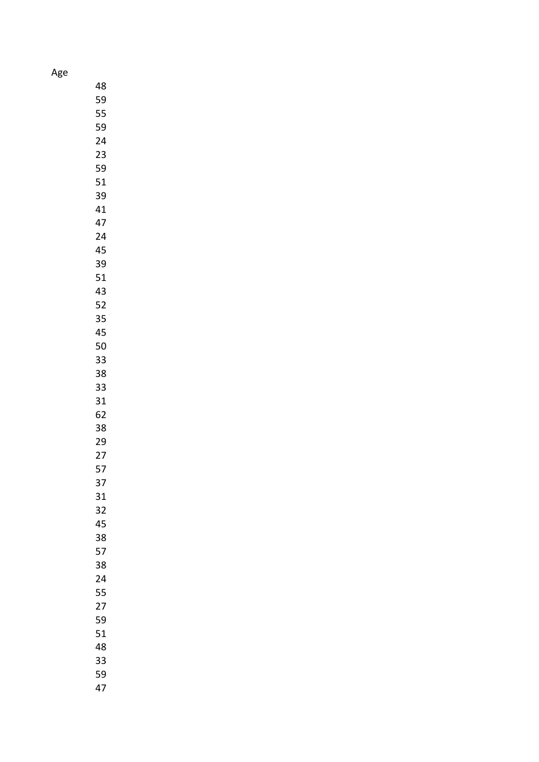| Age |
|---|
| 48 |
| 59 |
| 55 |
| 59 |
| 24 |
| 23 |
| 59 |
| 51 |
| 39 |
| 41 |
| 47 |
| 24 |
| 45 |
| 39 |
| 51 |
| 43 |
| 52 |
| 35 |
| 45 |
| 50 |
| 33 |
| 38 |
| 33 |
| 31 |
| 62 |
| 38 |
| 29 |
| 27 |
| 57 |
| 37 |
| 31 |
| 32 |
| 45 |
| 38 |
| 57 |
| 38 |
| 24 |
| 55 |
| 27 |
| 59 |
| 51 |
| 48 |
| 33 |
| 59 |
| 47 |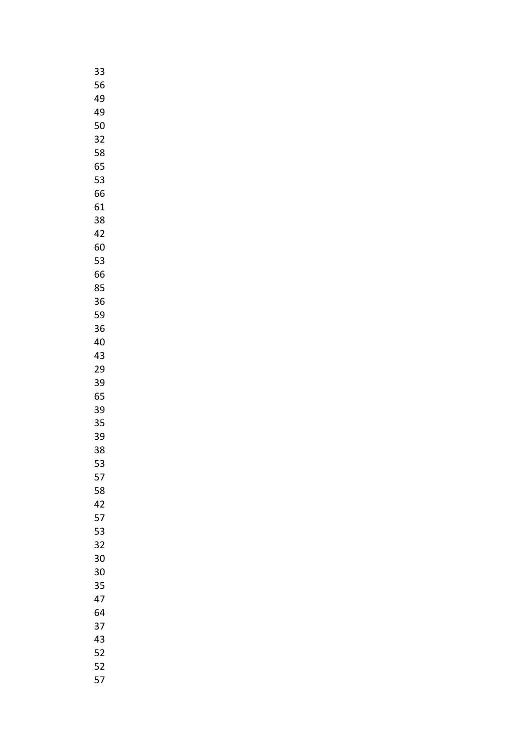33
56
49
49
50
32
58
65
53
66
61
38
42
60
53
66
85
36
59
36
40
43
29
39
65
39
35
39
38
53
57
58
42
57
53
32
30
30
35
47
64
37
43
52
52
57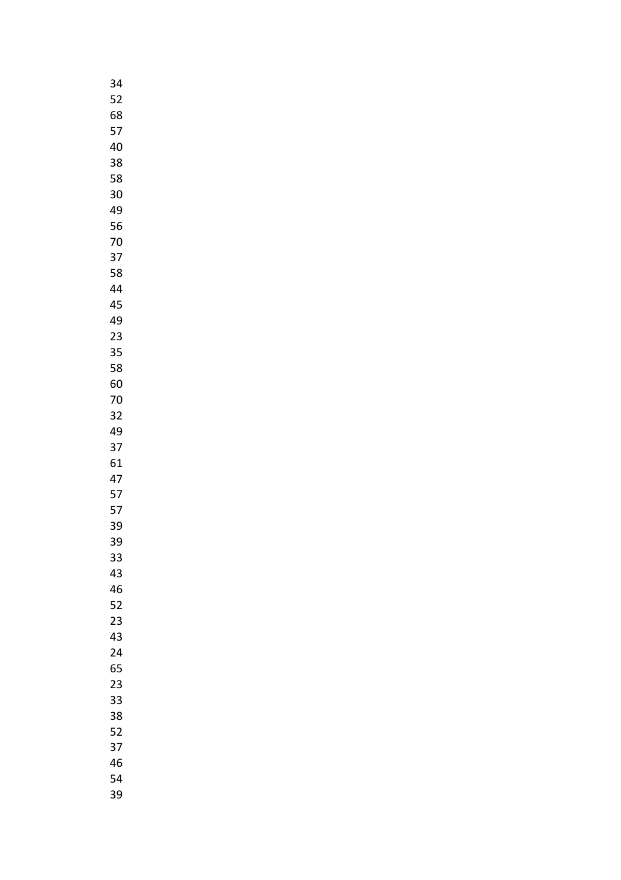34
52
68
57
40
38
58
30
49
56
70
37
58
44
45
49
23
35
58
60
70
32
49
37
61
47
57
57
39
39
33
43
46
52
23
43
24
65
23
33
38
52
37
46
54
39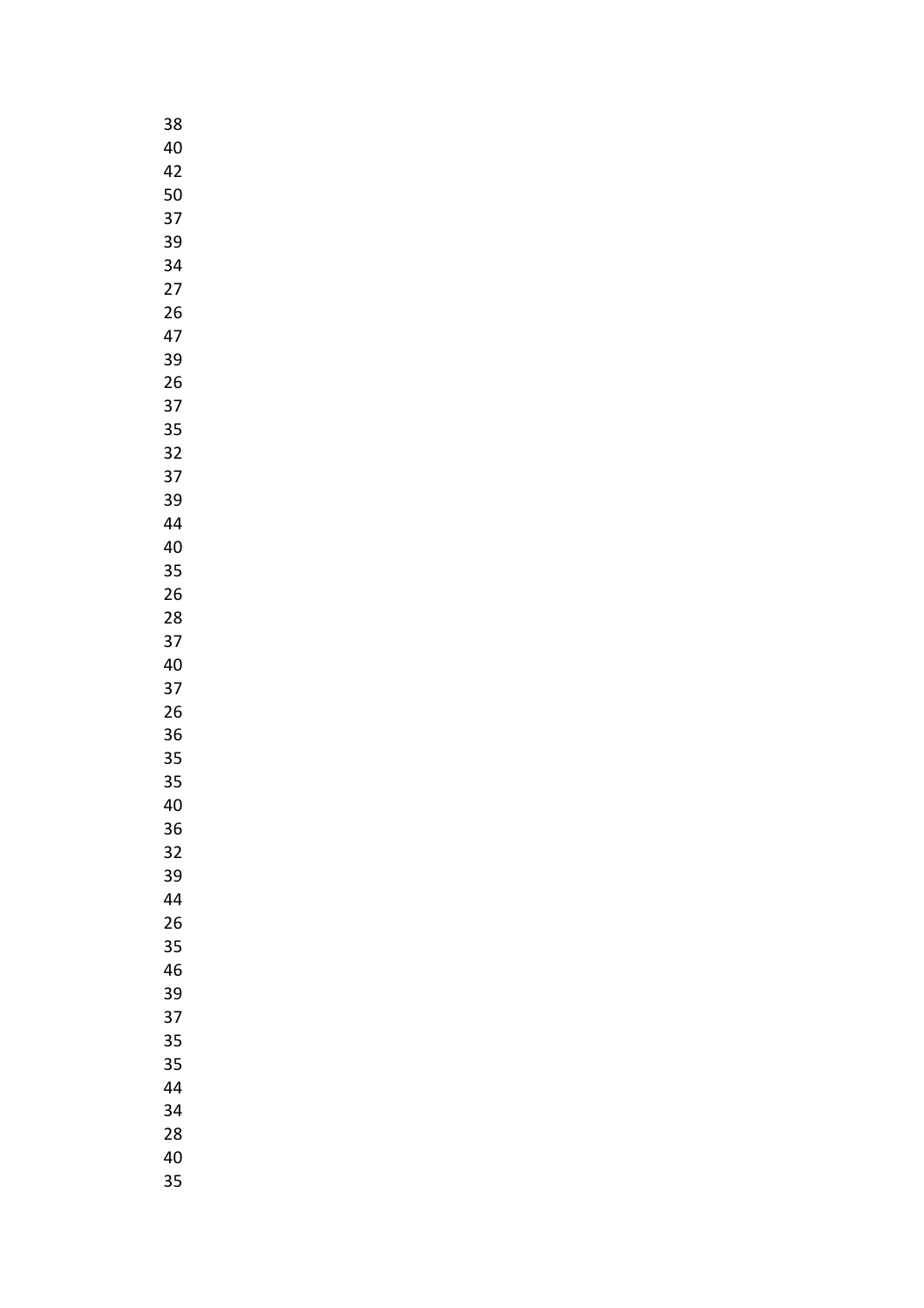38
40
42
50
37
39
34
27
26
47
39
26
37
35
32
37
39
44
40
35
26
28
37
40
37
26
36
35
35
40
36
32
39
44
26
35
46
39
37
35
35
44
34
28
40
35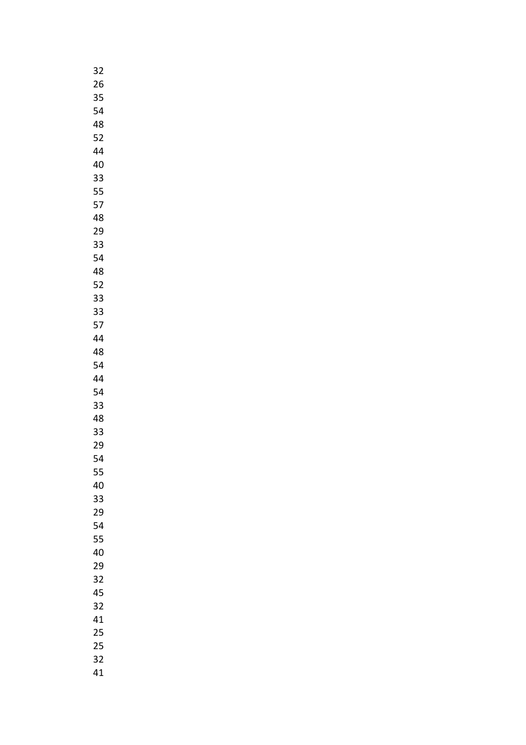32
26
35
54
48
52
44
40
33
55
57
48
29
33
54
48
52
33
33
57
44
48
54
44
54
33
48
33
29
54
55
40
33
29
54
55
40
29
32
45
32
41
25
25
32
41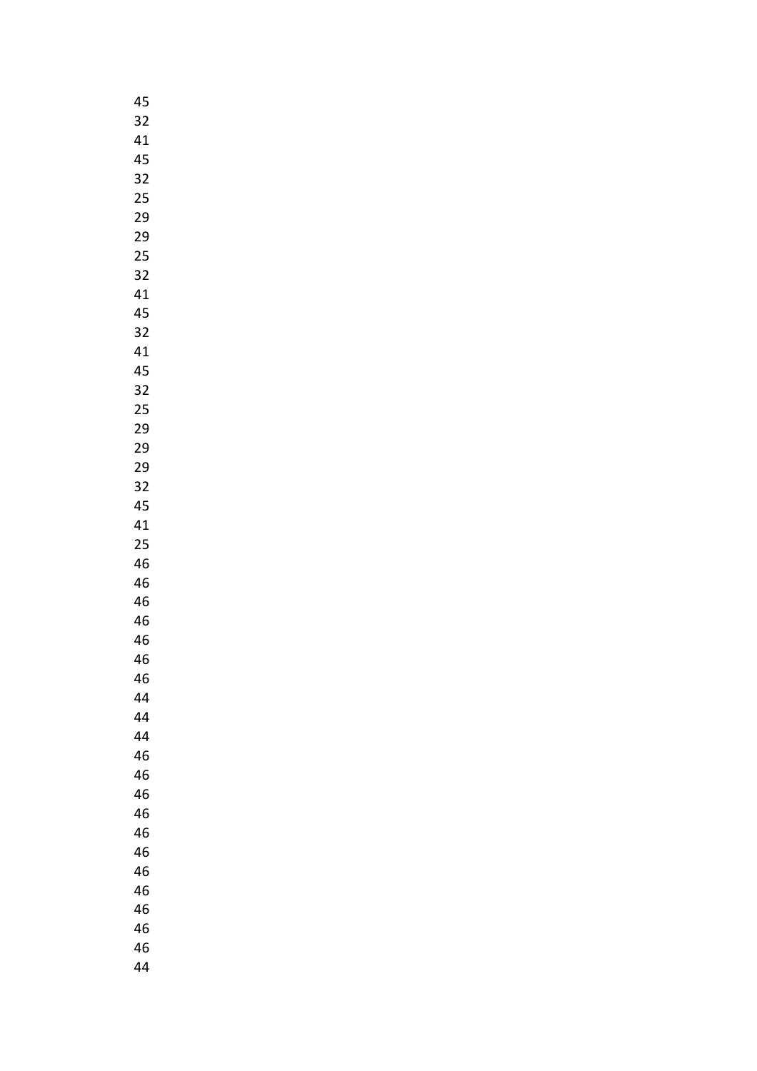45
32
41
45
32
25
29
29
25
32
41
45
32
41
45
32
25
29
29
29
32
45
41
25
46
46
46
46
46
46
46
44
44
44
46
46
46
46
46
46
46
46
46
46
46
44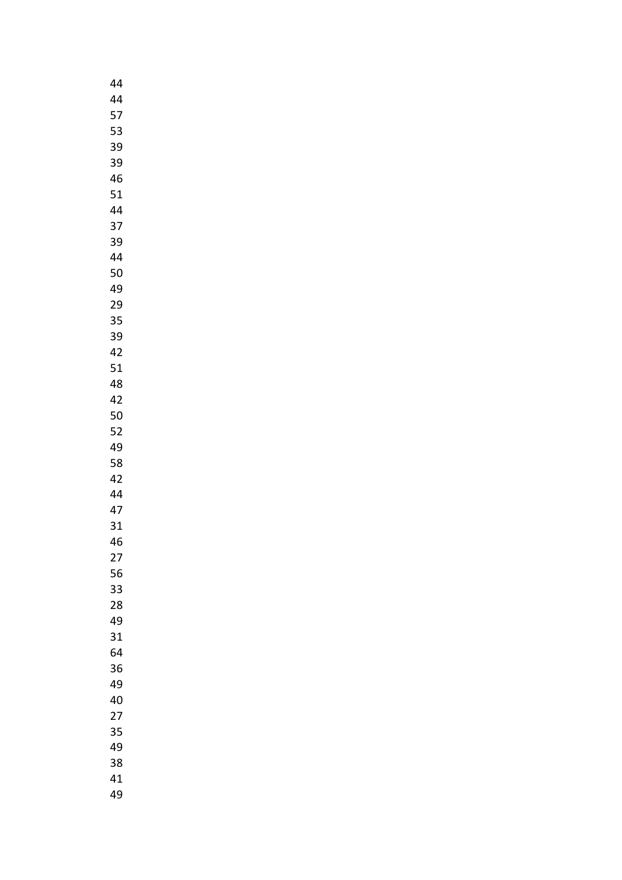44
44
57
53
39
39
46
51
44
37
39
44
50
49
29
35
39
42
51
48
42
50
52
49
58
42
44
47
31
46
27
56
33
28
49
31
64
36
49
40
27
35
49
38
41
49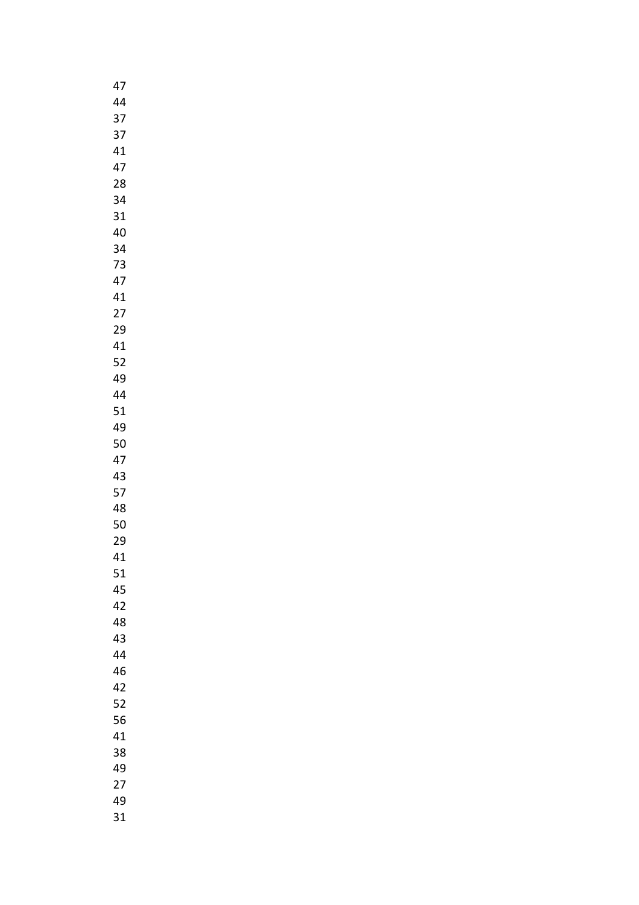47
44
37
37
41
47
28
34
31
40
34
73
47
41
27
29
41
52
49
44
51
49
50
47
43
57
48
50
29
41
51
45
42
48
43
44
46
42
52
56
41
38
49
27
49
31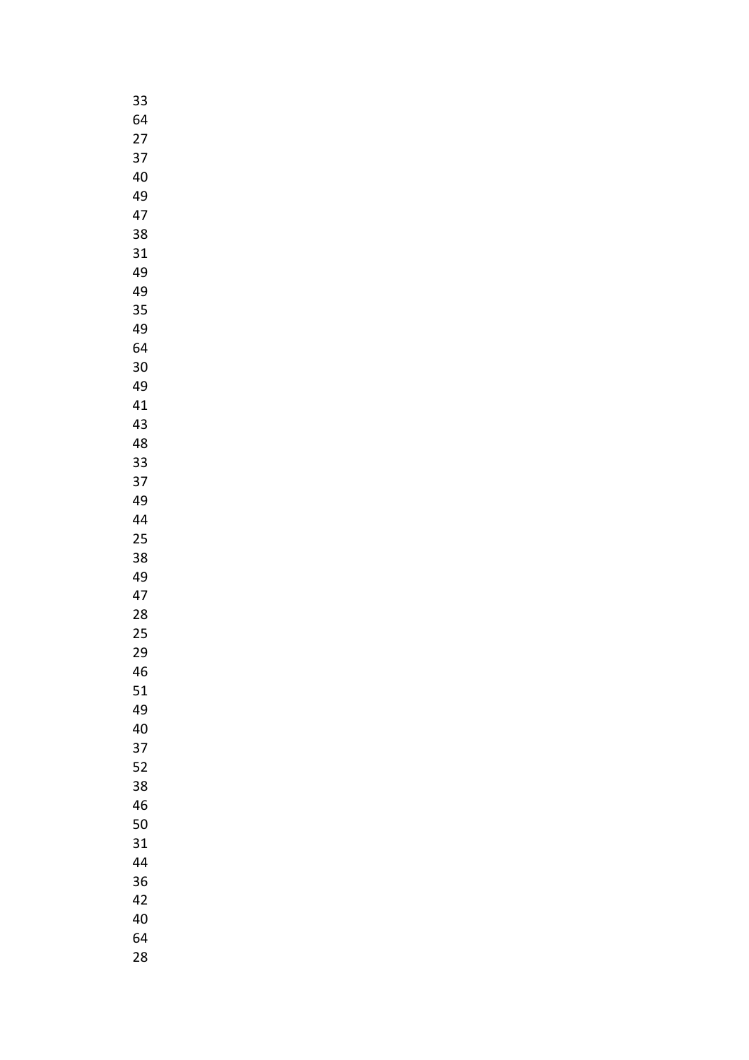33
64
27
37
40
49
47
38
31
49
49
35
49
64
30
49
41
43
48
33
37
49
44
25
38
49
47
28
25
29
46
51
49
40
37
52
38
46
50
31
44
36
42
40
64
28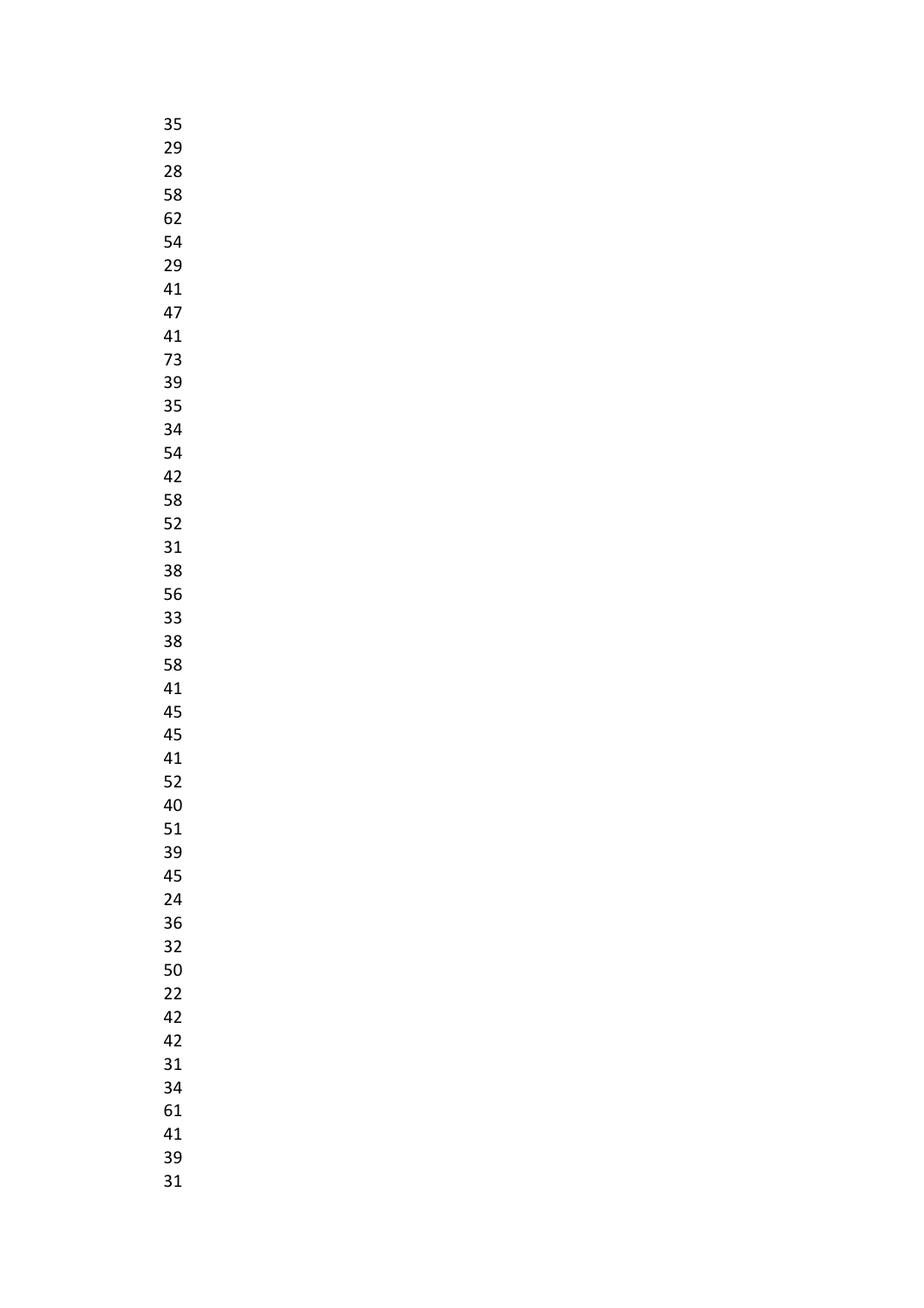35
29
28
58
62
54
29
41
47
41
73
39
35
34
54
42
58
52
31
38
56
33
38
58
41
45
45
41
52
40
51
39
45
24
36
32
50
22
42
42
31
34
61
41
39
31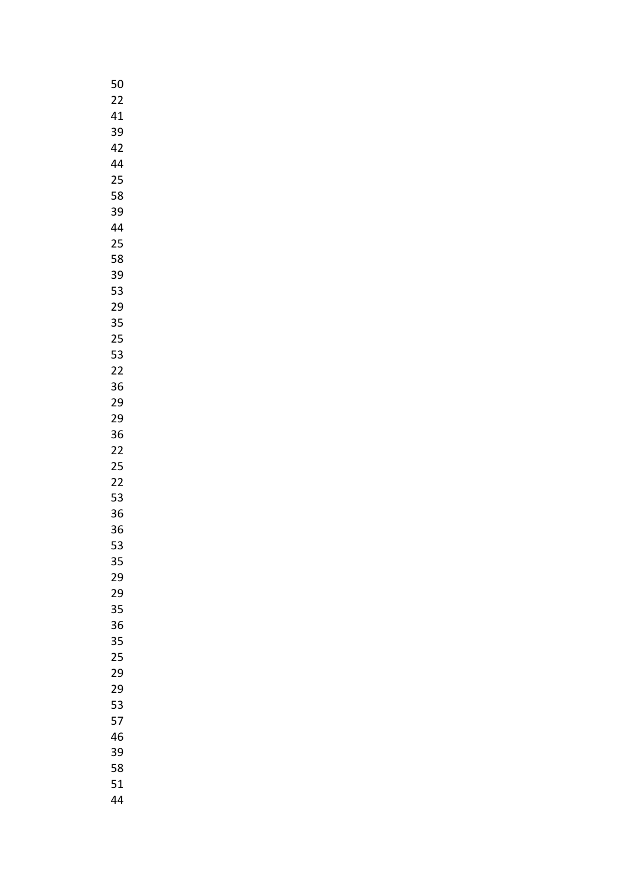50
22
41
39
42
44
25
58
39
44
25
58
39
53
29
35
25
53
22
36
29
29
36
22
25
22
53
36
36
53
35
29
29
35
36
35
25
29
29
53
57
46
39
58
51
44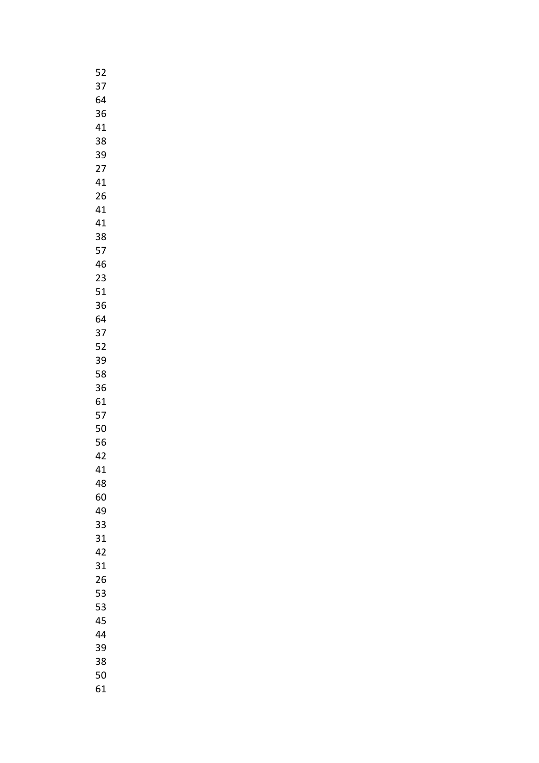52
37
64
36
41
38
39
27
41
26
41
41
38
57
46
23
51
36
64
37
52
39
58
36
61
57
50
56
42
41
48
60
49
33
31
42
31
26
53
53
45
44
39
38
50
61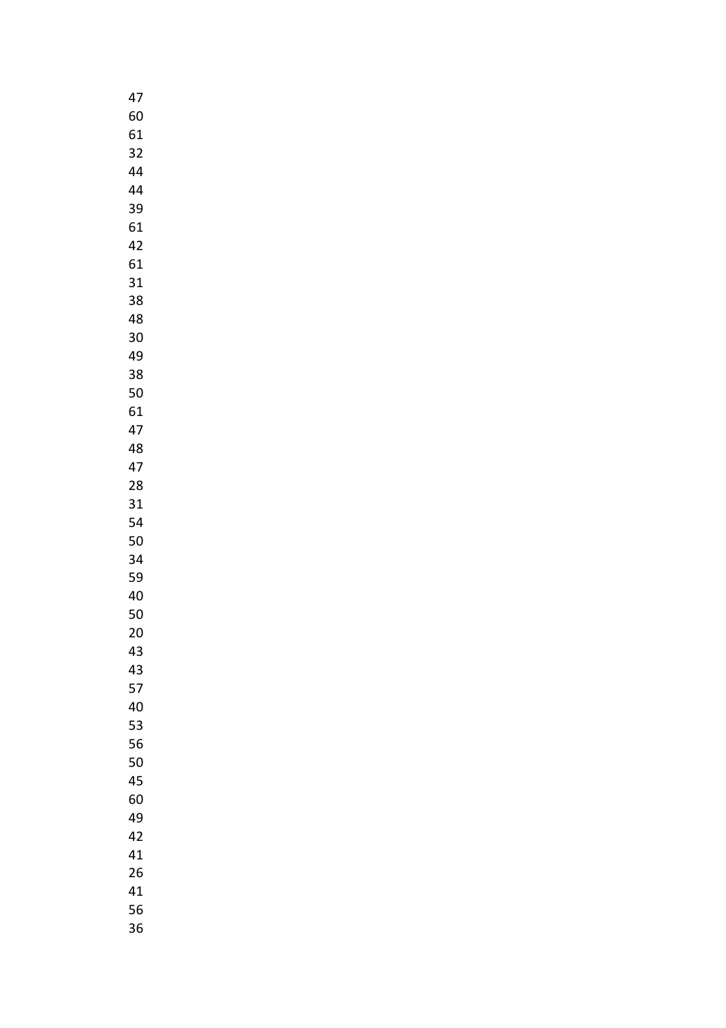47
60
61
32
44
44
39
61
42
61
31
38
48
30
49
38
50
61
47
48
47
28
31
54
50
34
59
40
50
20
43
43
57
40
53
56
50
45
60
49
42
41
26
41
56
36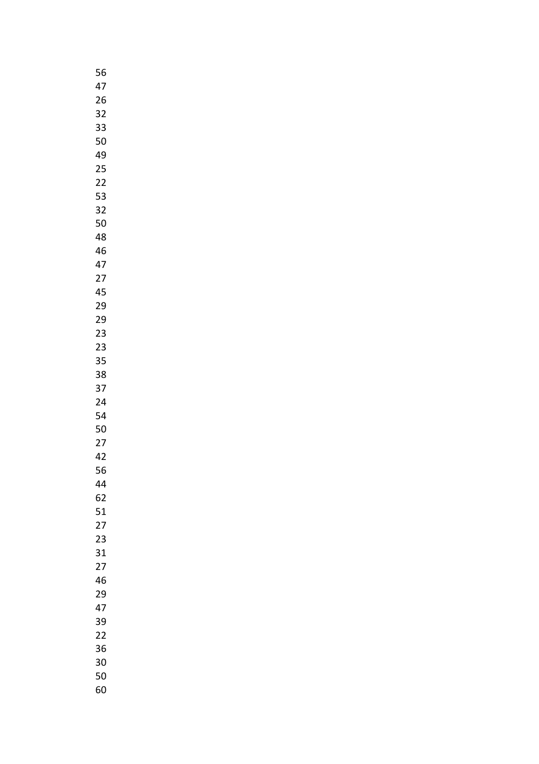56
47
26
32
33
50
49
25
22
53
32
50
48
46
47
27
45
29
29
23
23
35
38
37
24
54
50
27
42
56
44
62
51
27
23
31
27
46
29
47
39
22
36
30
50
60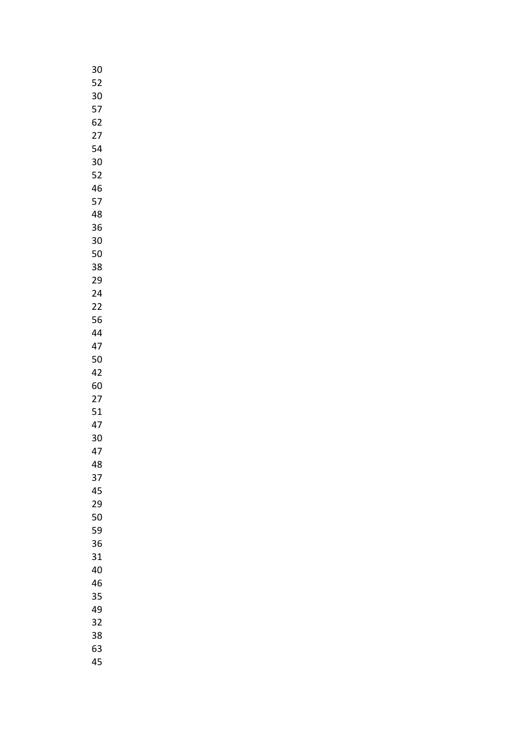30
52
30
57
62
27
54
30
52
46
57
48
36
30
50
38
29
24
22
56
44
47
50
42
60
27
51
47
30
47
48
37
45
29
50
59
36
31
40
46
35
49
32
38
63
45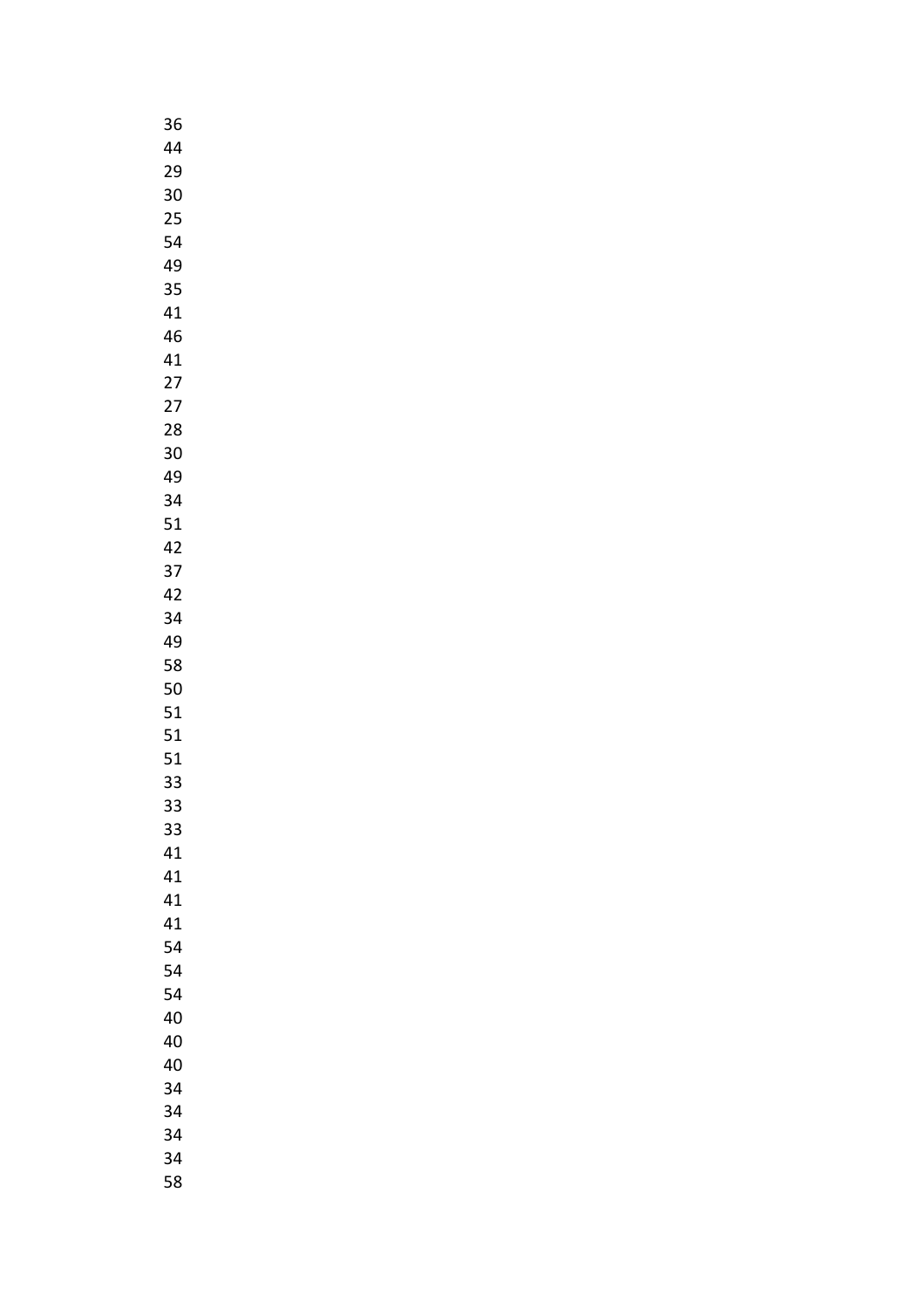36
44
29
30
25
54
49
35
41
46
41
27
27
28
30
49
34
51
42
37
42
34
49
58
50
51
51
51
33
33
33
41
41
41
41
54
54
54
40
40
40
34
34
34
34
58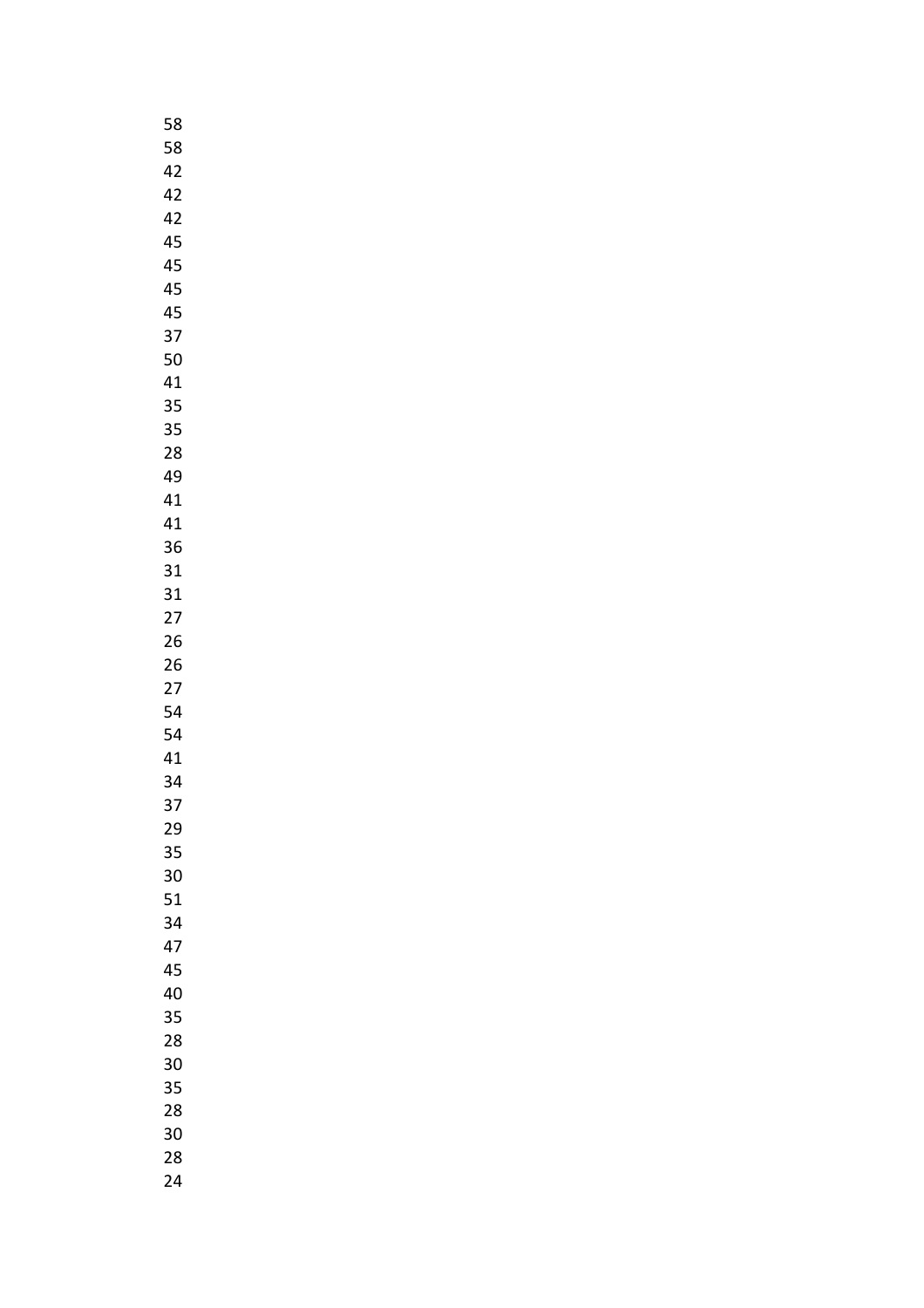58
58
42
42
42
45
45
45
45
37
50
41
35
35
28
49
41
41
36
31
31
27
26
26
27
54
54
41
34
37
29
35
30
51
34
47
45
40
35
28
30
35
28
30
28
24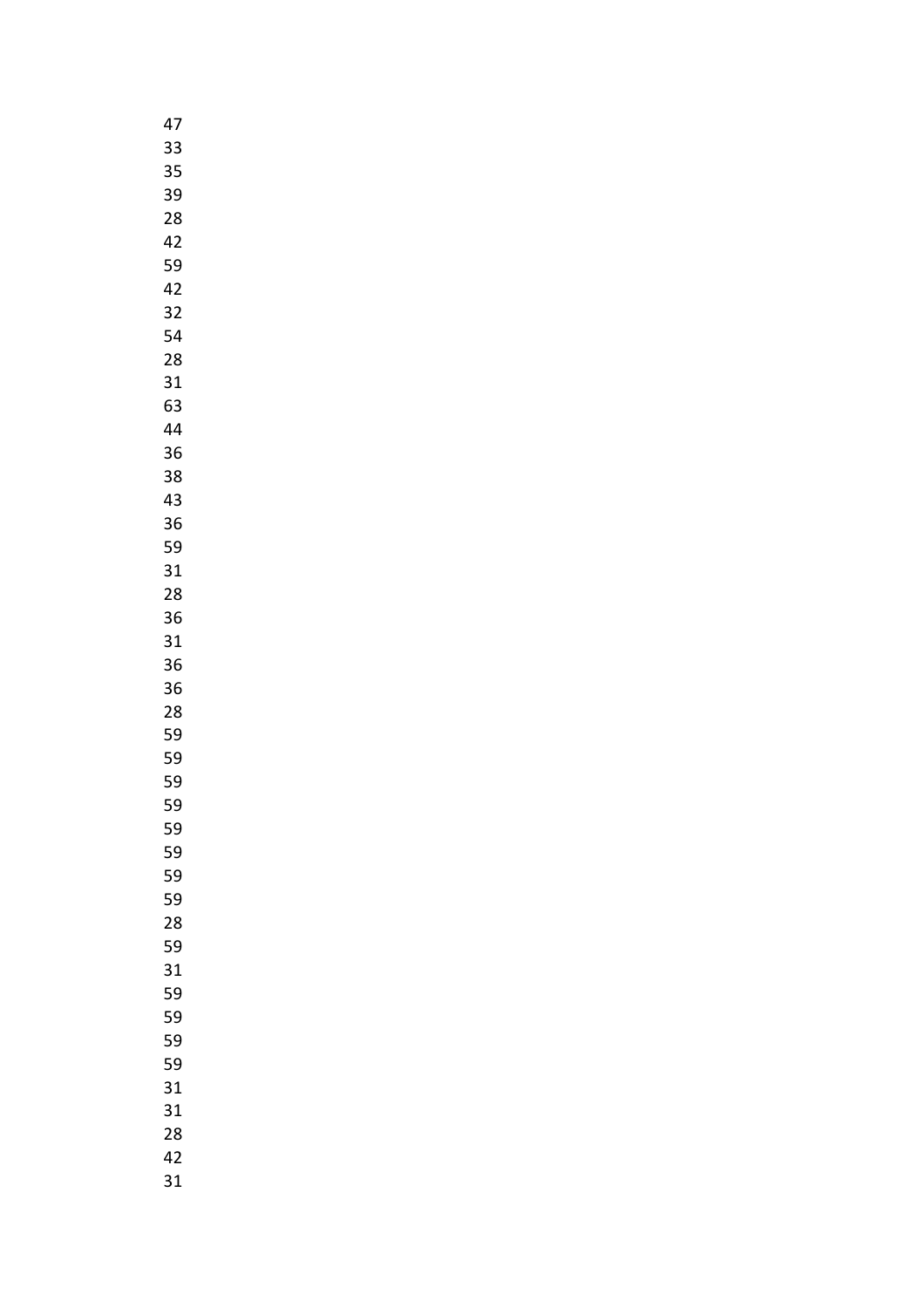47
33
35
39
28
42
59
42
32
54
28
31
63
44
36
38
43
36
59
31
28
36
31
36
36
28
59
59
59
59
59
59
59
59
28
59
31
59
59
59
59
31
31
28
42
31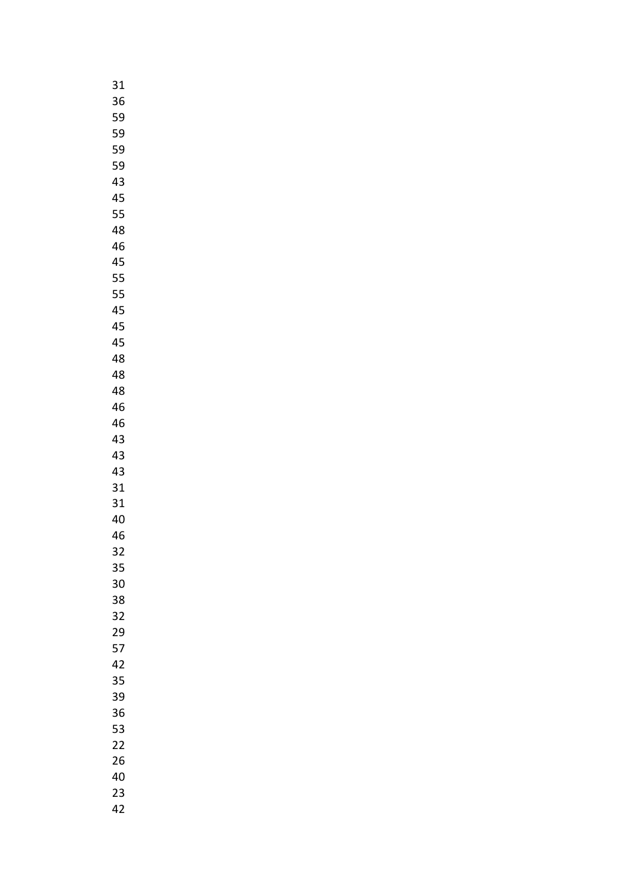31
36
59
59
59
59
43
45
55
48
46
45
55
55
45
45
45
48
48
48
46
46
43
43
43
31
31
40
46
32
35
30
38
32
29
57
42
35
39
36
53
22
26
40
23
42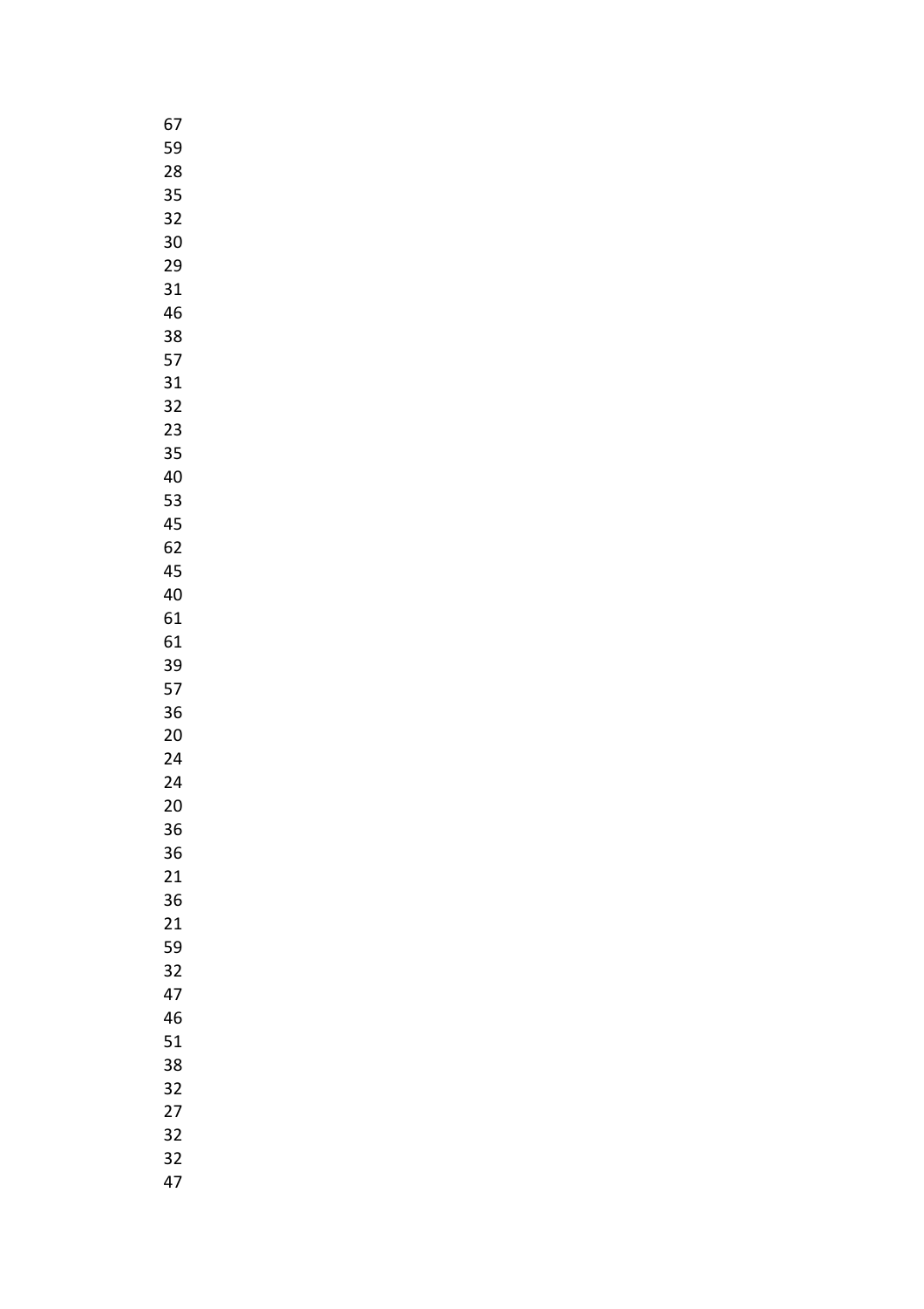67
59
28
35
32
30
29
31
46
38
57
31
32
23
35
40
53
45
62
45
40
61
61
39
57
36
20
24
24
20
36
36
21
36
21
59
32
47
46
51
38
32
27
32
32
47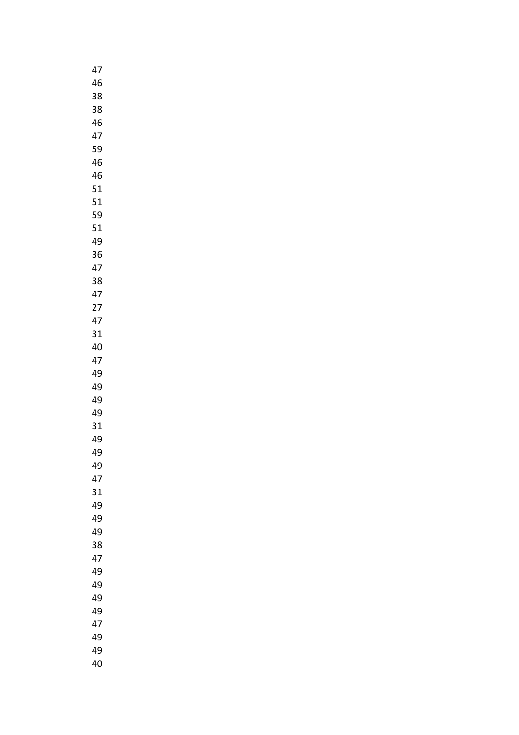47
46
38
38
46
47
59
46
46
51
51
59
51
49
36
47
38
47
27
47
31
40
47
49
49
49
49
31
49
49
49
47
31
49
49
49
38
47
49
49
49
49
47
49
49
40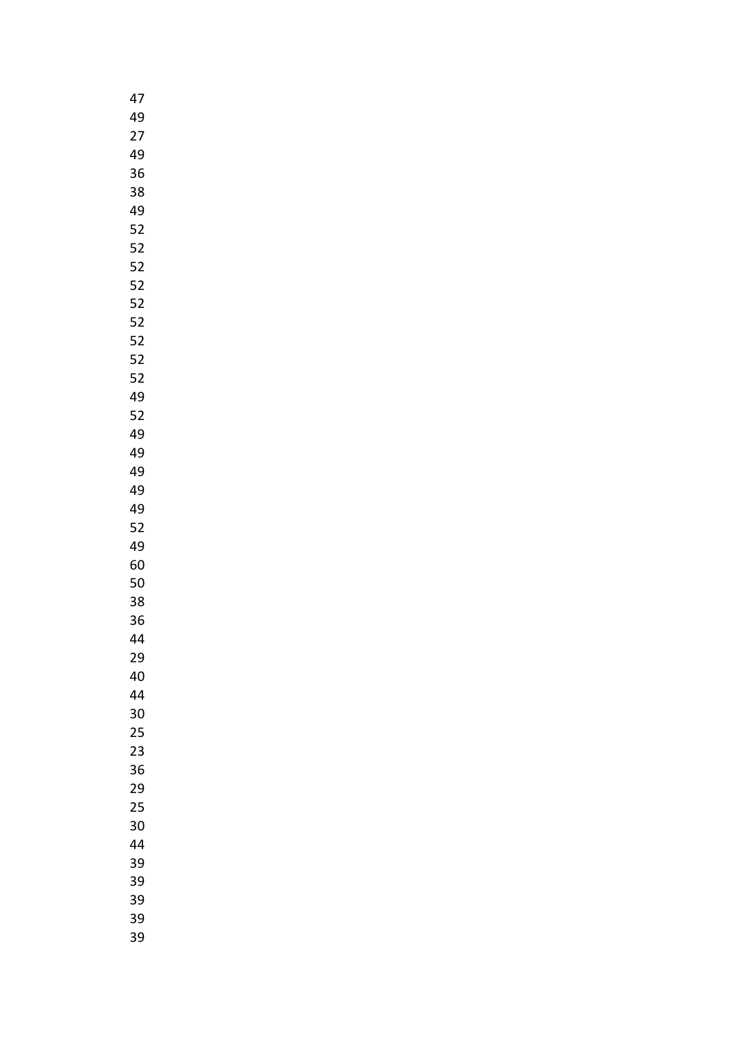47
49
27
49
36
38
49
52
52
52
52
52
52
52
52
52
49
52
49
49
49
49
49
52
49
60
50
38
36
44
29
40
44
30
25
23
36
29
25
30
44
39
39
39
39
39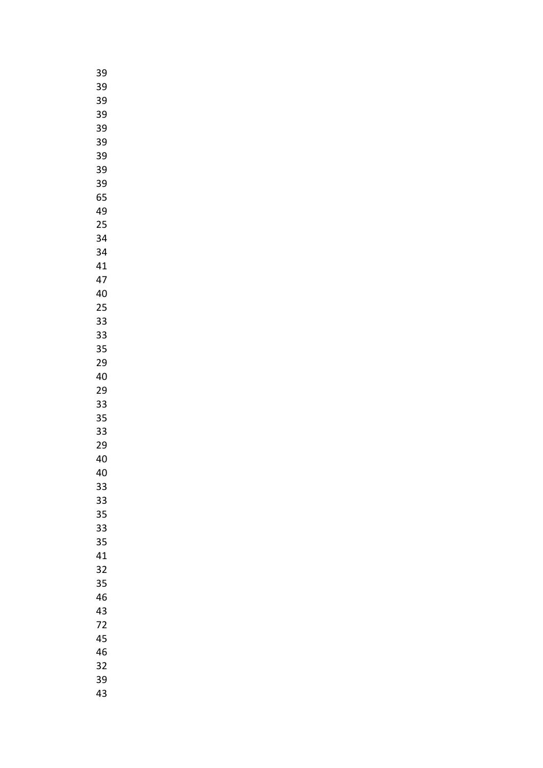39
39
39
39
39
39
39
39
39
65
49
25
34
34
41
47
40
25
33
33
35
29
40
29
33
35
33
29
40
40
33
33
35
33
35
41
32
35
46
43
72
45
46
32
39
43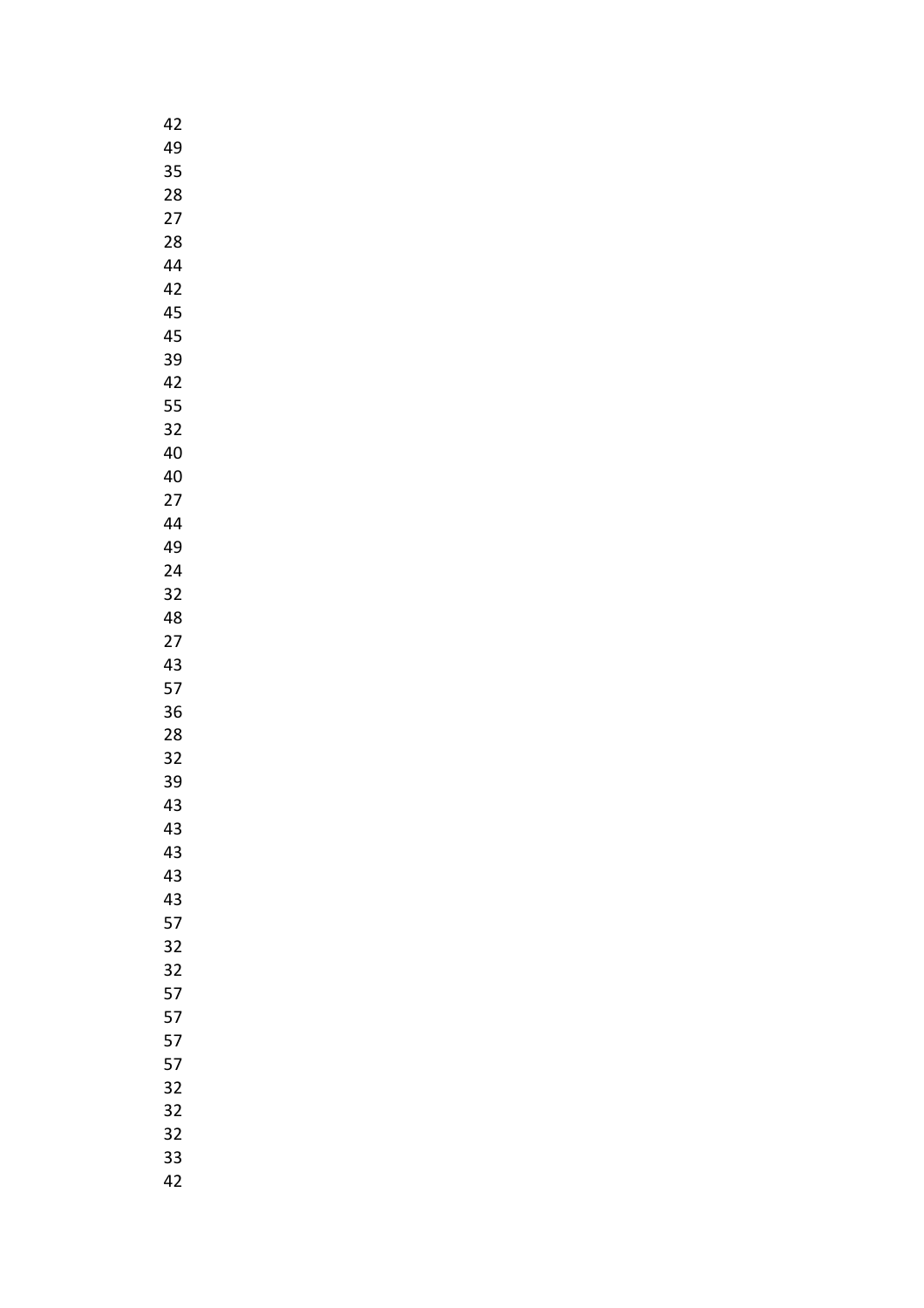42
49
35
28
27
28
44
42
45
45
39
42
55
32
40
40
27
44
49
24
32
48
27
43
57
36
28
32
39
43
43
43
43
43
57
32
32
57
57
57
57
32
32
32
33
42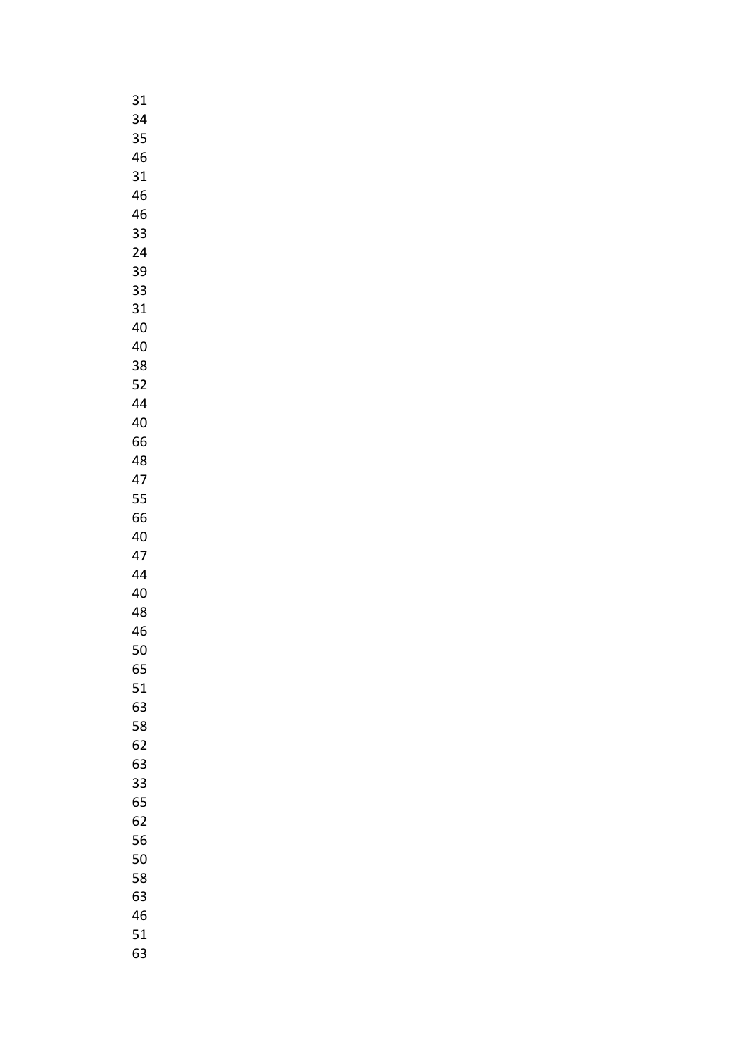31
34
35
46
31
46
46
33
24
39
33
31
40
40
38
52
44
40
66
48
47
55
66
40
47
44
40
48
46
50
65
51
63
58
62
63
33
65
62
56
50
58
63
46
51
63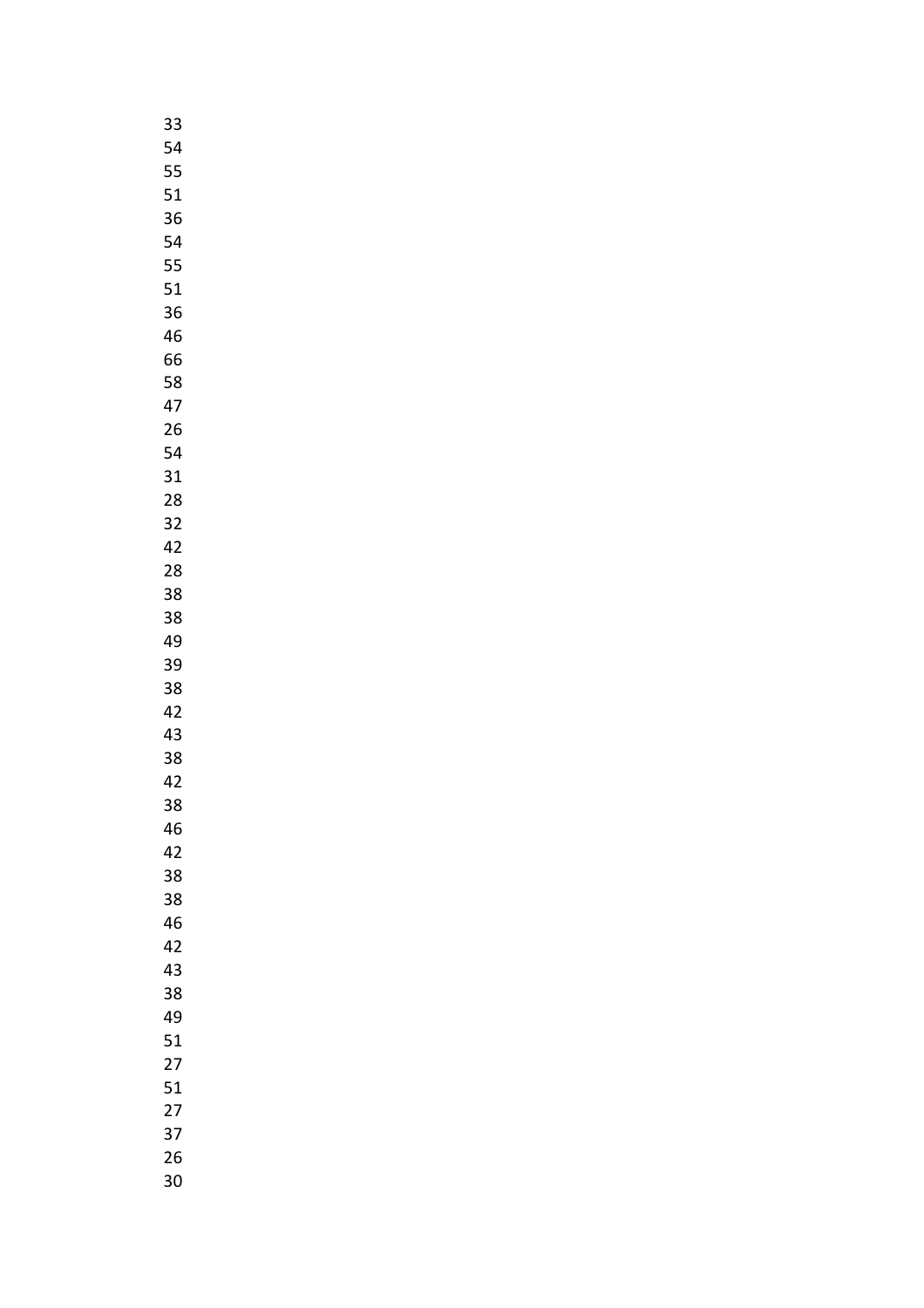33
54
55
51
36
54
55
51
36
46
66
58
47
26
54
31
28
32
42
28
38
38
49
39
38
42
43
38
42
38
46
42
38
38
46
42
43
38
49
51
27
51
27
37
26
30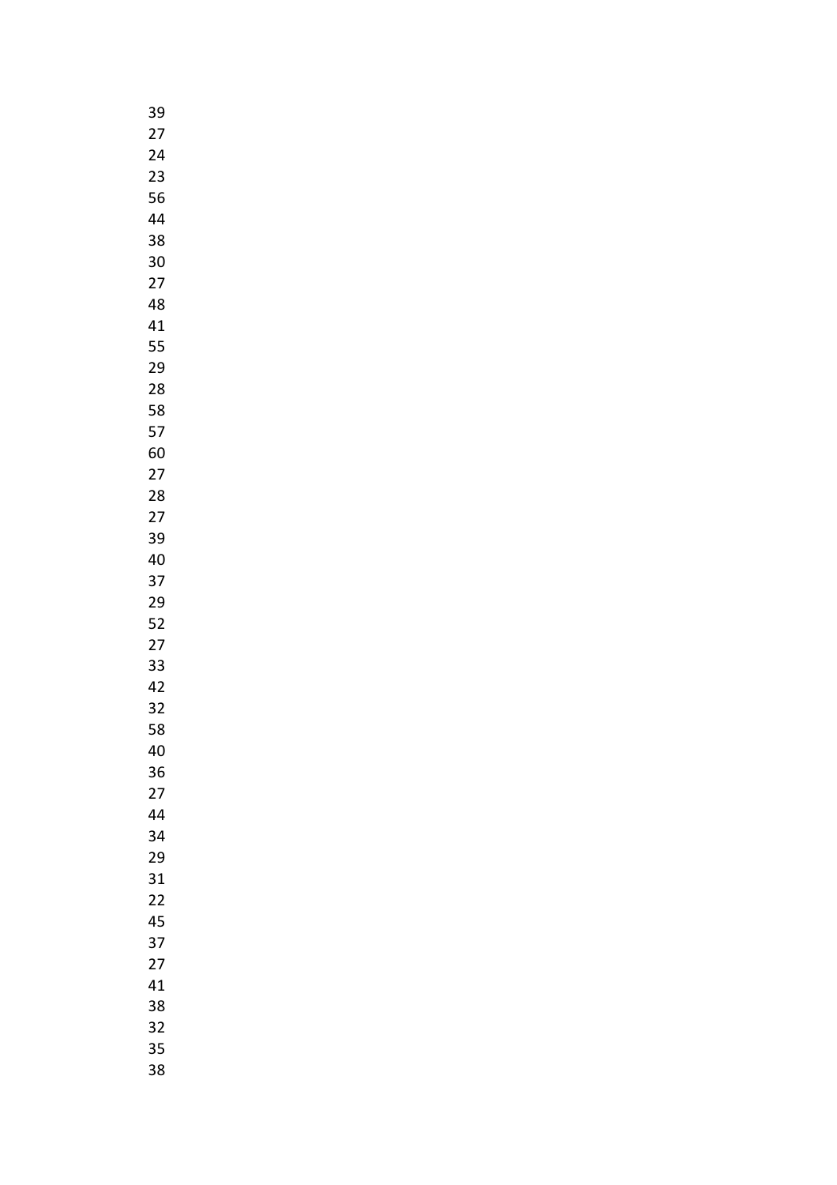39
27
24
23
56
44
38
30
27
48
41
55
29
28
58
57
60
27
28
27
39
40
37
29
52
27
33
42
32
58
40
36
27
44
34
29
31
22
45
37
27
41
38
32
35
38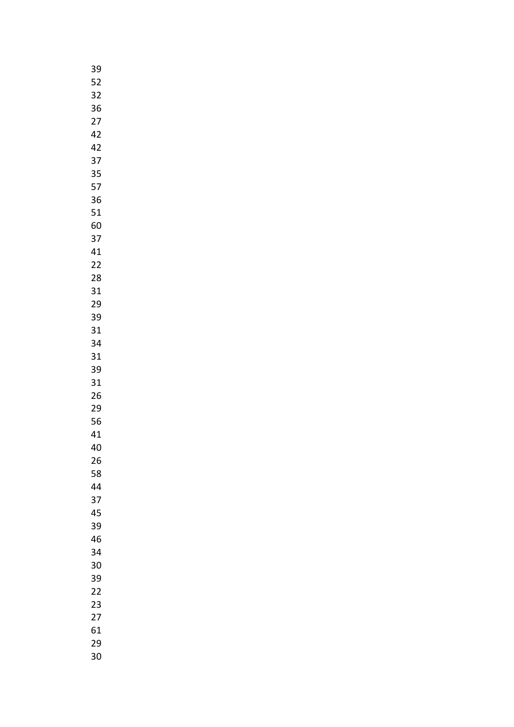39
52
32
36
27
42
42
37
35
57
36
51
60
37
41
22
28
31
29
39
31
34
31
39
31
26
29
56
41
40
26
58
44
37
45
39
46
34
30
39
22
23
27
61
29
30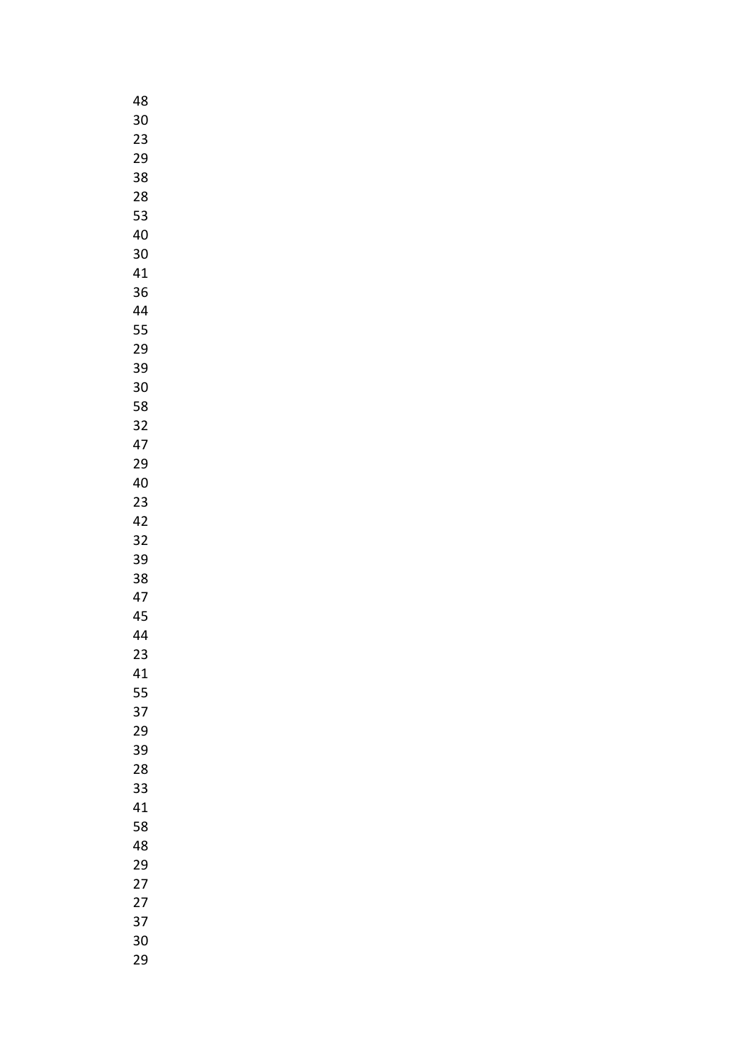48
30
23
29
38
28
53
40
30
41
36
44
55
29
39
30
58
32
47
29
40
23
42
32
39
38
47
45
44
23
41
55
37
29
39
28
33
41
58
48
29
27
27
37
30
29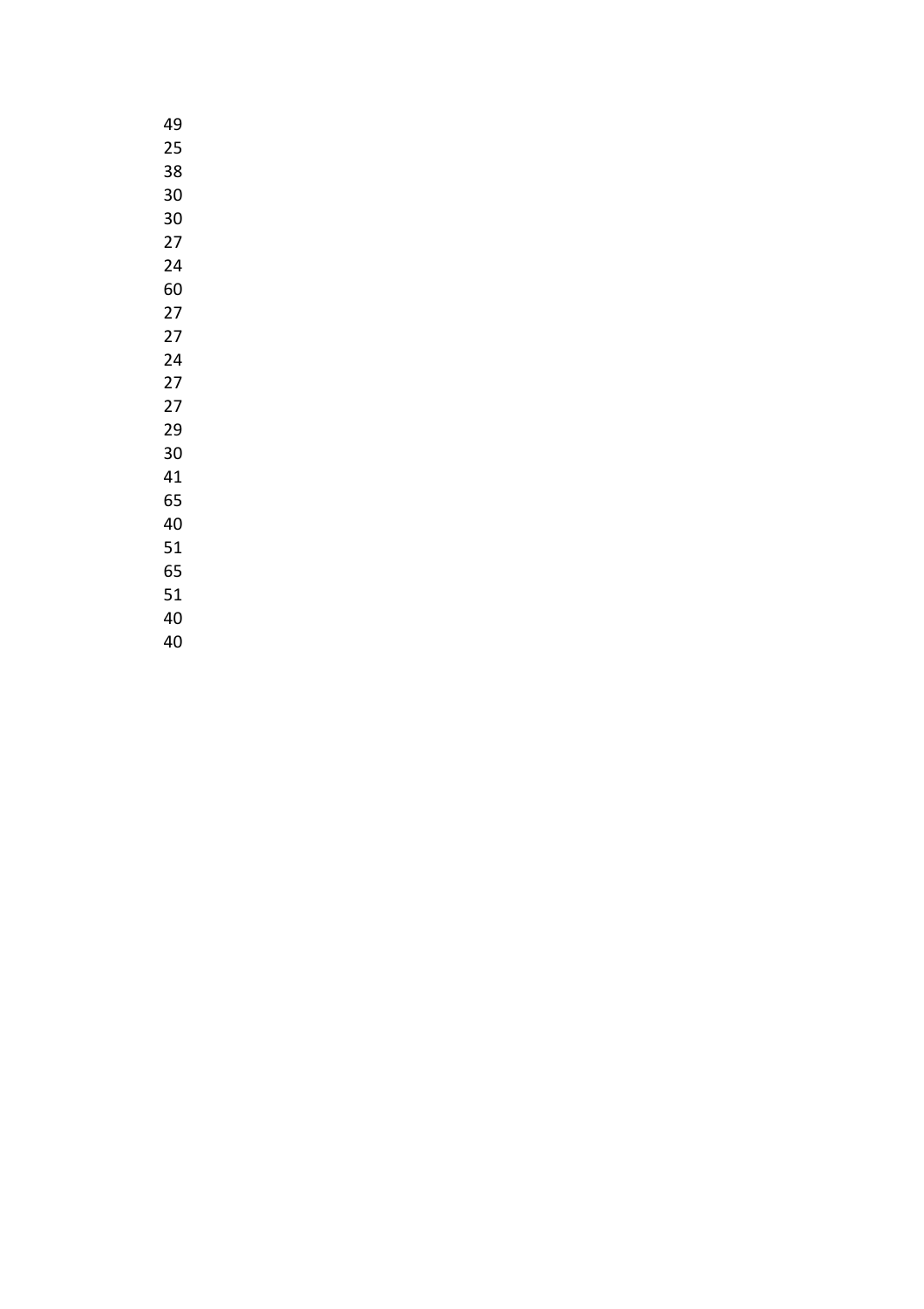49
25
38
30
30
27
24
60
27
27
24
27
27
29
30
41
65
40
51
65
51
40
40